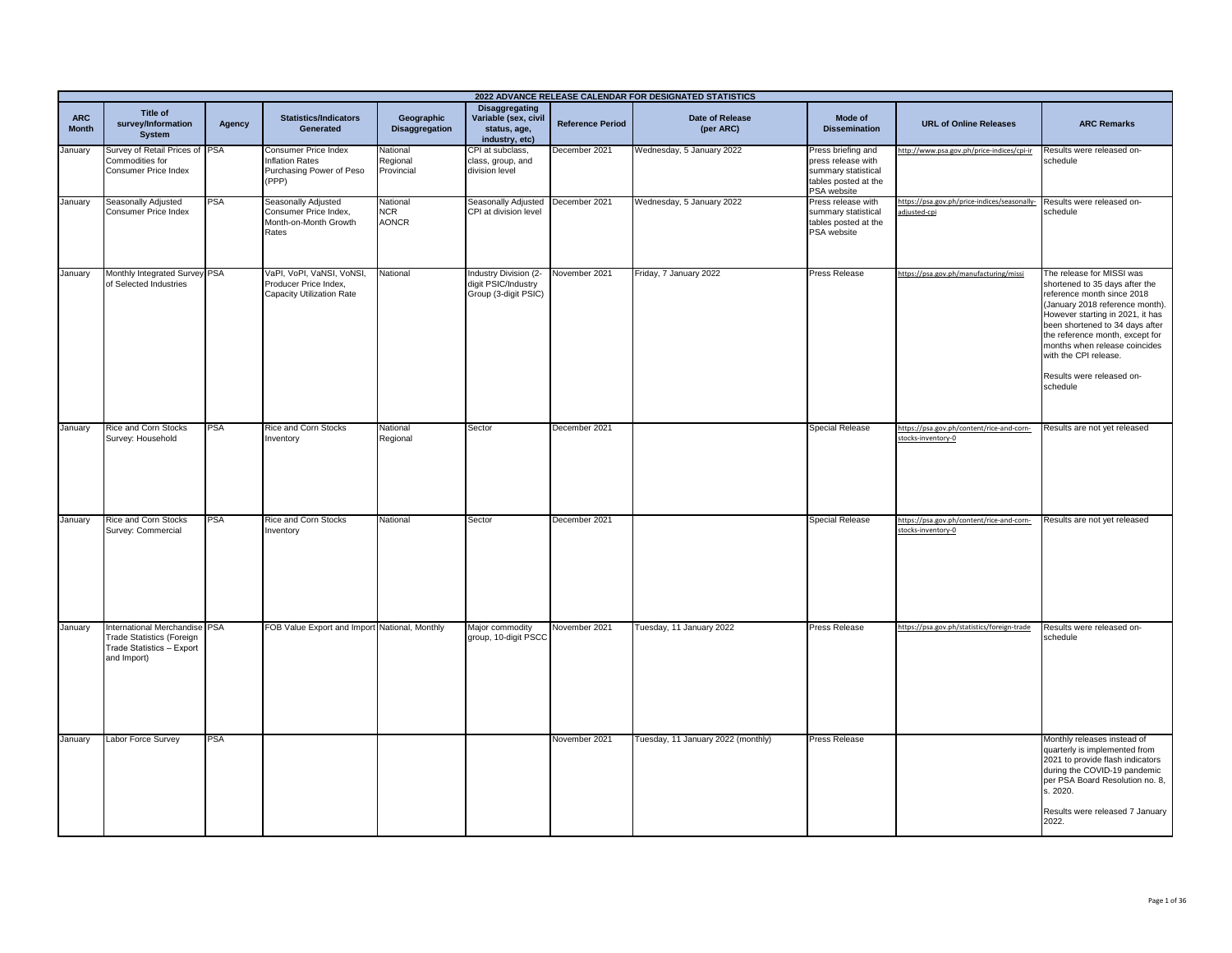| 2022 ADVANCE RELEASE CALENDAR FOR DESIGNATED STATISTICS | | | | | | | | | | |
|---|---|---|---|---|---|---|---|---|---|---|
| **ARC Month** | **Title of survey/Information System** | **Agency** | **Statistics/Indicators Generated** | **Geographic Disaggregation** | **Disaggregating Variable (sex, civil status, age, industry, etc)** | **Reference Period** | **Date of Release (per ARC)** | **Mode of Dissemination** | **URL of Online Releases** | **ARC Remarks** |
| January | Survey of Retail Prices of Commodities for Consumer Price Index | PSA | Consumer Price Index<br>Inflation Rates<br>Purchasing Power of Peso (PPP) | National<br>Regional<br>Provincial | CPI at subclass, class, group, and division level | December 2021 | Wednesday, 5 January 2022 | Press briefing and press release with summary statistical tables posted at the PSA website | http://www.psa.gov.ph/price-indices/cpi-ir | Results were released on-schedule |
| January | Seasonally Adjusted Consumer Price Index | PSA | Seasonally Adjusted Consumer Price Index, Month-on-Month Growth Rates | National<br>NCR<br>AONCR | Seasonally Adjusted CPI at division level | December 2021 | Wednesday, 5 January 2022 | Press release with summary statistical tables posted at the PSA website | https://psa.gov.ph/price-indices/seasonally-adjusted-cpi | Results were released on-schedule |
| January | Monthly Integrated Survey of Selected Industries | PSA | VaPI, VoPI, VaNSI, VoNSI, Producer Price Index, Capacity Utilization Rate | National | Industry Division (2-digit PSIC/Industry Group (3-digit PSIC) | November 2021 | Friday, 7 January 2022 | Press Release | https://psa.gov.ph/manufacturing/missi | The release for MISSI was shortened to 35 days after the reference month since 2018 (January 2018 reference month). However starting in 2021, it has been shortened to 34 days after the reference month, except for months when release coincides with the CPI release.<br><br>Results were released on-schedule |
| January | Rice and Corn Stocks Survey: Household | PSA | Rice and Corn Stocks Inventory | National<br>Regional | Sector | December 2021 | | Special Release | https://psa.gov.ph/content/rice-and-corn-stocks-inventory-0 | Results are not yet released |
| January | Rice and Corn Stocks Survey: Commercial | PSA | Rice and Corn Stocks Inventory | National | Sector | December 2021 | | Special Release | https://psa.gov.ph/content/rice-and-corn-stocks-inventory-0 | Results are not yet released |
| January | International Merchandise Trade Statistics (Foreign Trade Statistics – Export and Import) | PSA | FOB Value Export and Import | National, Monthly | Major commodity group, 10-digit PSCC | November 2021 | Tuesday, 11 January 2022 | Press Release | https://psa.gov.ph/statistics/foreign-trade | Results were released on-schedule |
| January | Labor Force Survey | PSA | | | | November 2021 | Tuesday, 11 January 2022 (monthly) | Press Release | | Monthly releases instead of quarterly is implemented from 2021 to provide flash indicators during the COVID-19 pandemic per PSA Board Resolution no. 8, s. 2020.<br><br>Results were released 7 January 2022. |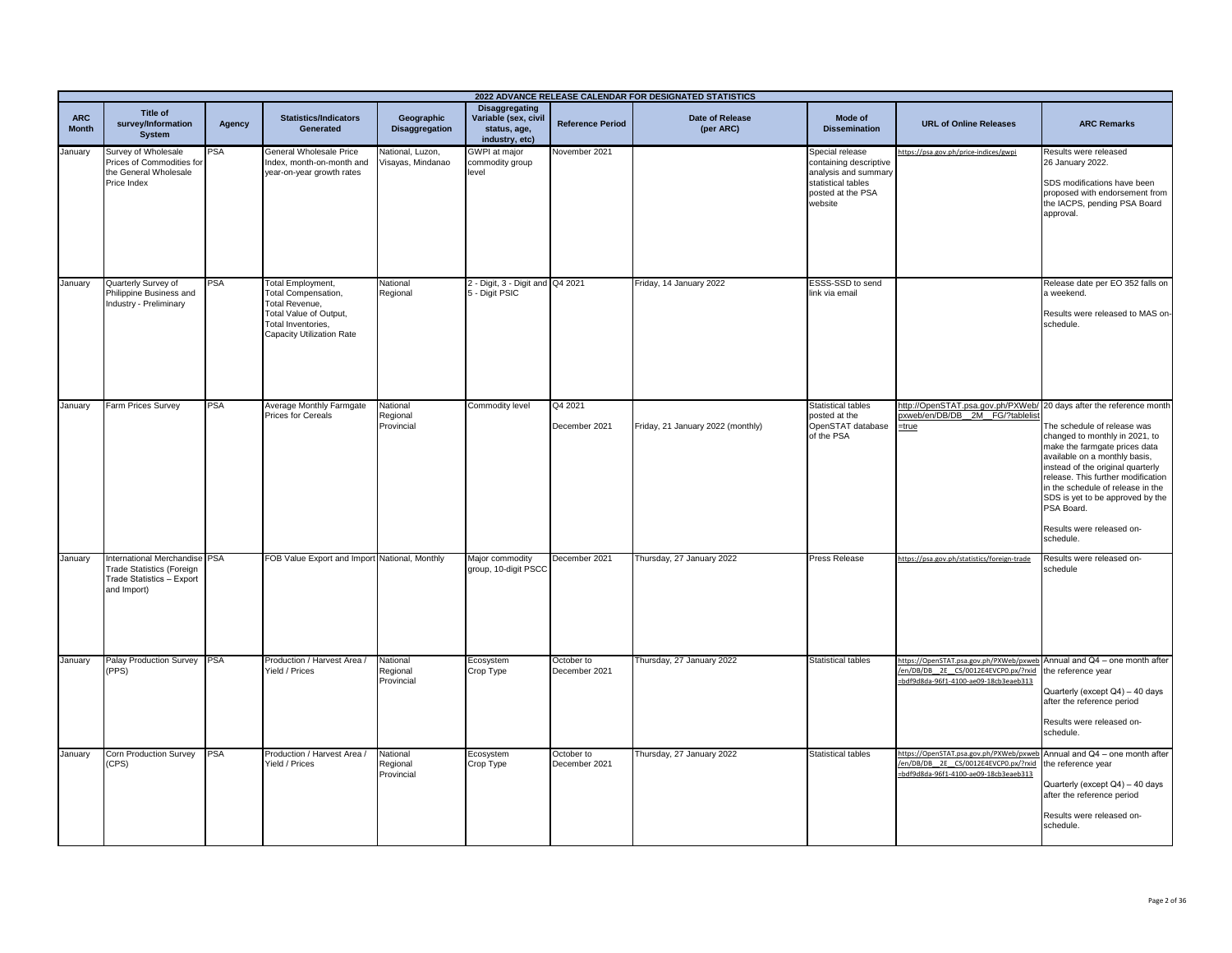| 2022 ADVANCE RELEASE CALENDAR FOR DESIGNATED STATISTICS | | | | | | | | | | |
|---|---|---|---|---|---|---|---|---|---|---|
| **ARC Month** | **Title of survey/Information System** | **Agency** | **Statistics/Indicators Generated** | **Geographic Disaggregation** | **Disaggregating Variable (sex, civil status, age, industry, etc)** | **Reference Period** | **Date of Release (per ARC)** | **Mode of Dissemination** | **URL of Online Releases** | **ARC Remarks** |
| January | Survey of Wholesale Prices of Commodities for the General Wholesale Price Index | PSA | General Wholesale Price Index, month-on-month and year-on-year growth rates | National, Luzon, Visayas, Mindanao | GWPI at major commodity group level | November 2021 | | Special release containing descriptive analysis and summary statistical tables posted at the PSA website | https://psa.gov.ph/price-indices/gwpi | Results were released 26 January 2022.<br><br>SDS modifications have been proposed with endorsement from the IACPS, pending PSA Board approval. |
| January | Quarterly Survey of Philippine Business and Industry - Preliminary | PSA | Total Employment, Total Compensation, Total Revenue, Total Value of Output, Total Inventories, Capacity Utilization Rate | National Regional | 2 - Digit, 3 - Digit and 5 - Digit PSIC | Q4 2021 | Friday, 14 January 2022 | ESSS-SSD to send link via email | | Release date per EO 352 falls on a weekend.<br><br>Results were released to MAS on-schedule. |
| January | Farm Prices Survey | PSA | Average Monthly Farmgate Prices for Cereals | National Regional Provincial | Commodity level | Q4 2021<br><br>December 2021 | Friday, 21 January 2022 (monthly) | Statistical tables posted at the OpenSTAT database of the PSA | http://OpenSTAT.psa.gov.ph/PXWeb/pxweb/en/DB/DB__2M__FG/?tablelist=true | 20 days after the reference month<br><br>The schedule of release was changed to monthly in 2021, to make the farmgate prices data available on a monthly basis, instead of the original quarterly release. This further modification in the schedule of release in the SDS is yet to be approved by the PSA Board.<br><br>Results were released on-schedule. |
| January | International Merchandise Trade Statistics (Foreign Trade Statistics – Export and Import) | PSA | FOB Value Export and Import | National, Monthly | Major commodity group, 10-digit PSCC | December 2021 | Thursday, 27 January 2022 | Press Release | https://psa.gov.ph/statistics/foreign-trade | Results were released on-schedule |
| January | Palay Production Survey (PPS) | PSA | Production / Harvest Area / Yield / Prices | National Regional Provincial | Ecosystem Crop Type | October to December 2021 | Thursday, 27 January 2022 | Statistical tables | https://OpenSTAT.psa.gov.ph/PXWeb/pxweb/en/DB/DB__2E__CS/0012E4EVCP0.px/?rxid=bdf9d8da-96f1-4100-ae09-18cb3eaeb313 | Annual and Q4 – one month after the reference year<br><br>Quarterly (except Q4) – 40 days after the reference period<br><br>Results were released on-schedule. |
| January | Corn Production Survey (CPS) | PSA | Production / Harvest Area / Yield / Prices | National Regional Provincial | Ecosystem Crop Type | October to December 2021 | Thursday, 27 January 2022 | Statistical tables | https://OpenSTAT.psa.gov.ph/PXWeb/pxweb/en/DB/DB__2E__CS/0012E4EVCP0.px/?rxid=bdf9d8da-96f1-4100-ae09-18cb3eaeb313 | Annual and Q4 – one month after the reference year<br><br>Quarterly (except Q4) – 40 days after the reference period<br><br>Results were released on-schedule. |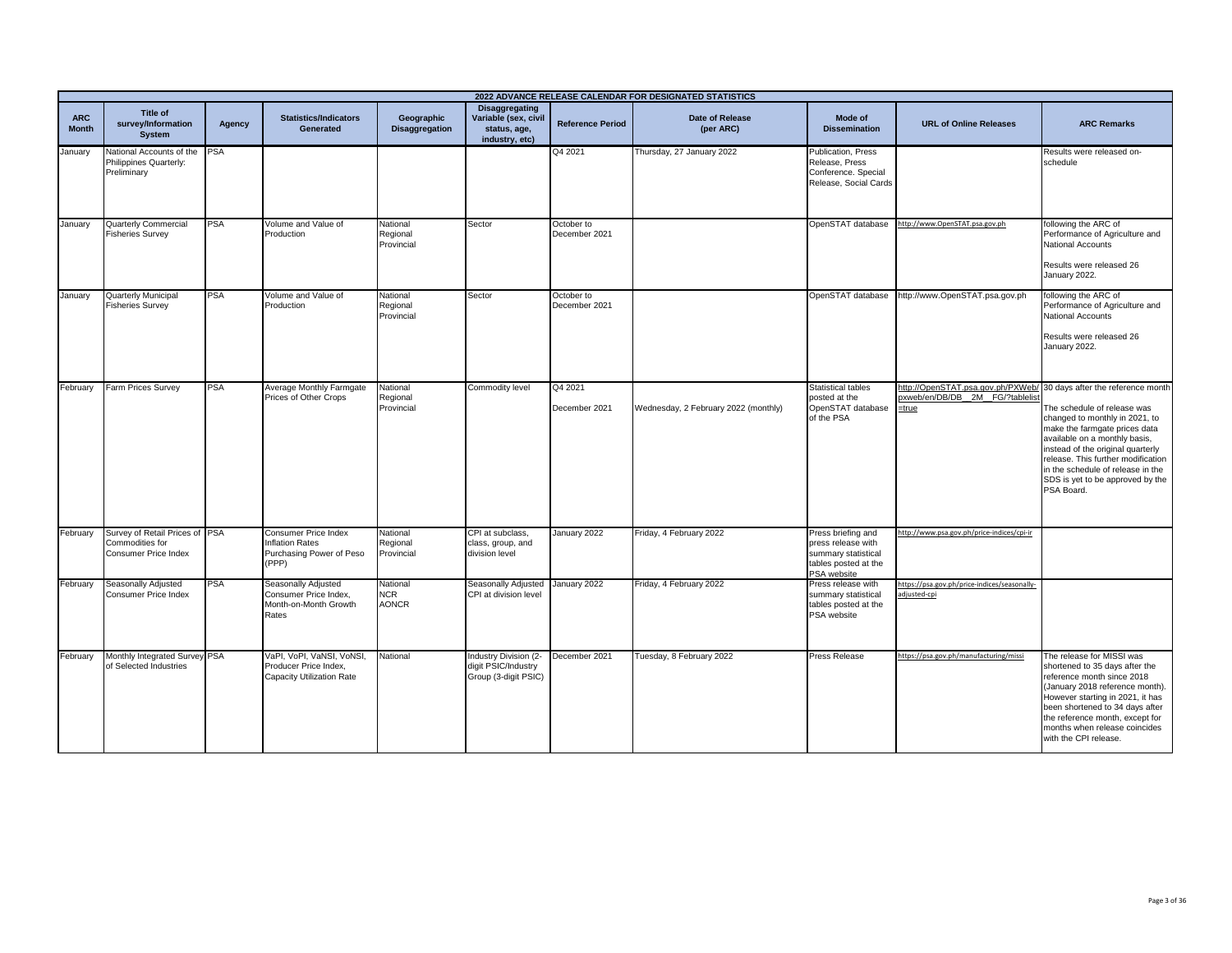| 2022 ADVANCE RELEASE CALENDAR FOR DESIGNATED STATISTICS | | | | | | | | | | |
|---|---|---|---|---|---|---|---|---|---|---|
| **ARC Month** | **Title of survey/Information System** | **Agency** | **Statistics/Indicators Generated** | **Geographic Disaggregation** | **Disaggregating Variable (sex, civil status, age, industry, etc)** | **Reference Period** | **Date of Release (per ARC)** | **Mode of Dissemination** | **URL of Online Releases** | **ARC Remarks** |
| January | National Accounts of the Philippines Quarterly: Preliminary | PSA | | | | Q4 2021 | Thursday, 27 January 2022 | Publication, Press Release, Press Conference. Special Release, Social Cards | | Results were released on-schedule |
| January | Quarterly Commercial Fisheries Survey | PSA | Volume and Value of Production | National Regional Provincial | Sector | October to December 2021 | | OpenSTAT database | http://www.OpenSTAT.psa.gov.ph | following the ARC of Performance of Agriculture and National Accounts<br><br>Results were released 26 January 2022. |
| January | Quarterly Municipal Fisheries Survey | PSA | Volume and Value of Production | National Regional Provincial | Sector | October to December 2021 | | OpenSTAT database | http://www.OpenSTAT.psa.gov.ph | following the ARC of Performance of Agriculture and National Accounts<br><br>Results were released 26 January 2022. |
| February | Farm Prices Survey | PSA | Average Monthly Farmgate Prices of Other Crops | National Regional Provincial | Commodity level | Q4 2021<br><br>December 2021 | Wednesday, 2 February 2022 (monthly) | Statistical tables posted at the OpenSTAT database of the PSA | http://OpenSTAT.psa.gov.ph/PXWeb/pxweb/en/DB/DB__2M__FG/?tablelist=true | 30 days after the reference month<br><br>The schedule of release was changed to monthly in 2021, to make the farmgate prices data available on a monthly basis, instead of the original quarterly release. This further modification in the schedule of release in the SDS is yet to be approved by the PSA Board. |
| February | Survey of Retail Prices of Commodities for Consumer Price Index | PSA | Consumer Price Index Inflation Rates Purchasing Power of Peso (PPP) | National Regional Provincial | CPI at subclass, class, group, and division level | January 2022 | Friday, 4 February 2022 | Press briefing and press release with summary statistical tables posted at the PSA website | http://www.psa.gov.ph/price-indices/cpi-ir | |
| February | Seasonally Adjusted Consumer Price Index | PSA | Seasonally Adjusted Consumer Price Index, Month-on-Month Growth Rates | National NCR AONCR | Seasonally Adjusted CPI at division level | January 2022 | Friday, 4 February 2022 | Press release with summary statistical tables posted at the PSA website | https://psa.gov.ph/price-indices/seasonally-adjusted-cpi | |
| February | Monthly Integrated Survey of Selected Industries | PSA | VaPI, VoPI, VaNSI, VoNSI, Producer Price Index, Capacity Utilization Rate | National | Industry Division (2-digit PSIC/Industry Group (3-digit PSIC) | December 2021 | Tuesday, 8 February 2022 | Press Release | https://psa.gov.ph/manufacturing/missi | The release for MISSI was shortened to 35 days after the reference month since 2018 (January 2018 reference month). However starting in 2021, it has been shortened to 34 days after the reference month, except for months when release coincides with the CPI release. |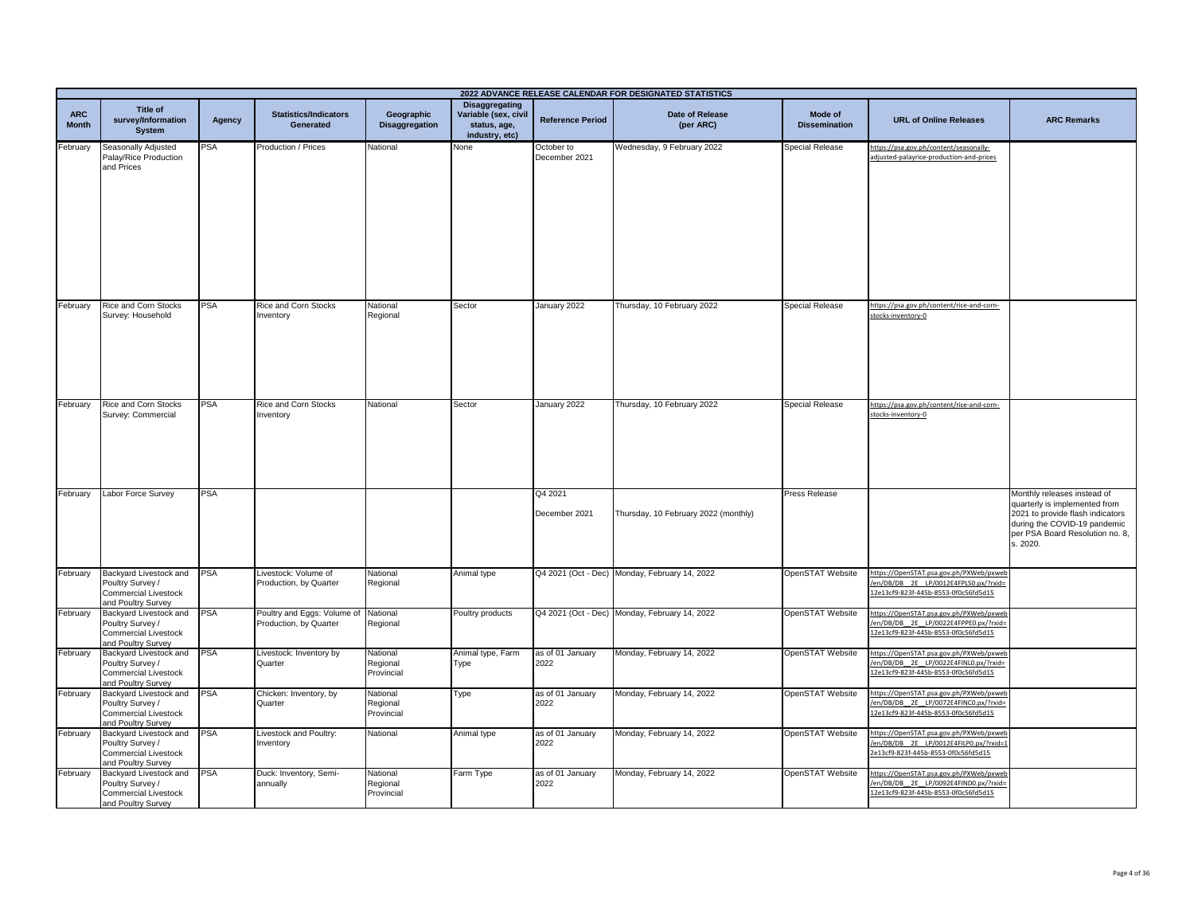| 2022 ADVANCE RELEASE CALENDAR FOR DESIGNATED STATISTICS | | | | | | | | | | |
|---|---|---|---|---|---|---|---|---|---|---|
| **ARC Month** | **Title of survey/Information System** | **Agency** | **Statistics/Indicators Generated** | **Geographic Disaggregation** | **Disaggregating Variable (sex, civil status, age, industry, etc)** | **Reference Period** | **Date of Release (per ARC)** | **Mode of Dissemination** | **URL of Online Releases** | **ARC Remarks** |
| February | Seasonally Adjusted Palay/Rice Production and Prices | PSA | Production / Prices | National | None | October to December 2021 | Wednesday, 9 February 2022 | Special Release | https://psa.gov.ph/content/seasonally-adjusted-palayrice-production-and-prices | |
| February | Rice and Corn Stocks Survey: Household | PSA | Rice and Corn Stocks Inventory | National Regional | Sector | January 2022 | Thursday, 10 February 2022 | Special Release | https://psa.gov.ph/content/rice-and-corn-stocks-inventory-0 | |
| February | Rice and Corn Stocks Survey: Commercial | PSA | Rice and Corn Stocks Inventory | National | Sector | January 2022 | Thursday, 10 February 2022 | Special Release | https://psa.gov.ph/content/rice-and-corn-stocks-inventory-0 | |
| February | Labor Force Survey | PSA | | | | Q4 2021<br>December 2021 | Thursday, 10 February 2022 (monthly) | Press Release | | Monthly releases instead of quarterly is implemented from 2021 to provide flash indicators during the COVID-19 pandemic per PSA Board Resolution no. 8, s. 2020. |
| February | Backyard Livestock and Poultry Survey / Commercial Livestock and Poultry Survey | PSA | Livestock: Volume of Production, by Quarter | National Regional | Animal type | Q4 2021 (Oct - Dec) | Monday, February 14, 2022 | OpenSTAT Website | https://OpenSTAT.psa.gov.ph/PXWeb/pxweb/en/DB/DB__2E__LP/0012E4FPLS0.px/?rxid=12e13cf9-823f-445b-8553-0f0c56fd5d15 | |
| February | Backyard Livestock and Poultry Survey / Commercial Livestock and Poultry Survey | PSA | Poultry and Eggs: Volume of Production, by Quarter | National Regional | Poultry products | Q4 2021 (Oct - Dec) | Monday, February 14, 2022 | OpenSTAT Website | https://OpenSTAT.psa.gov.ph/PXWeb/pxweb/en/DB/DB__2E__LP/0022E4FPPE0.px/?rxid=12e13cf9-823f-445b-8553-0f0c56fd5d15 | |
| February | Backyard Livestock and Poultry Survey / Commercial Livestock and Poultry Survey | PSA | Livestock: Inventory by Quarter | National Regional Provincial | Animal type, Farm Type | as of 01 January 2022 | Monday, February 14, 2022 | OpenSTAT Website | https://OpenSTAT.psa.gov.ph/PXWeb/pxweb/en/DB/DB__2E__LP/0022E4FINL0.px/?rxid=12e13cf9-823f-445b-8553-0f0c56fd5d15 | |
| February | Backyard Livestock and Poultry Survey / Commercial Livestock and Poultry Survey | PSA | Chicken: Inventory, by Quarter | National Regional Provincial | Type | as of 01 January 2022 | Monday, February 14, 2022 | OpenSTAT Website | https://OpenSTAT.psa.gov.ph/PXWeb/pxweb/en/DB/DB__2E__LP/0072E4FINC0.px/?rxid=12e13cf9-823f-445b-8553-0f0c56fd5d15 | |
| February | Backyard Livestock and Poultry Survey / Commercial Livestock and Poultry Survey | PSA | Livestock and Poultry: Inventory | National | Animal type | as of 01 January 2022 | Monday, February 14, 2022 | OpenSTAT Website | https://OpenSTAT.psa.gov.ph/PXWeb/pxweb/en/DB/DB__2E__LP/0012E4FILP0.px/?rxid=12e13cf9-823f-445b-8553-0f0c56fd5d15 | |
| February | Backyard Livestock and Poultry Survey / Commercial Livestock and Poultry Survey | PSA | Duck: Inventory, Semi-annually | National Regional Provincial | Farm Type | as of 01 January 2022 | Monday, February 14, 2022 | OpenSTAT Website | https://OpenSTAT.psa.gov.ph/PXWeb/pxweb/en/DB/DB__2E__LP/0092E4FIND0.px/?rxid=12e13cf9-823f-445b-8553-0f0c56fd5d15 | |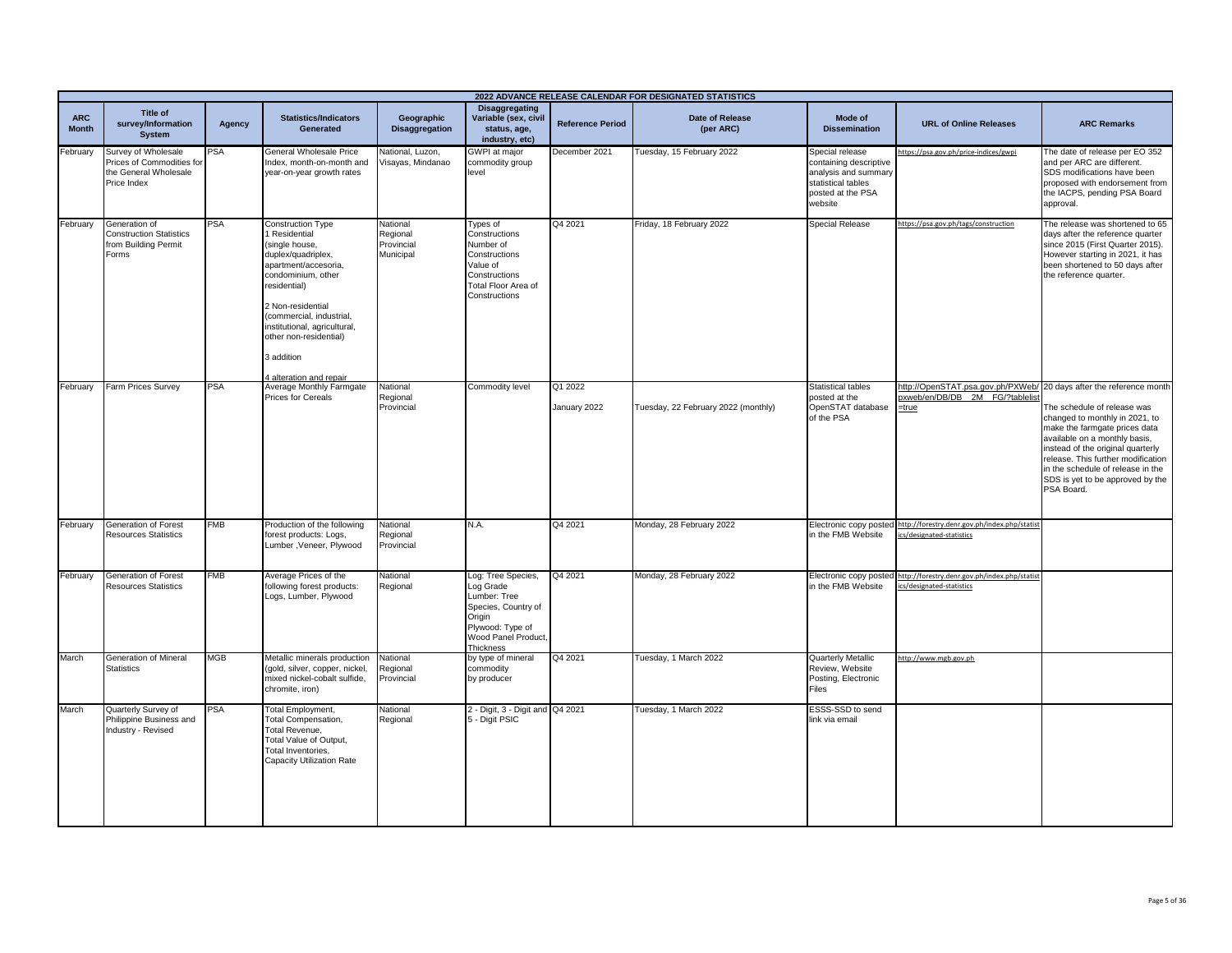| 2022 ADVANCE RELEASE CALENDAR FOR DESIGNATED STATISTICS | | | | | | | | | | | |
|---|---|---|---|---|---|---|---|---|---|---|---|
| ARC Month | Title of survey/Information System | Agency | Statistics/Indicators Generated | Geographic Disaggregation | Disaggregating Variable (sex, civil status, age, industry, etc) | Reference Period | Date of Release (per ARC) | Mode of Dissemination | URL of Online Releases | ARC Remarks |
| February | Survey of Wholesale Prices of Commodities for the General Wholesale Price Index | PSA | General Wholesale Price Index, month-on-month and year-on-year growth rates | National, Luzon, Visayas, Mindanao | GWPI at major commodity group level | December 2021 | Tuesday, 15 February 2022 | Special release containing descriptive analysis and summary statistical tables posted at the PSA website | https://psa.gov.ph/price-indices/gwpi | The date of release per EO 352 and per ARC are different. SDS modifications have been proposed with endorsement from the IACPS, pending PSA Board approval. |
| February | Generation of Construction Statistics from Building Permit Forms | PSA | Construction Type<br>1 Residential<br>(single house, duplex/quadriplex, apartment/accesoria, condominium, other residential)<br><br>2 Non-residential<br>(commercial, industrial, institutional, agricultural, other non-residential)<br><br>3 addition<br><br>4 alteration and repair | National<br>Regional<br>Provincial<br>Municipal | Types of Constructions<br>Number of Constructions<br>Value of Constructions<br>Total Floor Area of Constructions | Q4 2021 | Friday, 18 February 2022 | Special Release | https://psa.gov.ph/tags/construction | The release was shortened to 65 days after the reference quarter since 2015 (First Quarter 2015). However starting in 2021, it has been shortened to 50 days after the reference quarter. |
| February | Farm Prices Survey | PSA | Average Monthly Farmgate Prices for Cereals | National<br>Regional<br>Provincial | Commodity level | Q1 2022<br><br>January 2022 | Tuesday, 22 February 2022 (monthly) | Statistical tables posted at the OpenSTAT database of the PSA | http://OpenSTAT.psa.gov.ph/PXWeb/pxweb/en/DB/DB__2M__FG/?tablelist=true | 20 days after the reference month<br><br>The schedule of release was changed to monthly in 2021, to make the farmgate prices data available on a monthly basis, instead of the original quarterly release. This further modification in the schedule of release in the SDS is yet to be approved by the PSA Board. |
| February | Generation of Forest Resources Statistics | FMB | Production of the following forest products: Logs, Lumber ,Veneer, Plywood | National<br>Regional<br>Provincial | N.A. | Q4 2021 | Monday, 28 February 2022 | Electronic copy posted in the FMB Website | http://forestry.denr.gov.ph/index.php/statistics/designated-statistics | |
| February | Generation of Forest Resources Statistics | FMB | Average Prices of the following forest products: Logs, Lumber, Plywood | National<br>Regional | Log: Tree Species, Log Grade<br>Lumber: Tree Species, Country of Origin<br>Plywood: Type of Wood Panel Product, Thickness | Q4 2021 | Monday, 28 February 2022 | Electronic copy posted in the FMB Website | http://forestry.denr.gov.ph/index.php/statistics/designated-statistics | |
| March | Generation of Mineral Statistics | MGB | Metallic minerals production (gold, silver, copper, nickel, mixed nickel-cobalt sulfide, chromite, iron) | National<br>Regional<br>Provincial | by type of mineral commodity<br>by producer | Q4 2021 | Tuesday, 1 March 2022 | Quarterly Metallic Review, Website Posting, Electronic Files | http://www.mgb.gov.ph | |
| March | Quarterly Survey of Philippine Business and Industry - Revised | PSA | Total Employment,<br>Total Compensation,<br>Total Revenue,<br>Total Value of Output,<br>Total Inventories,<br>Capacity Utilization Rate | National<br>Regional | 2 - Digit, 3 - Digit and 5 - Digit PSIC | Q4 2021 | Tuesday, 1 March 2022 | ESSS-SSD to send link via email | | |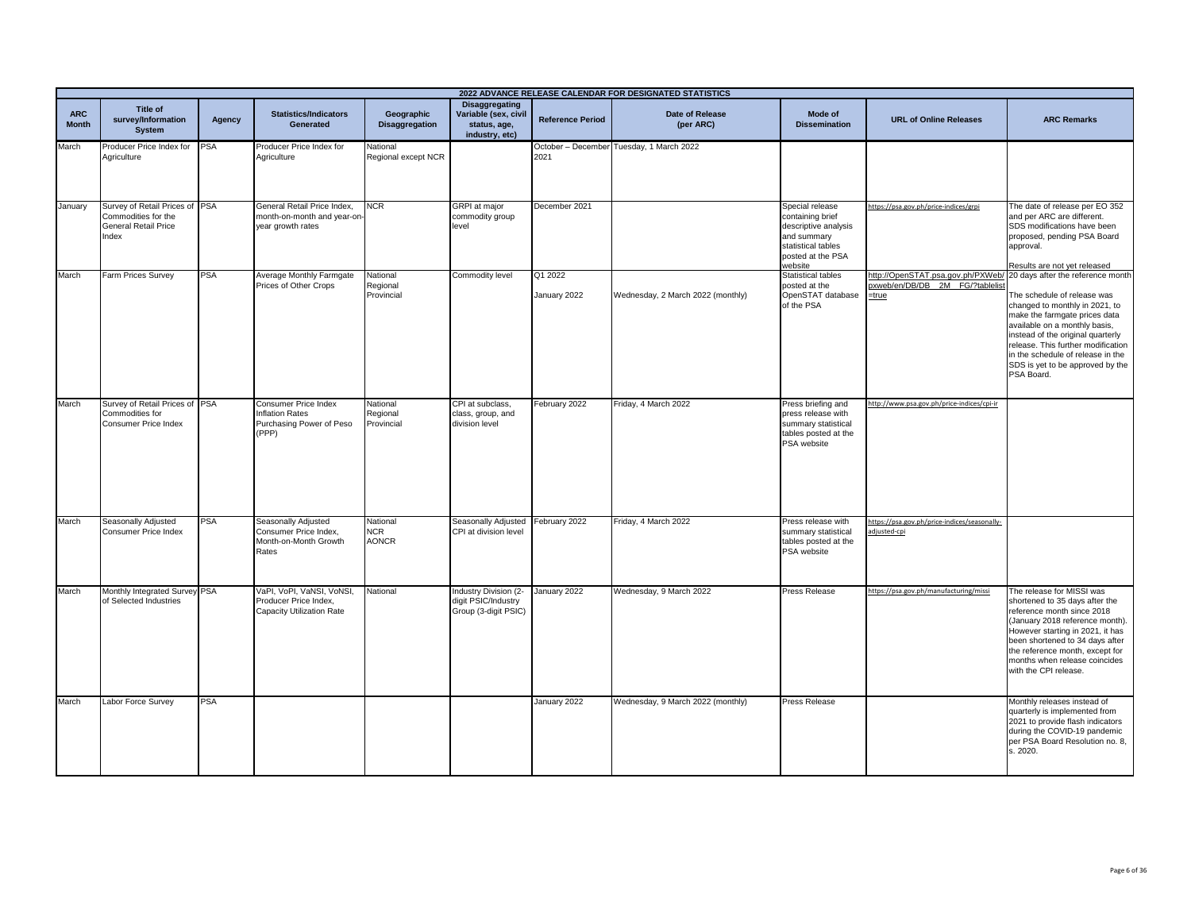| 2022 ADVANCE RELEASE CALENDAR FOR DESIGNATED STATISTICS | | | | | | | | | | |
|---|---|---|---|---|---|---|---|---|---|---|
| ARC Month | Title of survey/Information System | Agency | Statistics/Indicators Generated | Geographic Disaggregation | Disaggregating Variable (sex, civil status, age, industry, etc) | Reference Period | Date of Release (per ARC) | Mode of Dissemination | URL of Online Releases | ARC Remarks |
| March | Producer Price Index for Agriculture | PSA | Producer Price Index for Agriculture | National<br>Regional except NCR | | October – December 2021 | Tuesday, 1 March 2022 | | | |
| January | Survey of Retail Prices of Commodities for the General Retail Price Index | PSA | General Retail Price Index, month-on-month and year-on-year growth rates | NCR | GRPI at major commodity group level | December 2021 | | Special release containing brief descriptive analysis and summary statistical tables posted at the PSA website | https://psa.gov.ph/price-indices/grpi | The date of release per EO 352 and per ARC are different. SDS modifications have been proposed, pending PSA Board approval.<br><br>Results are not yet released |
| March | Farm Prices Survey | PSA | Average Monthly Farmgate Prices of Other Crops | National<br>Regional<br>Provincial | Commodity level | Q1 2022<br><br>January 2022 | Wednesday, 2 March 2022 (monthly) | Statistical tables posted at the OpenSTAT database of the PSA | http://OpenSTAT.psa.gov.ph/PXWeb/pxweb/en/DB/DB__2M__FG/?tablelist=true | 20 days after the reference month<br><br>The schedule of release was changed to monthly in 2021, to make the farmgate prices data available on a monthly basis, instead of the original quarterly release. This further modification in the schedule of release in the SDS is yet to be approved by the PSA Board. |
| March | Survey of Retail Prices of Commodities for Consumer Price Index | PSA | Consumer Price Index<br>Inflation Rates<br>Purchasing Power of Peso (PPP) | National<br>Regional<br>Provincial | CPI at subclass, class, group, and division level | February 2022 | Friday, 4 March 2022 | Press briefing and press release with summary statistical tables posted at the PSA website | http://www.psa.gov.ph/price-indices/cpi-ir | |
| March | Seasonally Adjusted Consumer Price Index | PSA | Seasonally Adjusted Consumer Price Index, Month-on-Month Growth Rates | National<br>NCR<br>AONCR | Seasonally Adjusted CPI at division level | February 2022 | Friday, 4 March 2022 | Press release with summary statistical tables posted at the PSA website | https://psa.gov.ph/price-indices/seasonally-adjusted-cpi | |
| March | Monthly Integrated Survey of Selected Industries | PSA | VaPI, VoPI, VaNSI, VoNSI, Producer Price Index, Capacity Utilization Rate | National | Industry Division (2-digit PSIC/Industry Group (3-digit PSIC) | January 2022 | Wednesday, 9 March 2022 | Press Release | https://psa.gov.ph/manufacturing/missi | The release for MISSI was shortened to 35 days after the reference month since 2018 (January 2018 reference month). However starting in 2021, it has been shortened to 34 days after the reference month, except for months when release coincides with the CPI release. |
| March | Labor Force Survey | PSA | | | | January 2022 | Wednesday, 9 March 2022 (monthly) | Press Release | | Monthly releases instead of quarterly is implemented from 2021 to provide flash indicators during the COVID-19 pandemic per PSA Board Resolution no. 8, s. 2020. |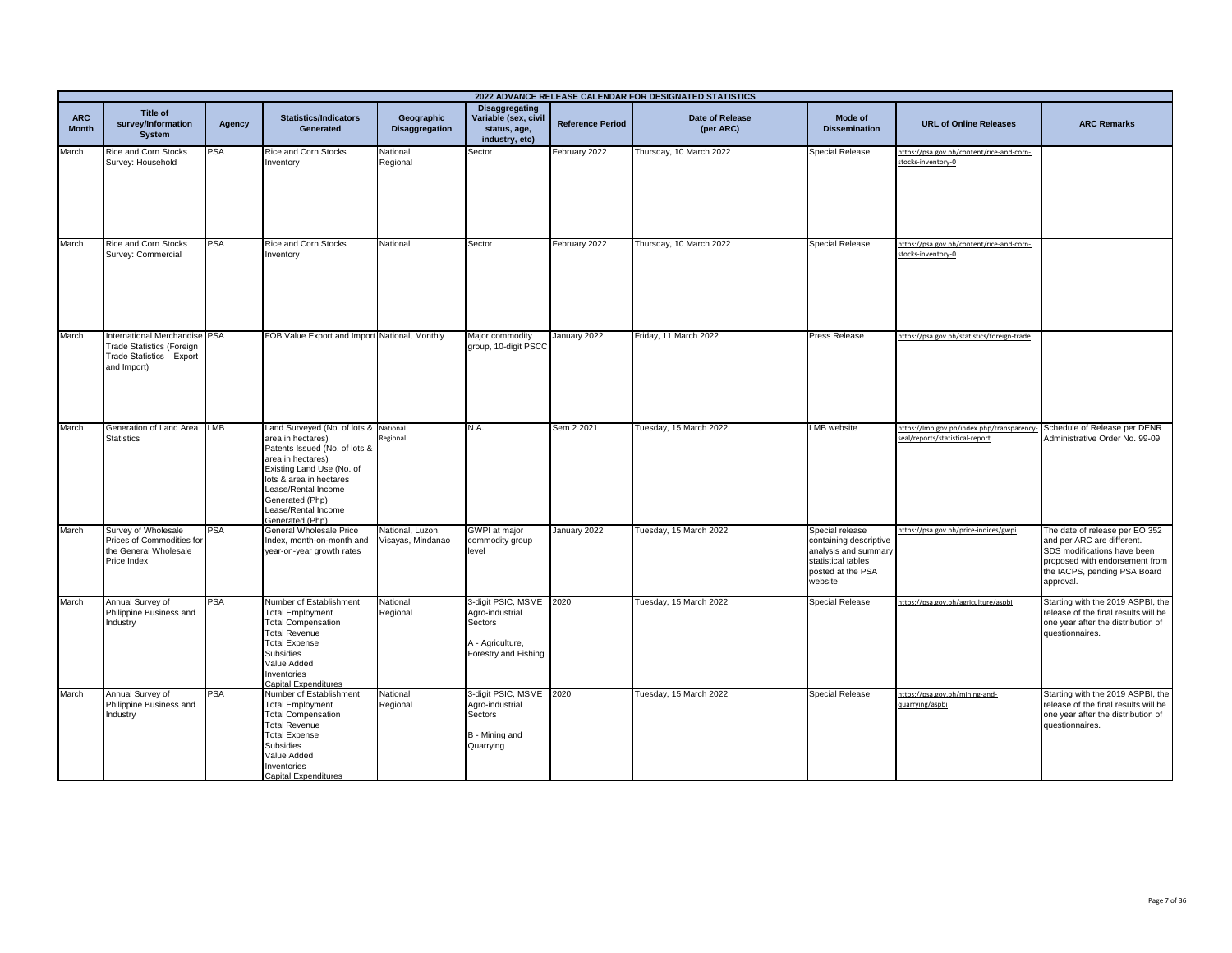| 2022 ADVANCE RELEASE CALENDAR FOR DESIGNATED STATISTICS | | | | | | | | | | |
|---|---|---|---|---|---|---|---|---|---|---|
| ARC Month | Title of survey/Information System | Agency | Statistics/Indicators Generated | Geographic Disaggregation | Disaggregating Variable (sex, civil status, age, industry, etc) | Reference Period | Date of Release (per ARC) | Mode of Dissemination | URL of Online Releases | ARC Remarks |
| March | Rice and Corn Stocks Survey: Household | PSA | Rice and Corn Stocks Inventory | National<br>Regional | Sector | February 2022 | Thursday, 10 March 2022 | Special Release | https://psa.gov.ph/content/rice-and-corn-stocks-inventory-0 | |
| March | Rice and Corn Stocks Survey: Commercial | PSA | Rice and Corn Stocks Inventory | National | Sector | February 2022 | Thursday, 10 March 2022 | Special Release | https://psa.gov.ph/content/rice-and-corn-stocks-inventory-0 | |
| March | International Merchandise Trade Statistics (Foreign Trade Statistics – Export and Import) | PSA | FOB Value Export and Import | National, Monthly | Major commodity group, 10-digit PSCC | January 2022 | Friday, 11 March 2022 | Press Release | https://psa.gov.ph/statistics/foreign-trade | |
| March | Generation of Land Area Statistics | LMB | Land Surveyed (No. of lots & area in hectares)<br>Patents Issued (No. of lots & area in hectares)<br>Existing Land Use (No. of lots & area in hectares<br>Lease/Rental Income Generated (Php)<br>Lease/Rental Income Generated (Php) | National<br>Regional | N.A. | Sem 2 2021 | Tuesday, 15 March 2022 | LMB website | https://lmb.gov.ph/index.php/transparency-seal/reports/statistical-report | Schedule of Release per DENR Administrative Order No. 99-09 |
| March | Survey of Wholesale Prices of Commodities for the General Wholesale Price Index | PSA | General Wholesale Price Index, month-on-month and year-on-year growth rates | National, Luzon, Visayas, Mindanao | GWPI at major commodity group level | January 2022 | Tuesday, 15 March 2022 | Special release containing descriptive analysis and summary statistical tables posted at the PSA website | https://psa.gov.ph/price-indices/gwpi | The date of release per EO 352 and per ARC are different. SDS modifications have been proposed with endorsement from the IACPS, pending PSA Board approval. |
| March | Annual Survey of Philippine Business and Industry | PSA | Number of Establishment<br>Total Employment<br>Total Compensation<br>Total Revenue<br>Total Expense<br>Subsidies<br>Value Added<br>Inventories<br>Capital Expenditures | National<br>Regional | 3-digit PSIC, MSME Agro-industrial Sectors<br><br>A - Agriculture, Forestry and Fishing | 2020 | Tuesday, 15 March 2022 | Special Release | https://psa.gov.ph/agriculture/aspbi | Starting with the 2019 ASPBI, the release of the final results will be one year after the distribution of questionnaires. |
| March | Annual Survey of Philippine Business and Industry | PSA | Number of Establishment<br>Total Employment<br>Total Compensation<br>Total Revenue<br>Total Expense<br>Subsidies<br>Value Added<br>Inventories<br>Capital Expenditures | National<br>Regional | 3-digit PSIC, MSME Agro-industrial Sectors<br><br>B - Mining and Quarrying | 2020 | Tuesday, 15 March 2022 | Special Release | https://psa.gov.ph/mining-and-quarrying/aspbi | Starting with the 2019 ASPBI, the release of the final results will be one year after the distribution of questionnaires. |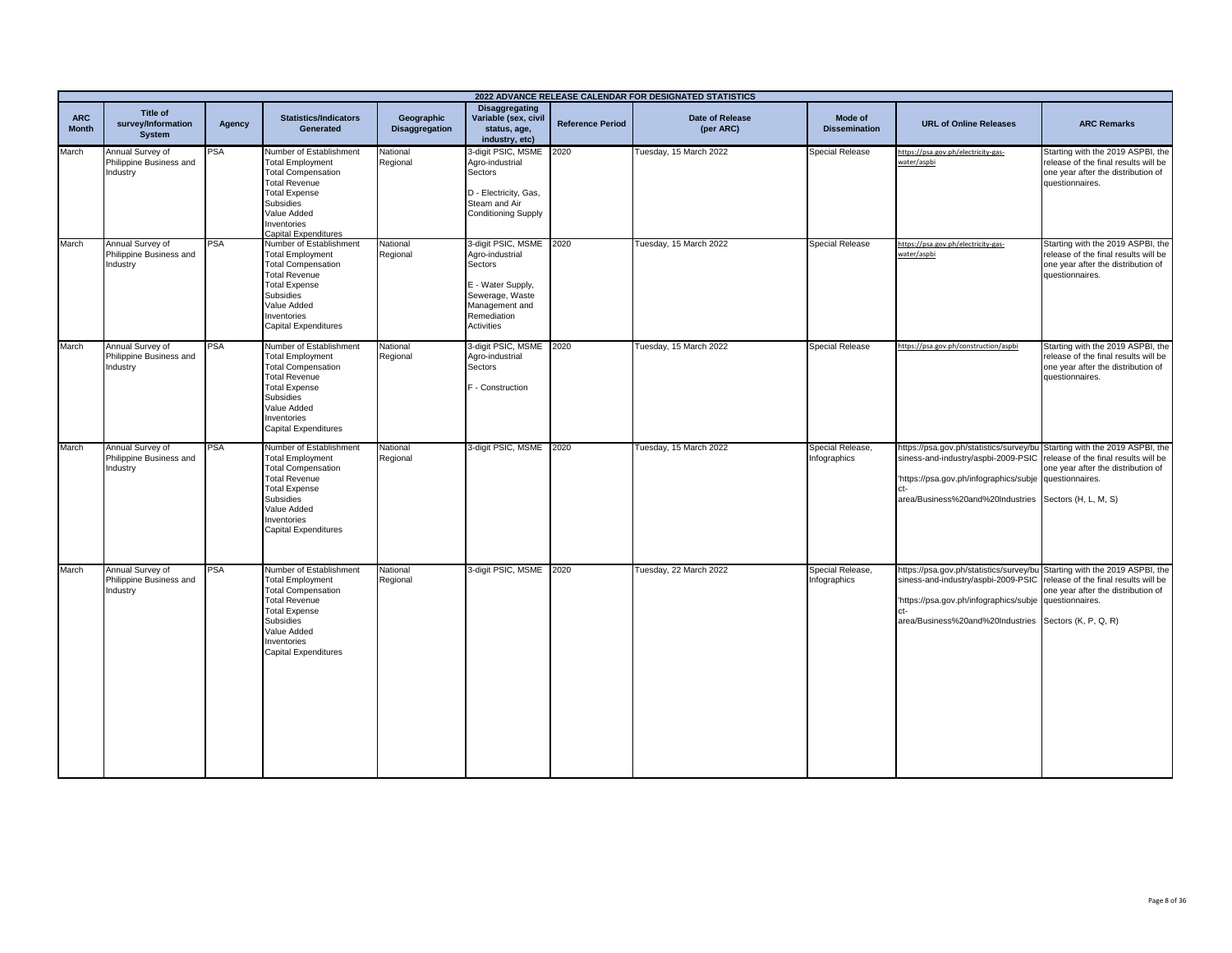| 2022 ADVANCE RELEASE CALENDAR FOR DESIGNATED STATISTICS | | | | | | | | | | |
|---|---|---|---|---|---|---|---|---|---|---|
| ARC Month | Title of survey/Information System | Agency | Statistics/Indicators Generated | Geographic Disaggregation | Disaggregating Variable (sex, civil status, age, industry, etc) | Reference Period | Date of Release (per ARC) | Mode of Dissemination | URL of Online Releases | ARC Remarks |
| March | Annual Survey of Philippine Business and Industry | PSA | Number of Establishment<br>Total Employment<br>Total Compensation<br>Total Revenue<br>Total Expense<br>Subsidies<br>Value Added<br>Inventories<br>Capital Expenditures | National<br>Regional | 3-digit PSIC, MSME<br>Agro-industrial Sectors<br><br>D - Electricity, Gas, Steam and Air Conditioning Supply | 2020 | Tuesday, 15 March 2022 | Special Release | https://psa.gov.ph/electricity-gas-water/aspbi | Starting with the 2019 ASPBI, the release of the final results will be one year after the distribution of questionnaires. |
| March | Annual Survey of Philippine Business and Industry | PSA | Number of Establishment<br>Total Employment<br>Total Compensation<br>Total Revenue<br>Total Expense<br>Subsidies<br>Value Added<br>Inventories<br>Capital Expenditures | National<br>Regional | 3-digit PSIC, MSME<br>Agro-industrial Sectors<br><br>E - Water Supply, Sewerage, Waste Management and Remediation Activities | 2020 | Tuesday, 15 March 2022 | Special Release | https://psa.gov.ph/electricity-gas-water/aspbi | Starting with the 2019 ASPBI, the release of the final results will be one year after the distribution of questionnaires. |
| March | Annual Survey of Philippine Business and Industry | PSA | Number of Establishment<br>Total Employment<br>Total Compensation<br>Total Revenue<br>Total Expense<br>Subsidies<br>Value Added<br>Inventories<br>Capital Expenditures | National<br>Regional | 3-digit PSIC, MSME<br>Agro-industrial Sectors<br><br>F - Construction | 2020 | Tuesday, 15 March 2022 | Special Release | https://psa.gov.ph/construction/aspbi | Starting with the 2019 ASPBI, the release of the final results will be one year after the distribution of questionnaires. |
| March | Annual Survey of Philippine Business and Industry | PSA | Number of Establishment<br>Total Employment<br>Total Compensation<br>Total Revenue<br>Total Expense<br>Subsidies<br>Value Added<br>Inventories<br>Capital Expenditures | National<br>Regional | 3-digit PSIC, MSME | 2020 | Tuesday, 15 March 2022 | Special Release, Infographics | https://psa.gov.ph/statistics/survey/business-and-industry/aspbi-2009-PSIC<br><br>'https://psa.gov.ph/infographics/subject-area/Business%20and%20Industries | Starting with the 2019 ASPBI, the release of the final results will be one year after the distribution of questionnaires.<br><br>Sectors (H, L, M, S) |
| March | Annual Survey of Philippine Business and Industry | PSA | Number of Establishment<br>Total Employment<br>Total Compensation<br>Total Revenue<br>Total Expense<br>Subsidies<br>Value Added<br>Inventories<br>Capital Expenditures | National<br>Regional | 3-digit PSIC, MSME | 2020 | Tuesday, 22 March 2022 | Special Release, Infographics | https://psa.gov.ph/statistics/survey/business-and-industry/aspbi-2009-PSIC<br><br>'https://psa.gov.ph/infographics/subject-area/Business%20and%20Industries | Starting with the 2019 ASPBI, the release of the final results will be one year after the distribution of questionnaires.<br><br>Sectors (K, P, Q, R) |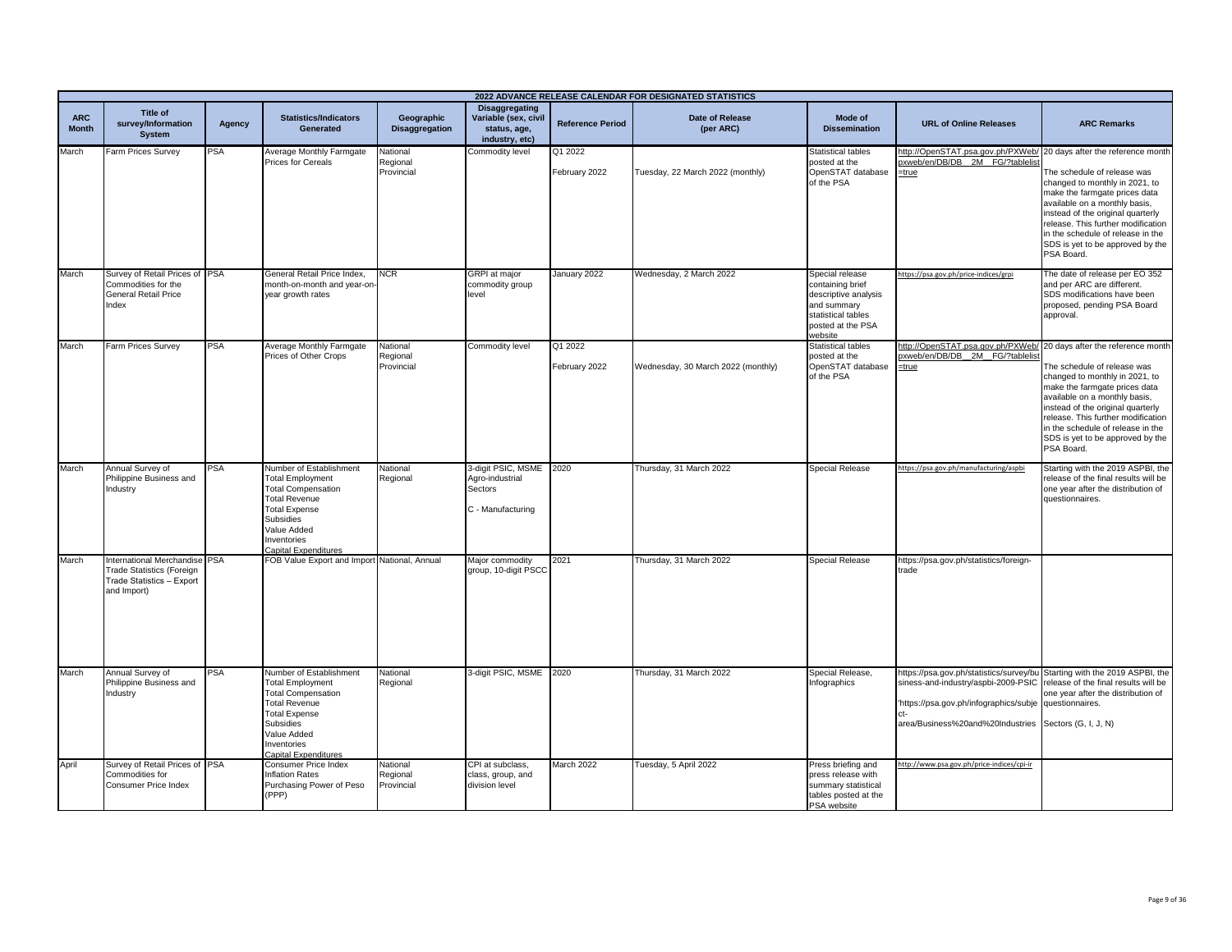| 2022 ADVANCE RELEASE CALENDAR FOR DESIGNATED STATISTICS | | | | | | | | | | |
|---|---|---|---|---|---|---|---|---|---|---|
| **ARC Month** | **Title of survey/Information System** | **Agency** | **Statistics/Indicators Generated** | **Geographic Disaggregation** | **Disaggregating Variable (sex, civil status, age, industry, etc)** | **Reference Period** | **Date of Release (per ARC)** | **Mode of Dissemination** | **URL of Online Releases** | **ARC Remarks** |
| March | Farm Prices Survey | PSA | Average Monthly Farmgate Prices for Cereals | National<br>Regional<br>Provincial | Commodity level | Q1 2022<br><br>February 2022 | Tuesday, 22 March 2022 (monthly) | Statistical tables posted at the OpenSTAT database of the PSA | http://OpenSTAT.psa.gov.ph/PXWeb/pxweb/en/DB/DB__2M__FG/?tablelist=true | 20 days after the reference month<br><br>The schedule of release was changed to monthly in 2021, to make the farmgate prices data available on a monthly basis, instead of the original quarterly release. This further modification in the schedule of release in the SDS is yet to be approved by the PSA Board. |
| March | Survey of Retail Prices of Commodities for the General Retail Price Index | PSA | General Retail Price Index, month-on-month and year-on-year growth rates | NCR | GRPI at major commodity group level | January 2022 | Wednesday, 2 March 2022 | Special release containing brief descriptive analysis and summary statistical tables posted at the PSA website | https://psa.gov.ph/price-indices/grpi | The date of release per EO 352 and per ARC are different. SDS modifications have been proposed, pending PSA Board approval. |
| March | Farm Prices Survey | PSA | Average Monthly Farmgate Prices of Other Crops | National<br>Regional<br>Provincial | Commodity level | Q1 2022<br><br>February 2022 | Wednesday, 30 March 2022 (monthly) | Statistical tables posted at the OpenSTAT database of the PSA | http://OpenSTAT.psa.gov.ph/PXWeb/pxweb/en/DB/DB__2M__FG/?tablelist=true | 20 days after the reference month<br><br>The schedule of release was changed to monthly in 2021, to make the farmgate prices data available on a monthly basis, instead of the original quarterly release. This further modification in the schedule of release in the SDS is yet to be approved by the PSA Board. |
| March | Annual Survey of Philippine Business and Industry | PSA | Number of Establishment<br>Total Employment<br>Total Compensation<br>Total Revenue<br>Total Expense<br>Subsidies<br>Value Added<br>Inventories<br>Capital Expenditures | National<br>Regional | 3-digit PSIC, MSME Agro-industrial Sectors<br><br>C - Manufacturing | 2020 | Thursday, 31 March 2022 | Special Release | https://psa.gov.ph/manufacturing/aspbi | Starting with the 2019 ASPBI, the release of the final results will be one year after the distribution of questionnaires. |
| March | International Merchandise Trade Statistics (Foreign Trade Statistics – Export and Import) | PSA | FOB Value Export and Import | National, Annual | Major commodity group, 10-digit PSCC | 2021 | Thursday, 31 March 2022 | Special Release | https://psa.gov.ph/statistics/foreign-trade | |
| March | Annual Survey of Philippine Business and Industry | PSA | Number of Establishment<br>Total Employment<br>Total Compensation<br>Total Revenue<br>Total Expense<br>Subsidies<br>Value Added<br>Inventories<br>Capital Expenditures | National<br>Regional | 3-digit PSIC, MSME | 2020 | Thursday, 31 March 2022 | Special Release, Infographics | https://psa.gov.ph/statistics/survey/business-and-industry/aspbi-2009-PSIC<br><br>'https://psa.gov.ph/infographics/subject-area/Business%20and%20Industries | Starting with the 2019 ASPBI, the release of the final results will be one year after the distribution of questionnaires.<br><br>Sectors (G, I, J, N) |
| April | Survey of Retail Prices of Commodities for Consumer Price Index | PSA | Consumer Price Index<br>Inflation Rates<br>Purchasing Power of Peso (PPP) | National<br>Regional<br>Provincial | CPI at subclass, class, group, and division level | March 2022 | Tuesday, 5 April 2022 | Press briefing and press release with summary statistical tables posted at the PSA website | http://www.psa.gov.ph/price-indices/cpi-ir | |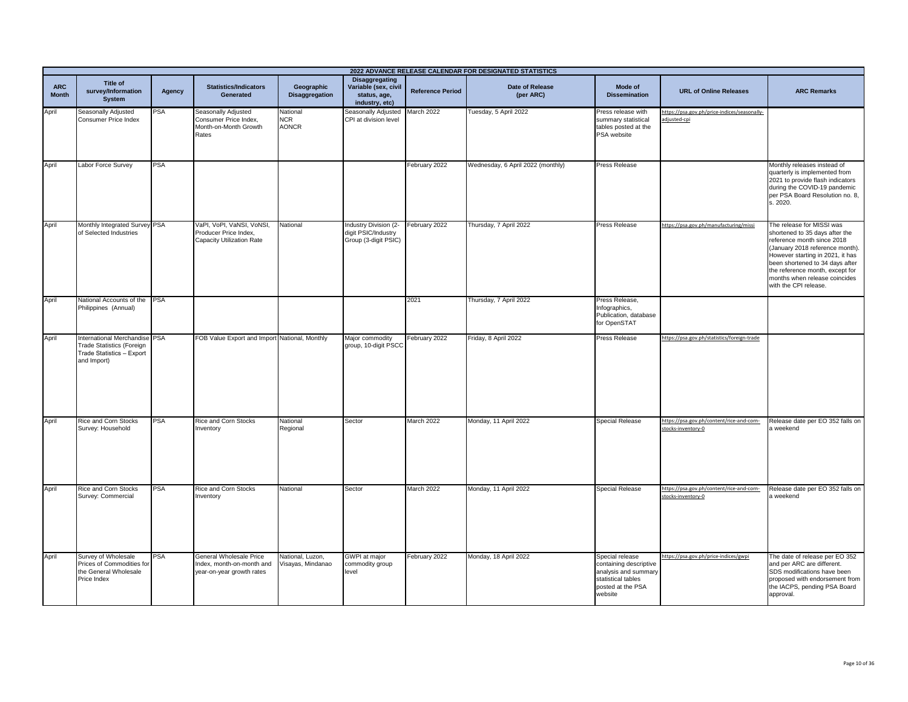| 2022 ADVANCE RELEASE CALENDAR FOR DESIGNATED STATISTICS | | | | | | | | | | |
|---|---|---|---|---|---|---|---|---|---|---|
| ARC Month | Title of survey/Information System | Agency | Statistics/Indicators Generated | Geographic Disaggregation | Disaggregating Variable (sex, civil status, age, industry, etc) | Reference Period | Date of Release (per ARC) | Mode of Dissemination | URL of Online Releases | ARC Remarks |
| April | Seasonally Adjusted Consumer Price Index | PSA | Seasonally Adjusted Consumer Price Index, Month-on-Month Growth Rates | National NCR AONCR | Seasonally Adjusted CPI at division level | March 2022 | Tuesday, 5 April 2022 | Press release with summary statistical tables posted at the PSA website | https://psa.gov.ph/price-indices/seasonally-adjusted-cpi | |
| April | Labor Force Survey | PSA | | | | February 2022 | Wednesday, 6 April 2022 (monthly) | Press Release | | Monthly releases instead of quarterly is implemented from 2021 to provide flash indicators during the COVID-19 pandemic per PSA Board Resolution no. 8, s. 2020. |
| April | Monthly Integrated Survey of Selected Industries | PSA | VaPI, VoPI, VaNSI, VoNSI, Producer Price Index, Capacity Utilization Rate | National | Industry Division (2-digit PSIC/Industry Group (3-digit PSIC) | February 2022 | Thursday, 7 April 2022 | Press Release | https://psa.gov.ph/manufacturing/missi | The release for MISSI was shortened to 35 days after the reference month since 2018 (January 2018 reference month). However starting in 2021, it has been shortened to 34 days after the reference month, except for months when release coincides with the CPI release. |
| April | National Accounts of the Philippines (Annual) | PSA | | | | 2021 | Thursday, 7 April 2022 | Press Release, Infographics, Publication, database for OpenSTAT | | |
| April | International Merchandise Trade Statistics (Foreign Trade Statistics – Export and Import) | PSA | FOB Value Export and Import | National, Monthly | Major commodity group, 10-digit PSCC | February 2022 | Friday, 8 April 2022 | Press Release | https://psa.gov.ph/statistics/foreign-trade | |
| April | Rice and Corn Stocks Survey: Household | PSA | Rice and Corn Stocks Inventory | National Regional | Sector | March 2022 | Monday, 11 April 2022 | Special Release | https://psa.gov.ph/content/rice-and-corn-stocks-inventory-0 | Release date per EO 352 falls on a weekend |
| April | Rice and Corn Stocks Survey: Commercial | PSA | Rice and Corn Stocks Inventory | National | Sector | March 2022 | Monday, 11 April 2022 | Special Release | https://psa.gov.ph/content/rice-and-corn-stocks-inventory-0 | Release date per EO 352 falls on a weekend |
| April | Survey of Wholesale Prices of Commodities for the General Wholesale Price Index | PSA | General Wholesale Price Index, month-on-month and year-on-year growth rates | National, Luzon, Visayas, Mindanao | GWPI at major commodity group level | February 2022 | Monday, 18 April 2022 | Special release containing descriptive analysis and summary statistical tables posted at the PSA website | https://psa.gov.ph/price-indices/gwpi | The date of release per EO 352 and per ARC are different. SDS modifications have been proposed with endorsement from the IACPS, pending PSA Board approval. |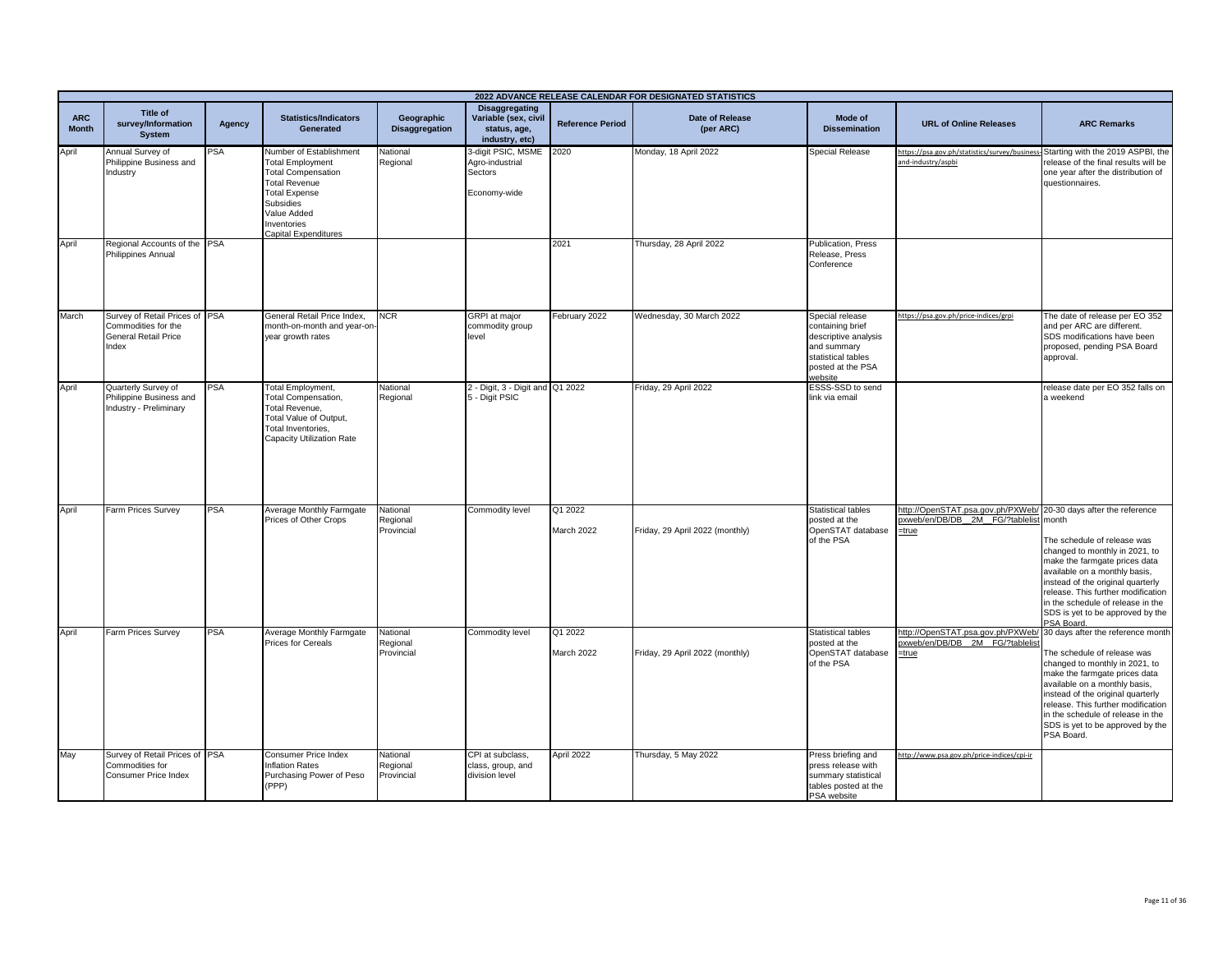| 2022 ADVANCE RELEASE CALENDAR FOR DESIGNATED STATISTICS | | | | | | | | | | |
|---|---|---|---|---|---|---|---|---|---|---|
| ARC Month | Title of survey/Information System | Agency | Statistics/Indicators Generated | Geographic Disaggregation | Disaggregating Variable (sex, civil status, age, industry, etc) | Reference Period | Date of Release (per ARC) | Mode of Dissemination | URL of Online Releases | ARC Remarks |
| April | Annual Survey of Philippine Business and Industry | PSA | Number of Establishment<br>Total Employment<br>Total Compensation<br>Total Revenue<br>Total Expense<br>Subsidies<br>Value Added<br>Inventories<br>Capital Expenditures | National<br>Regional | 3-digit PSIC, MSME<br>Agro-industrial<br>Sectors<br><br>Economy-wide | 2020 | Monday, 18 April 2022 | Special Release | https://psa.gov.ph/statistics/survey/business-and-industry/aspbi | Starting with the 2019 ASPBI, the release of the final results will be one year after the distribution of questionnaires. |
| April | Regional Accounts of the Philippines Annual | PSA | | | | 2021 | Thursday, 28 April 2022 | Publication, Press Release, Press Conference | | |
| March | Survey of Retail Prices of Commodities for the General Retail Price Index | PSA | General Retail Price Index, month-on-month and year-on-year growth rates | NCR | GRPI at major commodity group level | February 2022 | Wednesday, 30 March 2022 | Special release containing brief descriptive analysis and summary statistical tables posted at the PSA website | https://psa.gov.ph/price-indices/grpi | The date of release per EO 352 and per ARC are different. SDS modifications have been proposed, pending PSA Board approval. |
| April | Quarterly Survey of Philippine Business and Industry - Preliminary | PSA | Total Employment,<br>Total Compensation,<br>Total Revenue,<br>Total Value of Output,<br>Total Inventories,<br>Capacity Utilization Rate | National<br>Regional | 2 - Digit, 3 - Digit and 5 - Digit PSIC | Q1 2022 | Friday, 29 April 2022 | ESSS-SSD to send link via email | | release date per EO 352 falls on a weekend |
| April | Farm Prices Survey | PSA | Average Monthly Farmgate Prices of Other Crops | National<br>Regional<br>Provincial | Commodity level | Q1 2022<br><br>March 2022 | Friday, 29 April 2022 (monthly) | Statistical tables posted at the OpenSTAT database of the PSA | http://OpenSTAT.psa.gov.ph/PXWeb/pxweb/en/DB/DB__2M__FG/?tablelist=true | 20-30 days after the reference month<br><br>The schedule of release was changed to monthly in 2021, to make the farmgate prices data available on a monthly basis, instead of the original quarterly release. This further modification in the schedule of release in the SDS is yet to be approved by the PSA Board. |
| April | Farm Prices Survey | PSA | Average Monthly Farmgate Prices for Cereals | National<br>Regional<br>Provincial | Commodity level | Q1 2022<br><br>March 2022 | Friday, 29 April 2022 (monthly) | Statistical tables posted at the OpenSTAT database of the PSA | http://OpenSTAT.psa.gov.ph/PXWeb/pxweb/en/DB/DB__2M__FG/?tablelist=true | 30 days after the reference month<br><br>The schedule of release was changed to monthly in 2021, to make the farmgate prices data available on a monthly basis, instead of the original quarterly release. This further modification in the schedule of release in the SDS is yet to be approved by the PSA Board. |
| May | Survey of Retail Prices of Commodities for Consumer Price Index | PSA | Consumer Price Index<br>Inflation Rates<br>Purchasing Power of Peso (PPP) | National<br>Regional<br>Provincial | CPI at subclass, class, group, and division level | April 2022 | Thursday, 5 May 2022 | Press briefing and press release with summary statistical tables posted at the PSA website | http://www.psa.gov.ph/price-indices/cpi-ir | |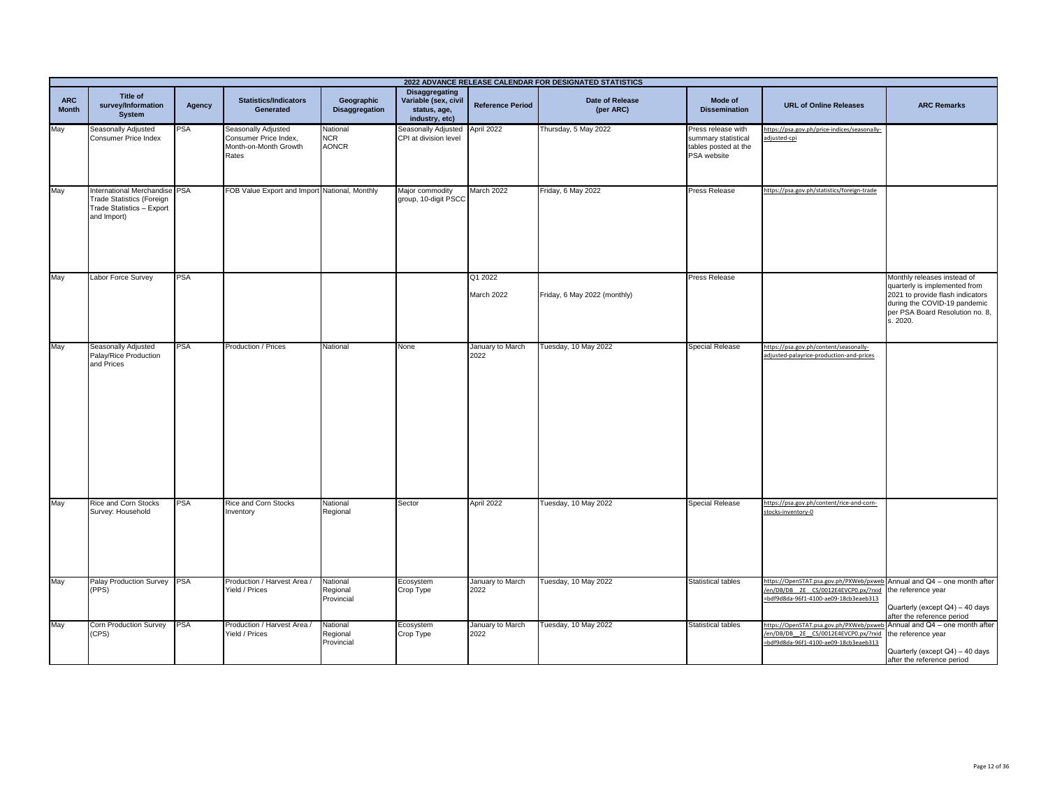| 2022 ADVANCE RELEASE CALENDAR FOR DESIGNATED STATISTICS | | | | | | | | | | |
|---|---|---|---|---|---|---|---|---|---|---|
| **ARC Month** | **Title of survey/Information System** | **Agency** | **Statistics/Indicators Generated** | **Geographic Disaggregation** | **Disaggregating Variable (sex, civil status, age, industry, etc)** | **Reference Period** | **Date of Release (per ARC)** | **Mode of Dissemination** | **URL of Online Releases** | **ARC Remarks** |
| May | Seasonally Adjusted Consumer Price Index | PSA | Seasonally Adjusted Consumer Price Index, Month-on-Month Growth Rates | National<br>NCR<br>AONCR | Seasonally Adjusted CPI at division level | April 2022 | Thursday, 5 May 2022 | Press release with summary statistical tables posted at the PSA website | https://psa.gov.ph/price-indices/seasonally-adjusted-cpi | |
| May | International Merchandise Trade Statistics (Foreign Trade Statistics – Export and Import) | PSA | FOB Value Export and Import | National, Monthly | Major commodity group, 10-digit PSCC | March 2022 | Friday, 6 May 2022 | Press Release | https://psa.gov.ph/statistics/foreign-trade | |
| May | Labor Force Survey | PSA | | | | Q1 2022<br><br>March 2022 | Friday, 6 May 2022 (monthly) | Press Release | | Monthly releases instead of quarterly is implemented from 2021 to provide flash indicators during the COVID-19 pandemic per PSA Board Resolution no. 8, s. 2020. |
| May | Seasonally Adjusted Palay/Rice Production and Prices | PSA | Production / Prices | National | None | January to March 2022 | Tuesday, 10 May 2022 | Special Release | https://psa.gov.ph/content/seasonally-adjusted-palayrice-production-and-prices | |
| May | Rice and Corn Stocks Survey: Household | PSA | Rice and Corn Stocks Inventory | National<br>Regional | Sector | April 2022 | Tuesday, 10 May 2022 | Special Release | https://psa.gov.ph/content/rice-and-corn-stocks-inventory-0 | |
| May | Palay Production Survey (PPS) | PSA | Production / Harvest Area / Yield / Prices | National<br>Regional<br>Provincial | Ecosystem<br>Crop Type | January to March 2022 | Tuesday, 10 May 2022 | Statistical tables | https://OpenSTAT.psa.gov.ph/PXWeb/pxweb/en/DB/DB__2E__CS/0012E4EVCP0.px/?rxid=bdf9d8da-96f1-4100-ae09-18cb3eaeb313 | Annual and Q4 – one month after the reference year<br><br>Quarterly (except Q4) – 40 days after the reference period |
| May | Corn Production Survey (CPS) | PSA | Production / Harvest Area / Yield / Prices | National<br>Regional<br>Provincial | Ecosystem<br>Crop Type | January to March 2022 | Tuesday, 10 May 2022 | Statistical tables | https://OpenSTAT.psa.gov.ph/PXWeb/pxweb/en/DB/DB__2E__CS/0012E4EVCP0.px/?rxid=bdf9d8da-96f1-4100-ae09-18cb3eaeb313 | Annual and Q4 – one month after the reference year<br><br>Quarterly (except Q4) – 40 days after the reference period |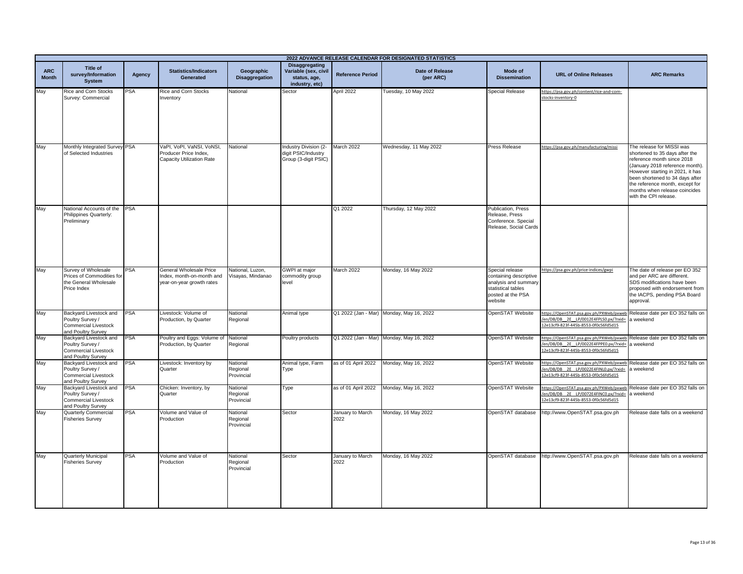| 2022 ADVANCE RELEASE CALENDAR FOR DESIGNATED STATISTICS | | | | | | | | | | |
|---|---|---|---|---|---|---|---|---|---|---|
| ARC Month | Title of survey/Information System | Agency | Statistics/Indicators Generated | Geographic Disaggregation | Disaggregating Variable (sex, civil status, age, industry, etc) | Reference Period | Date of Release (per ARC) | Mode of Dissemination | URL of Online Releases | ARC Remarks |
| May | Rice and Corn Stocks Survey: Commercial | PSA | Rice and Corn Stocks Inventory | National | Sector | April 2022 | Tuesday, 10 May 2022 | Special Release | https://psa.gov.ph/content/rice-and-corn-stocks-inventory-0 | |
| May | Monthly Integrated Survey of Selected Industries | PSA | VaPI, VoPI, VaNSI, VoNSI, Producer Price Index, Capacity Utilization Rate | National | Industry Division (2-digit PSIC/Industry Group (3-digit PSIC) | March 2022 | Wednesday, 11 May 2022 | Press Release | https://psa.gov.ph/manufacturing/missi | The release for MISSI was shortened to 35 days after the reference month since 2018 (January 2018 reference month). However starting in 2021, it has been shortened to 34 days after the reference month, except for months when release coincides with the CPI release. |
| May | National Accounts of the Philippines Quarterly: Preliminary | PSA | | | | Q1 2022 | Thursday, 12 May 2022 | Publication, Press Release, Press Conference. Special Release, Social Cards | | |
| May | Survey of Wholesale Prices of Commodities for the General Wholesale Price Index | PSA | General Wholesale Price Index, month-on-month and year-on-year growth rates | National, Luzon, Visayas, Mindanao | GWPI at major commodity group level | March 2022 | Monday, 16 May 2022 | Special release containing descriptive analysis and summary statistical tables posted at the PSA website | https://psa.gov.ph/price-indices/gwpi | The date of release per EO 352 and per ARC are different. SDS modifications have been proposed with endorsement from the IACPS, pending PSA Board approval. |
| May | Backyard Livestock and Poultry Survey / Commercial Livestock and Poultry Survey | PSA | Livestock: Volume of Production, by Quarter | National Regional | Animal type | Q1 2022 (Jan - Mar) | Monday, May 16, 2022 | OpenSTAT Website | https://OpenSTAT.psa.gov.ph/PXWeb/pxweb/en/DB/DB__2E__LP/0012E4FPLS0.px/?rxid=12e13cf9-823f-445b-8553-0f0c56fd5d15 | Release date per EO 352 falls on a weekend |
| May | Backyard Livestock and Poultry Survey / Commercial Livestock and Poultry Survey | PSA | Poultry and Eggs: Volume of Production, by Quarter | National Regional | Poultry products | Q1 2022 (Jan - Mar) | Monday, May 16, 2022 | OpenSTAT Website | https://OpenSTAT.psa.gov.ph/PXWeb/pxweb/en/DB/DB__2E__LP/0022E4FPPE0.px/?rxid=12e13cf9-823f-445b-8553-0f0c56fd5d15 | Release date per EO 352 falls on a weekend |
| May | Backyard Livestock and Poultry Survey / Commercial Livestock and Poultry Survey | PSA | Livestock: Inventory by Quarter | National Regional Provincial | Animal type, Farm Type | as of 01 April 2022 | Monday, May 16, 2022 | OpenSTAT Website | https://OpenSTAT.psa.gov.ph/PXWeb/pxweb/en/DB/DB__2E__LP/0022E4FINL0.px/?rxid=12e13cf9-823f-445b-8553-0f0c56fd5d15 | Release date per EO 352 falls on a weekend |
| May | Backyard Livestock and Poultry Survey / Commercial Livestock and Poultry Survey | PSA | Chicken: Inventory, by Quarter | National Regional Provincial | Type | as of 01 April 2022 | Monday, May 16, 2022 | OpenSTAT Website | https://OpenSTAT.psa.gov.ph/PXWeb/pxweb/en/DB/DB__2E__LP/0072E4FINC0.px/?rxid=12e13cf9-823f-445b-8553-0f0c56fd5d15 | Release date per EO 352 falls on a weekend |
| May | Quarterly Commercial Fisheries Survey | PSA | Volume and Value of Production | National Regional Provincial | Sector | January to March 2022 | Monday, 16 May 2022 | OpenSTAT database | http://www.OpenSTAT.psa.gov.ph | Release date falls on a weekend |
| May | Quarterly Municipal Fisheries Survey | PSA | Volume and Value of Production | National Regional Provincial | Sector | January to March 2022 | Monday, 16 May 2022 | OpenSTAT database | http://www.OpenSTAT.psa.gov.ph | Release date falls on a weekend |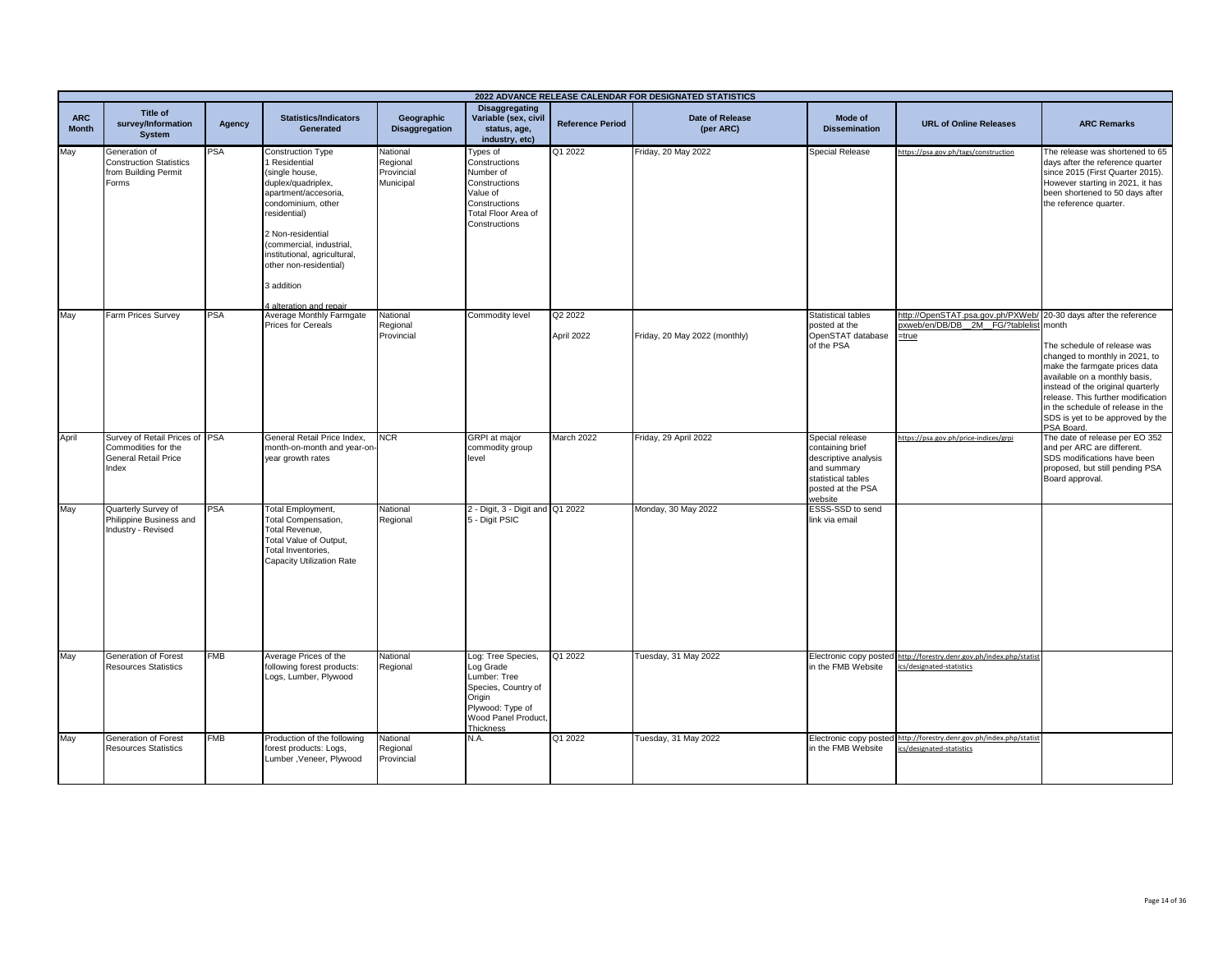| 2022 ADVANCE RELEASE CALENDAR FOR DESIGNATED STATISTICS | | | | | | | | | | | |
|---|---|---|---|---|---|---|---|---|---|---|---|
| **ARC Month** | **Title of survey/Information System** | **Agency** | **Statistics/Indicators Generated** | **Geographic Disaggregation** | **Disaggregating Variable (sex, civil status, age, industry, etc)** | **Reference Period** | **Date of Release (per ARC)** | **Mode of Dissemination** | **URL of Online Releases** | **ARC Remarks** |
| May | Generation of Construction Statistics from Building Permit Forms | PSA | Construction Type<br>1 Residential (single house, duplex/quadriplex, apartment/accesoria, condominium, other residential)<br>2 Non-residential (commercial, industrial, institutional, agricultural, other non-residential)<br>3 addition<br>4 alteration and repair | National<br>Regional<br>Provincial<br>Municipal | Types of Constructions<br>Number of Constructions<br>Value of Constructions<br>Total Floor Area of Constructions | Q1 2022 | Friday, 20 May 2022 | Special Release | https://psa.gov.ph/tags/construction | The release was shortened to 65 days after the reference quarter since 2015 (First Quarter 2015). However starting in 2021, it has been shortened to 50 days after the reference quarter. |
| May | Farm Prices Survey | PSA | Average Monthly Farmgate Prices for Cereals | National<br>Regional<br>Provincial | Commodity level | Q2 2022<br><br>April 2022 | Friday, 20 May 2022 (monthly) | Statistical tables posted at the OpenSTAT database of the PSA | http://OpenSTAT.psa.gov.ph/PXWeb/pxweb/en/DB/DB__2M__FG/?tablelist=true | 20-30 days after the reference month<br><br>The schedule of release was changed to monthly in 2021, to make the farmgate prices data available on a monthly basis, instead of the original quarterly release. This further modification in the schedule of release in the SDS is yet to be approved by the PSA Board. |
| April | Survey of Retail Prices of Commodities for the General Retail Price Index | PSA | General Retail Price Index, month-on-month and year-on-year growth rates | NCR | GRPI at major commodity group level | March 2022 | Friday, 29 April 2022 | Special release containing brief descriptive analysis and summary statistical tables posted at the PSA website | https://psa.gov.ph/price-indices/grpi | The date of release per EO 352 and per ARC are different. SDS modifications have been proposed, but still pending PSA Board approval. |
| May | Quarterly Survey of Philippine Business and Industry - Revised | PSA | Total Employment,<br>Total Compensation,<br>Total Revenue,<br>Total Value of Output,<br>Total Inventories,<br>Capacity Utilization Rate | National<br>Regional | 2 - Digit, 3 - Digit and 5 - Digit PSIC | Q1 2022 | Monday, 30 May 2022 | ESSS-SSD to send link via email | | |
| May | Generation of Forest Resources Statistics | FMB | Average Prices of the following forest products: Logs, Lumber, Plywood | National<br>Regional | Log: Tree Species, Log Grade<br>Lumber: Tree Species, Country of Origin<br>Plywood: Type of Wood Panel Product, Thickness | Q1 2022 | Tuesday, 31 May 2022 | Electronic copy posted in the FMB Website | http://forestry.denr.gov.ph/index.php/statistics/designated-statistics | |
| May | Generation of Forest Resources Statistics | FMB | Production of the following forest products: Logs, Lumber ,Veneer, Plywood | National<br>Regional<br>Provincial | N.A. | Q1 2022 | Tuesday, 31 May 2022 | Electronic copy posted in the FMB Website | http://forestry.denr.gov.ph/index.php/statistics/designated-statistics | |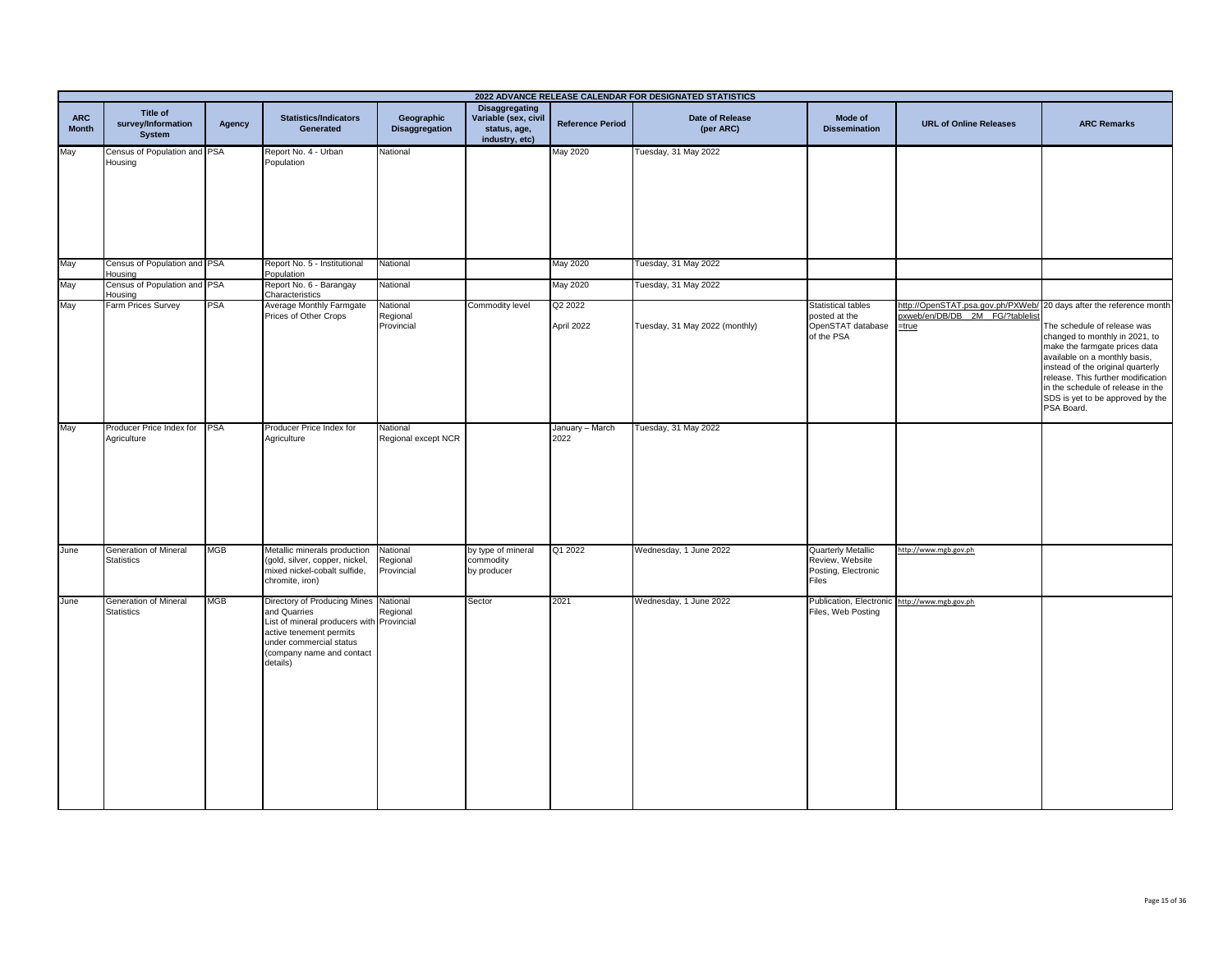| 2022 ADVANCE RELEASE CALENDAR FOR DESIGNATED STATISTICS | | | | | | | | | | |
|---|---|---|---|---|---|---|---|---|---|---|
| ARC Month | Title of survey/Information System | Agency | Statistics/Indicators Generated | Geographic Disaggregation | Disaggregating Variable (sex, civil status, age, industry, etc) | Reference Period | Date of Release (per ARC) | Mode of Dissemination | URL of Online Releases | ARC Remarks |
| May | Census of Population and Housing | PSA | Report No. 4 - Urban Population | National | | May 2020 | Tuesday, 31 May 2022 | | | |
| May | Census of Population and Housing | PSA | Report No. 5 - Institutional Population | National | | May 2020 | Tuesday, 31 May 2022 | | | |
| May | Census of Population and Housing | PSA | Report No. 6 - Barangay Characteristics | National | | May 2020 | Tuesday, 31 May 2022 | | | |
| May | Farm Prices Survey | PSA | Average Monthly Farmgate Prices of Other Crops | National<br>Regional<br>Provincial | Commodity level | Q2 2022<br><br>April 2022 | Tuesday, 31 May 2022 (monthly) | Statistical tables posted at the OpenSTAT database of the PSA | http://OpenSTAT.psa.gov.ph/PXWeb/pxweb/en/DB/DB__2M__FG/?tablelist=true | 20 days after the reference month<br><br>The schedule of release was changed to monthly in 2021, to make the farmgate prices data available on a monthly basis, instead of the original quarterly release. This further modification in the schedule of release in the SDS is yet to be approved by the PSA Board. |
| May | Producer Price Index for Agriculture | PSA | Producer Price Index for Agriculture | National<br>Regional except NCR | | January – March 2022 | Tuesday, 31 May 2022 | | | |
| June | Generation of Mineral Statistics | MGB | Metallic minerals production (gold, silver, copper, nickel, mixed nickel-cobalt sulfide, chromite, iron) | National<br>Regional<br>Provincial | by type of mineral commodity<br>by producer | Q1 2022 | Wednesday, 1 June 2022 | Quarterly Metallic Review, Website Posting, Electronic Files | http://www.mgb.gov.ph | |
| June | Generation of Mineral Statistics | MGB | Directory of Producing Mines and Quarries<br>List of mineral producers with active tenement permits under commercial status (company name and contact details) | National<br>Regional<br>Provincial | Sector | 2021 | Wednesday, 1 June 2022 | Publication, Electronic Files, Web Posting | http://www.mgb.gov.ph | |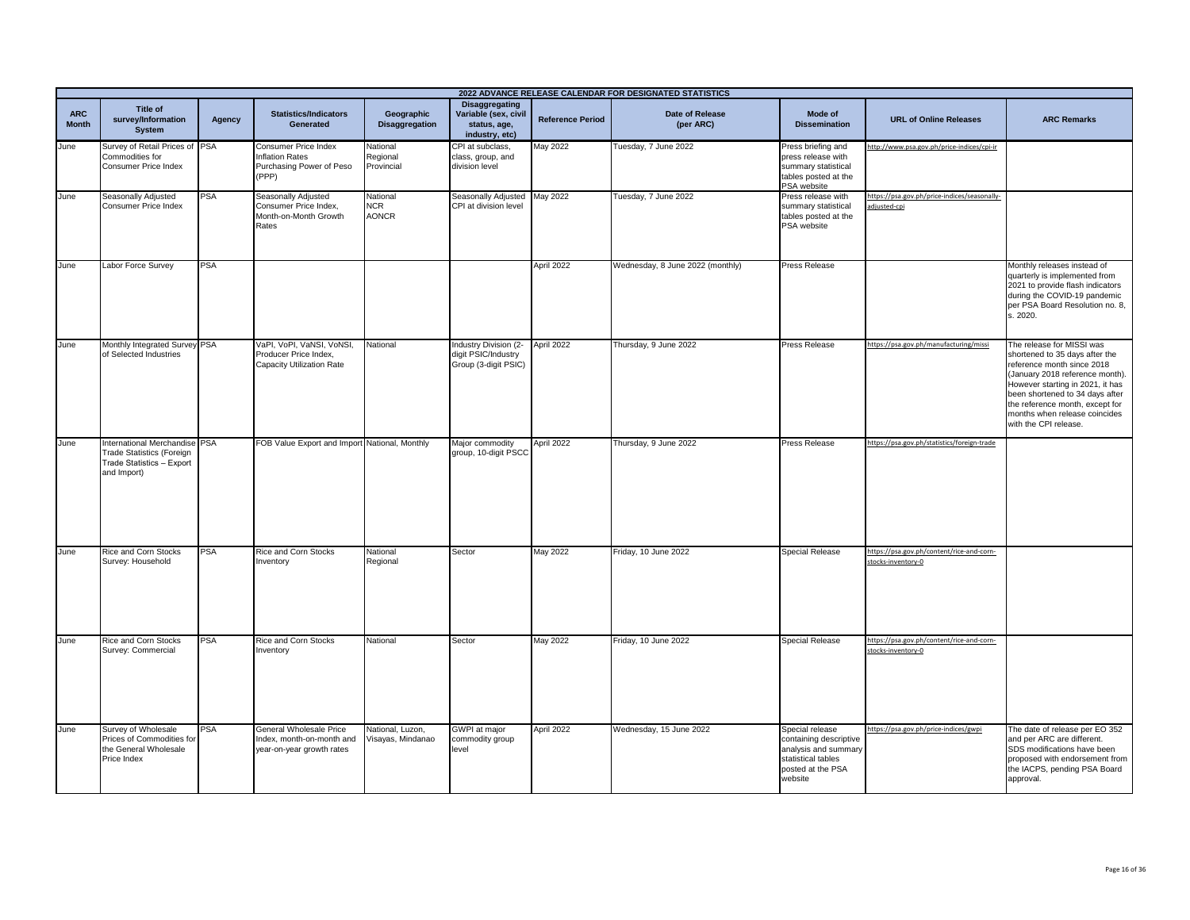| 2022 ADVANCE RELEASE CALENDAR FOR DESIGNATED STATISTICS | | | | | | | | | | |
|---|---|---|---|---|---|---|---|---|---|---|
| ARC Month | Title of survey/Information System | Agency | Statistics/Indicators Generated | Geographic Disaggregation | Disaggregating Variable (sex, civil status, age, industry, etc) | Reference Period | Date of Release (per ARC) | Mode of Dissemination | URL of Online Releases | ARC Remarks |
| June | Survey of Retail Prices of Commodities for Consumer Price Index | PSA | Consumer Price Index Inflation Rates Purchasing Power of Peso (PPP) | National Regional Provincial | CPI at subclass, class, group, and division level | May 2022 | Tuesday, 7 June 2022 | Press briefing and press release with summary statistical tables posted at the PSA website | http://www.psa.gov.ph/price-indices/cpi-ir | |
| June | Seasonally Adjusted Consumer Price Index | PSA | Seasonally Adjusted Consumer Price Index, Month-on-Month Growth Rates | National NCR AONCR | Seasonally Adjusted CPI at division level | May 2022 | Tuesday, 7 June 2022 | Press release with summary statistical tables posted at the PSA website | https://psa.gov.ph/price-indices/seasonally-adjusted-cpi | |
| June | Labor Force Survey | PSA | | | | April 2022 | Wednesday, 8 June 2022 (monthly) | Press Release | | Monthly releases instead of quarterly is implemented from 2021 to provide flash indicators during the COVID-19 pandemic per PSA Board Resolution no. 8, s. 2020. |
| June | Monthly Integrated Survey of Selected Industries | PSA | VaPI, VoPI, VaNSI, VoNSI, Producer Price Index, Capacity Utilization Rate | National | Industry Division (2-digit PSIC/Industry Group (3-digit PSIC) | April 2022 | Thursday, 9 June 2022 | Press Release | https://psa.gov.ph/manufacturing/missi | The release for MISSI was shortened to 35 days after the reference month since 2018 (January 2018 reference month). However starting in 2021, it has been shortened to 34 days after the reference month, except for months when release coincides with the CPI release. |
| June | International Merchandise Trade Statistics (Foreign Trade Statistics – Export and Import) | PSA | FOB Value Export and Import | National, Monthly | Major commodity group, 10-digit PSCC | April 2022 | Thursday, 9 June 2022 | Press Release | https://psa.gov.ph/statistics/foreign-trade | |
| June | Rice and Corn Stocks Survey: Household | PSA | Rice and Corn Stocks Inventory | National Regional | Sector | May 2022 | Friday, 10 June 2022 | Special Release | https://psa.gov.ph/content/rice-and-corn-stocks-inventory-0 | |
| June | Rice and Corn Stocks Survey: Commercial | PSA | Rice and Corn Stocks Inventory | National | Sector | May 2022 | Friday, 10 June 2022 | Special Release | https://psa.gov.ph/content/rice-and-corn-stocks-inventory-0 | |
| June | Survey of Wholesale Prices of Commodities for the General Wholesale Price Index | PSA | General Wholesale Price Index, month-on-month and year-on-year growth rates | National, Luzon, Visayas, Mindanao | GWPI at major commodity group level | April 2022 | Wednesday, 15 June 2022 | Special release containing descriptive analysis and summary statistical tables posted at the PSA website | https://psa.gov.ph/price-indices/gwpi | The date of release per EO 352 and per ARC are different. SDS modifications have been proposed with endorsement from the IACPS, pending PSA Board approval. |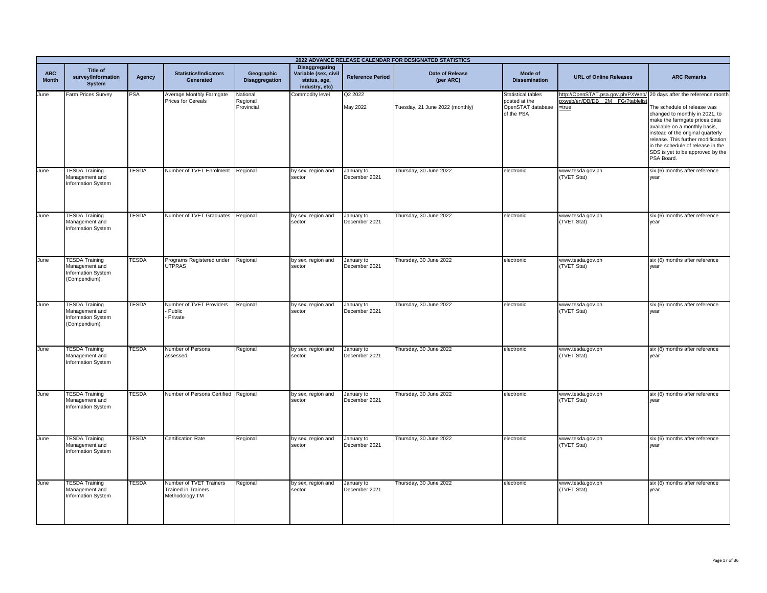| 2022 ADVANCE RELEASE CALENDAR FOR DESIGNATED STATISTICS | | | | | | | | | | |
|---|---|---|---|---|---|---|---|---|---|---|
| **ARC Month** | **Title of survey/Information System** | **Agency** | **Statistics/Indicators Generated** | **Geographic Disaggregation** | **Disaggregating Variable (sex, civil status, age, industry, etc)** | **Reference Period** | **Date of Release (per ARC)** | **Mode of Dissemination** | **URL of Online Releases** | **ARC Remarks** |
| June | Farm Prices Survey | PSA | Average Monthly Farmgate Prices for Cereals | National<br>Regional<br>Provincial | Commodity level | Q2 2022<br><br>May 2022 | Tuesday, 21 June 2022 (monthly) | Statistical tables posted at the OpenSTAT database of the PSA | http://OpenSTAT.psa.gov.ph/PXWeb/pxweb/en/DB/DB__2M__FG/?tablelist=true | 20 days after the reference month<br><br>The schedule of release was changed to monthly in 2021, to make the farmgate prices data available on a monthly basis, instead of the original quarterly release. This further modification in the schedule of release in the SDS is yet to be approved by the PSA Board. |
| June | TESDA Training Management and Information System | TESDA | Number of TVET Enrolment | Regional | by sex, region and sector | January to December 2021 | Thursday, 30 June 2022 | electronic | www.tesda.gov.ph (TVET Stat) | six (6) months after reference year |
| June | TESDA Training Management and Information System | TESDA | Number of TVET Graduates | Regional | by sex, region and sector | January to December 2021 | Thursday, 30 June 2022 | electronic | www.tesda.gov.ph (TVET Stat) | six (6) months after reference year |
| June | TESDA Training Management and Information System (Compendium) | TESDA | Programs Registered under UTPRAS | Regional | by sex, region and sector | January to December 2021 | Thursday, 30 June 2022 | electronic | www.tesda.gov.ph (TVET Stat) | six (6) months after reference year |
| June | TESDA Training Management and Information System (Compendium) | TESDA | Number of TVET Providers<br>- Public<br>- Private | Regional | by sex, region and sector | January to December 2021 | Thursday, 30 June 2022 | electronic | www.tesda.gov.ph (TVET Stat) | six (6) months after reference year |
| June | TESDA Training Management and Information System | TESDA | Number of Persons assessed | Regional | by sex, region and sector | January to December 2021 | Thursday, 30 June 2022 | electronic | www.tesda.gov.ph (TVET Stat) | six (6) months after reference year |
| June | TESDA Training Management and Information System | TESDA | Number of Persons Certified | Regional | by sex, region and sector | January to December 2021 | Thursday, 30 June 2022 | electronic | www.tesda.gov.ph (TVET Stat) | six (6) months after reference year |
| June | TESDA Training Management and Information System | TESDA | Certification Rate | Regional | by sex, region and sector | January to December 2021 | Thursday, 30 June 2022 | electronic | www.tesda.gov.ph (TVET Stat) | six (6) months after reference year |
| June | TESDA Training Management and Information System | TESDA | Number of TVET Trainers Trained in Trainers Methodology TM | Regional | by sex, region and sector | January to December 2021 | Thursday, 30 June 2022 | electronic | www.tesda.gov.ph (TVET Stat) | six (6) months after reference year |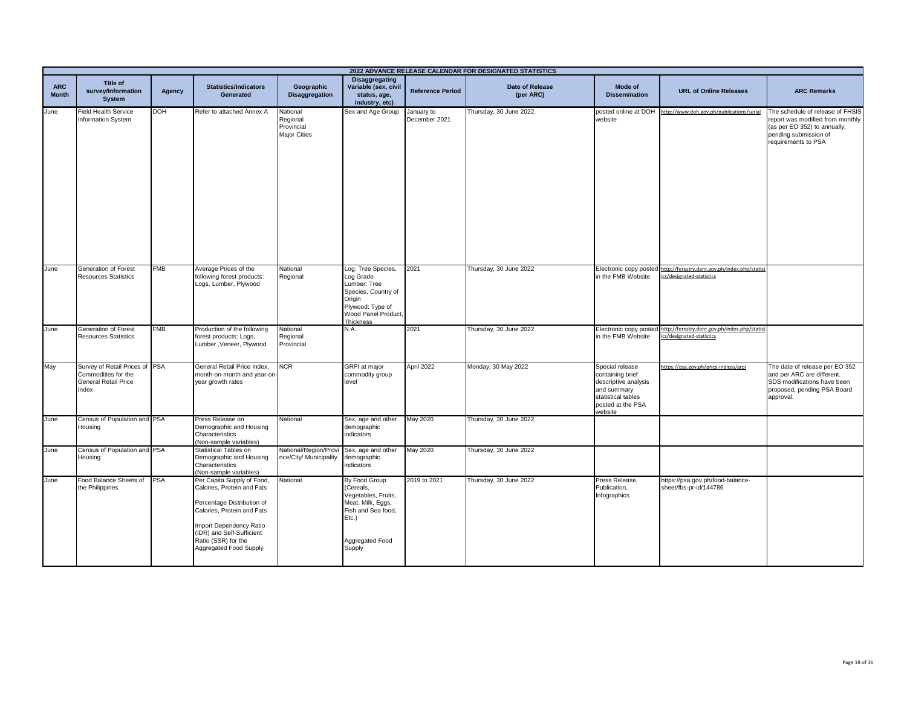| 2022 ADVANCE RELEASE CALENDAR FOR DESIGNATED STATISTICS | | | | | | | | | | |
|---|---|---|---|---|---|---|---|---|---|---|
| ARC Month | Title of survey/Information System | Agency | Statistics/Indicators Generated | Geographic Disaggregation | Disaggregating Variable (sex, civil status, age, industry, etc) | Reference Period | Date of Release (per ARC) | Mode of Dissemination | URL of Online Releases | ARC Remarks |
| June | Field Health Service Information System | DOH | Refer to attached Annex A | National Regional Provincial Major Cities | Sex and Age Group | January to December 2021 | Thursday, 30 June 2022 | posted online at DOH website | http://www.doh.gov.ph/publications/serial | The schedule of release of FHSIS report was modified from monthly (as per EO 352) to annually; pending submission of requirements to PSA |
| June | Generation of Forest Resources Statistics | FMB | Average Prices of the following forest products: Logs, Lumber, Plywood | National Regional | Log: Tree Species, Log Grade Lumber: Tree Species, Country of Origin Plywood: Type of Wood Panel Product, Thickness | 2021 | Thursday, 30 June 2022 | Electronic copy posted in the FMB Website | http://forestry.denr.gov.ph/index.php/statistics/designated-statistics | |
| June | Generation of Forest Resources Statistics | FMB | Production of the following forest products: Logs, Lumber ,Veneer, Plywood | National Regional Provincial | N.A. | 2021 | Thursday, 30 June 2022 | Electronic copy posted in the FMB Website | http://forestry.denr.gov.ph/index.php/statistics/designated-statistics | |
| May | Survey of Retail Prices of Commodities for the General Retail Price Index | PSA | General Retail Price Index, month-on-month and year-on-year growth rates | NCR | GRPI at major commodity group level | April 2022 | Monday, 30 May 2022 | Special release containing brief descriptive analysis and summary statistical tables posted at the PSA website | https://psa.gov.ph/price-indices/grpi | The date of release per EO 352 and per ARC are different. SDS modifications have been proposed, pending PSA Board approval. |
| June | Census of Population and Housing | PSA | Press Release on Demographic and Housing Characteristics (Non-sample variables) | National | Sex, age and other demographic indicators | May 2020 | Thursday, 30 June 2022 | | | |
| June | Census of Population and Housing | PSA | Statistical Tables on Demographic and Housing Characteristics (Non-sample variables) | National/Region/Province/City/ Municipality | Sex, age and other demographic indicators | May 2020 | Thursday, 30 June 2022 | | | |
| June | Food Balance Sheets of the Philippines | PSA | Per Capita Supply of Food, Calories, Protein and Fats<br><br>Percentage Distribution of Calories, Protein and Fats<br><br>Import Dependency Ratio (IDR) and Self-Sufficient Ratio (SSR) for the Aggregated Food Supply | National | By Food Group (Cereals, Vegetables, Fruits, Meat, Milk, Eggs, Fish and Sea food, Etc.)<br><br>Aggregated Food Supply | 2019 to 2021 | Thursday, 30 June 2022 | Press Release, Publication, Infographics | https://psa.gov.ph/food-balance-sheet/fbs-pr-id/144786 | |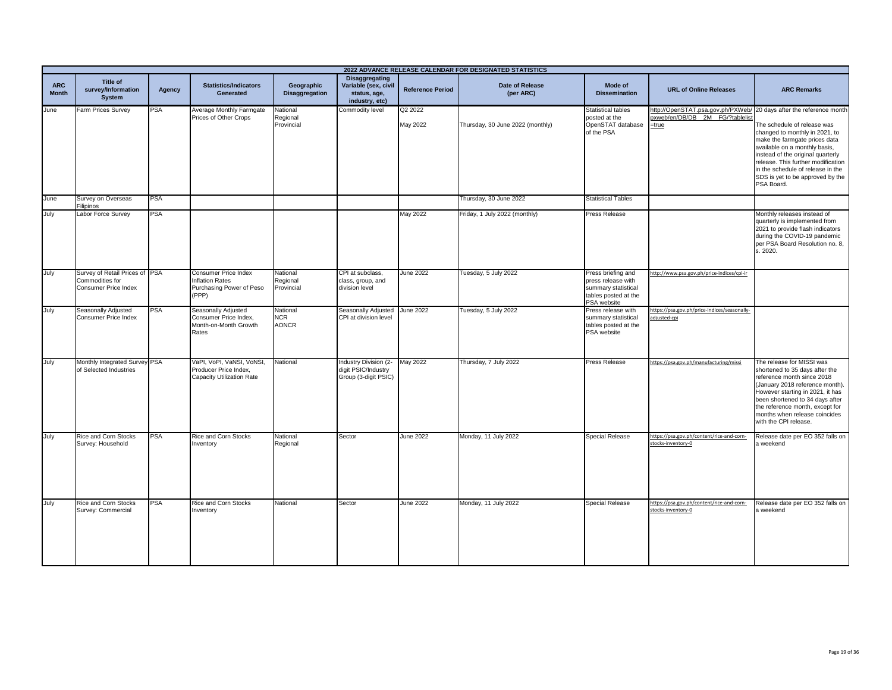| 2022 ADVANCE RELEASE CALENDAR FOR DESIGNATED STATISTICS | | | | | | | | | | |
|---|---|---|---|---|---|---|---|---|---|---|
| **ARC Month** | **Title of survey/Information System** | **Agency** | **Statistics/Indicators Generated** | **Geographic Disaggregation** | **Disaggregating Variable (sex, civil status, age, industry, etc)** | **Reference Period** | **Date of Release (per ARC)** | **Mode of Dissemination** | **URL of Online Releases** | **ARC Remarks** |
| June | Farm Prices Survey | PSA | Average Monthly Farmgate Prices of Other Crops | National Regional Provincial | Commodity level | Q2 2022 May 2022 | Thursday, 30 June 2022 (monthly) | Statistical tables posted at the OpenSTAT database of the PSA | http://OpenSTAT.psa.gov.ph/PXWeb/pxweb/en/DB/DB__2M__FG/?tablelist=true | 20 days after the reference month The schedule of release was changed to monthly in 2021, to make the farmgate prices data available on a monthly basis, instead of the original quarterly release. This further modification in the schedule of release in the SDS is yet to be approved by the PSA Board. |
| June | Survey on Overseas Filipinos | PSA | | | | | Thursday, 30 June 2022 | Statistical Tables | | |
| July | Labor Force Survey | PSA | | | | May 2022 | Friday, 1 July 2022 (monthly) | Press Release | | Monthly releases instead of quarterly is implemented from 2021 to provide flash indicators during the COVID-19 pandemic per PSA Board Resolution no. 8, s. 2020. |
| July | Survey of Retail Prices of Commodities for Consumer Price Index | PSA | Consumer Price Index Inflation Rates Purchasing Power of Peso (PPP) | National Regional Provincial | CPI at subclass, class, group, and division level | June 2022 | Tuesday, 5 July 2022 | Press briefing and press release with summary statistical tables posted at the PSA website | http://www.psa.gov.ph/price-indices/cpi-ir | |
| July | Seasonally Adjusted Consumer Price Index | PSA | Seasonally Adjusted Consumer Price Index, Month-on-Month Growth Rates | National NCR AONCR | Seasonally Adjusted CPI at division level | June 2022 | Tuesday, 5 July 2022 | Press release with summary statistical tables posted at the PSA website | https://psa.gov.ph/price-indices/seasonally-adjusted-cpi | |
| July | Monthly Integrated Survey of Selected Industries | PSA | VaPI, VoPI, VaNSI, VoNSI, Producer Price Index, Capacity Utilization Rate | National | Industry Division (2-digit PSIC/Industry Group (3-digit PSIC) | May 2022 | Thursday, 7 July 2022 | Press Release | https://psa.gov.ph/manufacturing/missi | The release for MISSI was shortened to 35 days after the reference month since 2018 (January 2018 reference month). However starting in 2021, it has been shortened to 34 days after the reference month, except for months when release coincides with the CPI release. |
| July | Rice and Corn Stocks Survey: Household | PSA | Rice and Corn Stocks Inventory | National Regional | Sector | June 2022 | Monday, 11 July 2022 | Special Release | https://psa.gov.ph/content/rice-and-corn-stocks-inventory-0 | Release date per EO 352 falls on a weekend |
| July | Rice and Corn Stocks Survey: Commercial | PSA | Rice and Corn Stocks Inventory | National | Sector | June 2022 | Monday, 11 July 2022 | Special Release | https://psa.gov.ph/content/rice-and-corn-stocks-inventory-0 | Release date per EO 352 falls on a weekend |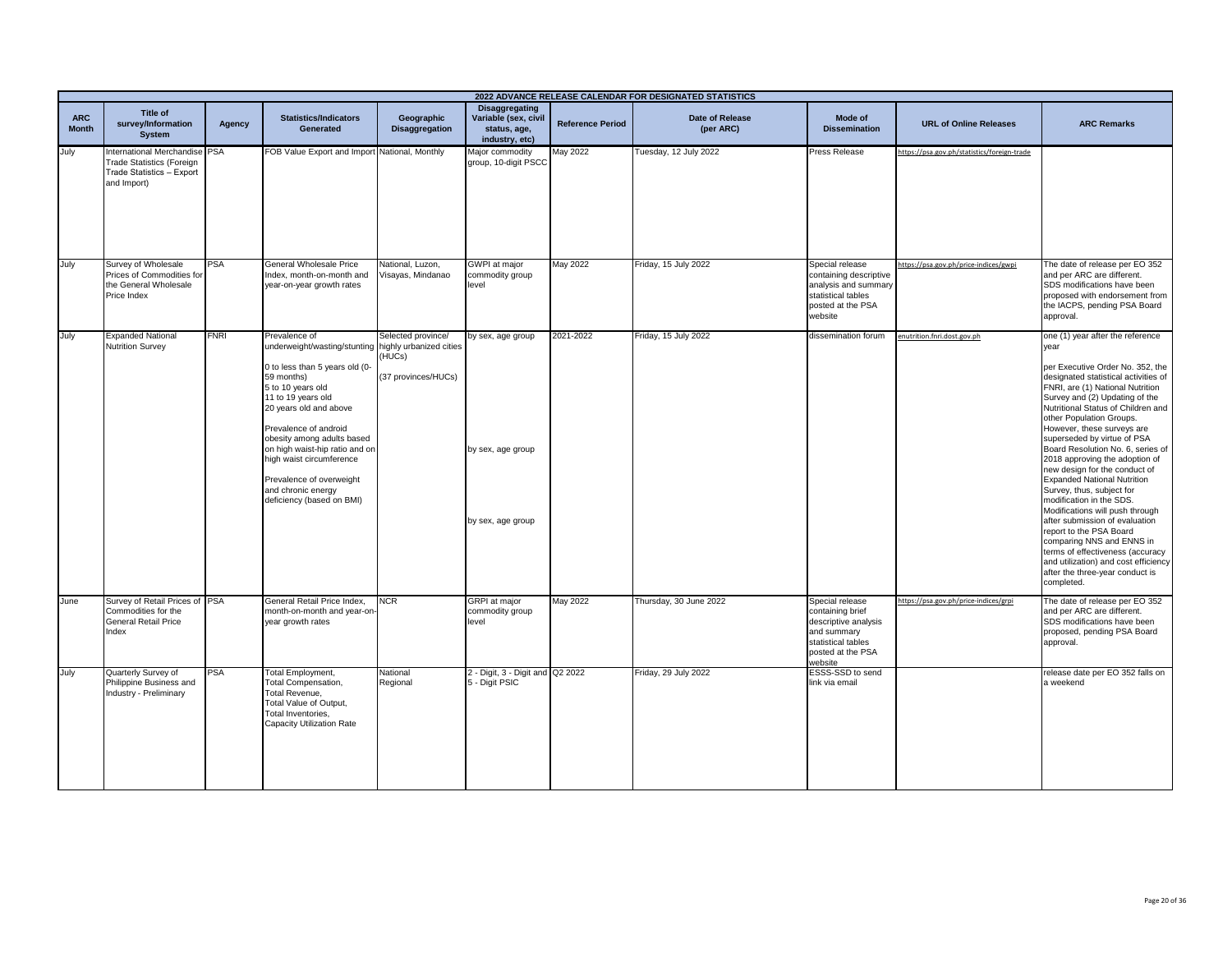| 2022 ADVANCE RELEASE CALENDAR FOR DESIGNATED STATISTICS | | | | | | | | | | | |
|---|---|---|---|---|---|---|---|---|---|---|---|
| **ARC Month** | **Title of survey/Information System** | **Agency** | **Statistics/Indicators Generated** | **Geographic Disaggregation** | **Disaggregating Variable (sex, civil status, age, industry, etc)** | **Reference Period** | **Date of Release (per ARC)** | **Mode of Dissemination** | **URL of Online Releases** | **ARC Remarks** |
| July | International Merchandise Trade Statistics (Foreign Trade Statistics – Export and Import) | PSA | FOB Value Export and Import | National, Monthly | Major commodity group, 10-digit PSCC | May 2022 | Tuesday, 12 July 2022 | Press Release | https://psa.gov.ph/statistics/foreign-trade | |
| July | Survey of Wholesale Prices of Commodities for the General Wholesale Price Index | PSA | General Wholesale Price Index, month-on-month and year-on-year growth rates | National, Luzon, Visayas, Mindanao | GWPI at major commodity group level | May 2022 | Friday, 15 July 2022 | Special release containing descriptive analysis and summary statistical tables posted at the PSA website | https://psa.gov.ph/price-indices/gwpi | The date of release per EO 352 and per ARC are different. SDS modifications have been proposed with endorsement from the IACPS, pending PSA Board approval. |
| July | Expanded National Nutrition Survey | FNRI | Prevalence of underweight/wasting/stunting<br><br>0 to less than 5 years old (0-59 months)<br>5 to 10 years old<br>11 to 19 years old<br>20 years old and above<br><br>Prevalence of android obesity among adults based on high waist-hip ratio and on high waist circumference<br><br>Prevalence of overweight and chronic energy deficiency (based on BMI) | Selected province/ highly urbanized cities (HUCs)<br><br>(37 provinces/HUCs) | by sex, age group<br><br>by sex, age group<br><br>by sex, age group | 2021-2022 | Friday, 15 July 2022 | dissemination forum | enutrition.fnri.dost.gov.ph | one (1) year after the reference year<br><br>per Executive Order No. 352, the designated statistical activities of FNRI, are (1) National Nutrition Survey and (2) Updating of the Nutritional Status of Children and other Population Groups. However, these surveys are superseded by virtue of PSA Board Resolution No. 6, series of 2018 approving the adoption of new design for the conduct of Expanded National Nutrition Survey, thus, subject for modification in the SDS. Modifications will push through after submission of evaluation report to the PSA Board comparing NNS and ENNS in terms of effectiveness (accuracy and utilization) and cost efficiency after the three-year conduct is completed. |
| June | Survey of Retail Prices of Commodities for the General Retail Price Index | PSA | General Retail Price Index, month-on-month and year-on-year growth rates | NCR | GRPI at major commodity group level | May 2022 | Thursday, 30 June 2022 | Special release containing brief descriptive analysis and summary statistical tables posted at the PSA website | https://psa.gov.ph/price-indices/grpi | The date of release per EO 352 and per ARC are different. SDS modifications have been proposed, pending PSA Board approval. |
| July | Quarterly Survey of Philippine Business and Industry - Preliminary | PSA | Total Employment,<br>Total Compensation,<br>Total Revenue,<br>Total Value of Output,<br>Total Inventories,<br>Capacity Utilization Rate | National<br>Regional | 2 - Digit, 3 - Digit and 5 - Digit PSIC | Q2 2022 | Friday, 29 July 2022 | ESSS-SSD to send link via email | | release date per EO 352 falls on a weekend |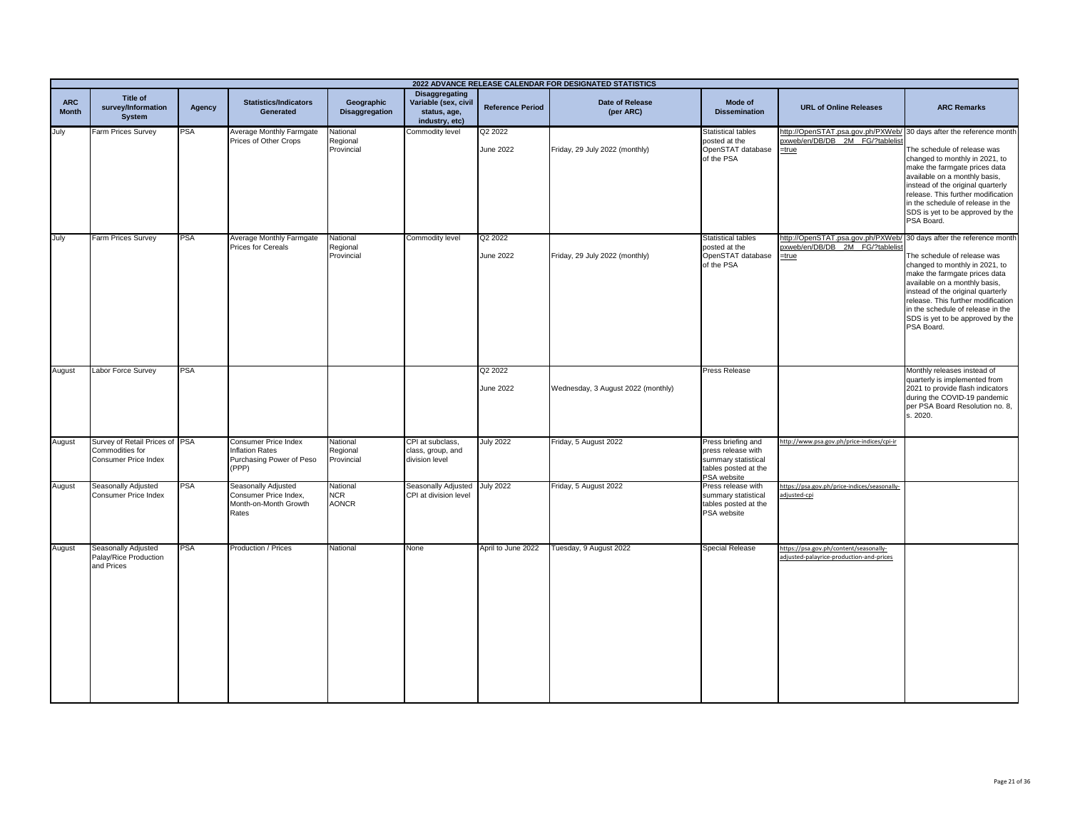**2022 ADVANCE RELEASE CALENDAR FOR DESIGNATED STATISTICS**

| ARC Month | Title of survey/Information System | Agency | Statistics/Indicators Generated | Geographic Disaggregation | Disaggregating Variable (sex, civil status, age, industry, etc) | Reference Period | Date of Release (per ARC) | Mode of Dissemination | URL of Online Releases | ARC Remarks |
|---|---|---|---|---|---|---|---|---|---|---|
| July | Farm Prices Survey | PSA | Average Monthly Farmgate Prices of Other Crops | National<br>Regional<br>Provincial | Commodity level | Q2 2022<br><br>June 2022 | Friday, 29 July 2022 (monthly) | Statistical tables posted at the OpenSTAT database of the PSA | http://OpenSTAT.psa.gov.ph/PXWeb/pxweb/en/DB/DB__2M__FG/?tablelist=true | 30 days after the reference month<br><br>The schedule of release was changed to monthly in 2021, to make the farmgate prices data available on a monthly basis, instead of the original quarterly release. This further modification in the schedule of release in the SDS is yet to be approved by the PSA Board. |
| July | Farm Prices Survey | PSA | Average Monthly Farmgate Prices for Cereals | National<br>Regional<br>Provincial | Commodity level | Q2 2022<br><br>June 2022 | Friday, 29 July 2022 (monthly) | Statistical tables posted at the OpenSTAT database of the PSA | http://OpenSTAT.psa.gov.ph/PXWeb/pxweb/en/DB/DB__2M__FG/?tablelist=true | 30 days after the reference month<br><br>The schedule of release was changed to monthly in 2021, to make the farmgate prices data available on a monthly basis, instead of the original quarterly release. This further modification in the schedule of release in the SDS is yet to be approved by the PSA Board. |
| August | Labor Force Survey | PSA | | | | Q2 2022<br><br>June 2022 | Wednesday, 3 August 2022 (monthly) | Press Release | | Monthly releases instead of quarterly is implemented from 2021 to provide flash indicators during the COVID-19 pandemic per PSA Board Resolution no. 8, s. 2020. |
| August | Survey of Retail Prices of Commodities for Consumer Price Index | PSA | Consumer Price Index<br>Inflation Rates<br>Purchasing Power of Peso (PPP) | National<br>Regional<br>Provincial | CPI at subclass, class, group, and division level | July 2022 | Friday, 5 August 2022 | Press briefing and press release with summary statistical tables posted at the PSA website | http://www.psa.gov.ph/price-indices/cpi-ir | |
| August | Seasonally Adjusted Consumer Price Index | PSA | Seasonally Adjusted Consumer Price Index, Month-on-Month Growth Rates | National<br>NCR<br>AONCR | Seasonally Adjusted CPI at division level | July 2022 | Friday, 5 August 2022 | Press release with summary statistical tables posted at the PSA website | https://psa.gov.ph/price-indices/seasonally-adjusted-cpi | |
| August | Seasonally Adjusted Palay/Rice Production and Prices | PSA | Production / Prices | National | None | April to June 2022 | Tuesday, 9 August 2022 | Special Release | https://psa.gov.ph/content/seasonally-adjusted-palayrice-production-and-prices | |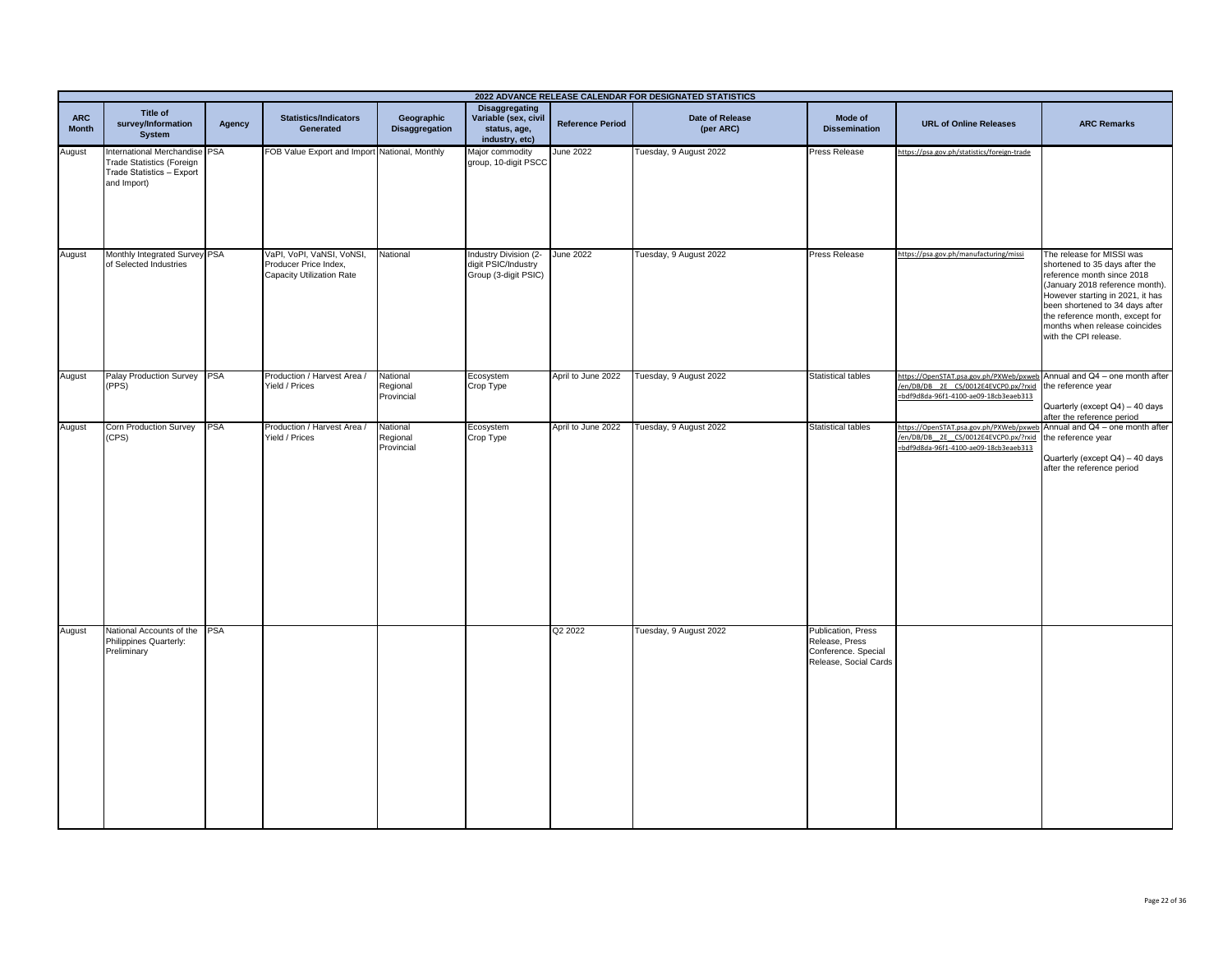| 2022 ADVANCE RELEASE CALENDAR FOR DESIGNATED STATISTICS | | | | | | | | | | |
|---|---|---|---|---|---|---|---|---|---|---|
| **ARC Month** | **Title of survey/Information System** | **Agency** | **Statistics/Indicators Generated** | **Geographic Disaggregation** | **Disaggregating Variable (sex, civil status, age, industry, etc)** | **Reference Period** | **Date of Release (per ARC)** | **Mode of Dissemination** | **URL of Online Releases** | **ARC Remarks** |
| August | International Merchandise Trade Statistics (Foreign Trade Statistics – Export and Import) | PSA | FOB Value Export and Import | National, Monthly | Major commodity group, 10-digit PSCC | June 2022 | Tuesday, 9 August 2022 | Press Release | https://psa.gov.ph/statistics/foreign-trade | |
| August | Monthly Integrated Survey of Selected Industries | PSA | VaPI, VoPI, VaNSI, VoNSI, Producer Price Index, Capacity Utilization Rate | National | Industry Division (2-digit PSIC/Industry Group (3-digit PSIC) | June 2022 | Tuesday, 9 August 2022 | Press Release | https://psa.gov.ph/manufacturing/missi | The release for MISSI was shortened to 35 days after the reference month since 2018 (January 2018 reference month). However starting in 2021, it has been shortened to 34 days after the reference month, except for months when release coincides with the CPI release. |
| August | Palay Production Survey (PPS) | PSA | Production / Harvest Area / Yield / Prices | National<br>Regional<br>Provincial | Ecosystem<br>Crop Type | April to June 2022 | Tuesday, 9 August 2022 | Statistical tables | https://OpenSTAT.psa.gov.ph/PXWeb/pxweb/en/DB/DB__2E__CS/0012E4EVCP0.px/?rxid=bdf9d8da-96f1-4100-ae09-18cb3eaeb313 | Annual and Q4 – one month after the reference year<br><br>Quarterly (except Q4) – 40 days after the reference period |
| August | Corn Production Survey (CPS) | PSA | Production / Harvest Area / Yield / Prices | National<br>Regional<br>Provincial | Ecosystem<br>Crop Type | April to June 2022 | Tuesday, 9 August 2022 | Statistical tables | https://OpenSTAT.psa.gov.ph/PXWeb/pxweb/en/DB/DB__2E__CS/0012E4EVCP0.px/?rxid=bdf9d8da-96f1-4100-ae09-18cb3eaeb313 | Annual and Q4 – one month after the reference year<br><br>Quarterly (except Q4) – 40 days after the reference period |
| August | National Accounts of the Philippines Quarterly: Preliminary | PSA | | | | Q2 2022 | Tuesday, 9 August 2022 | Publication, Press Release, Press Conference. Special Release, Social Cards | | |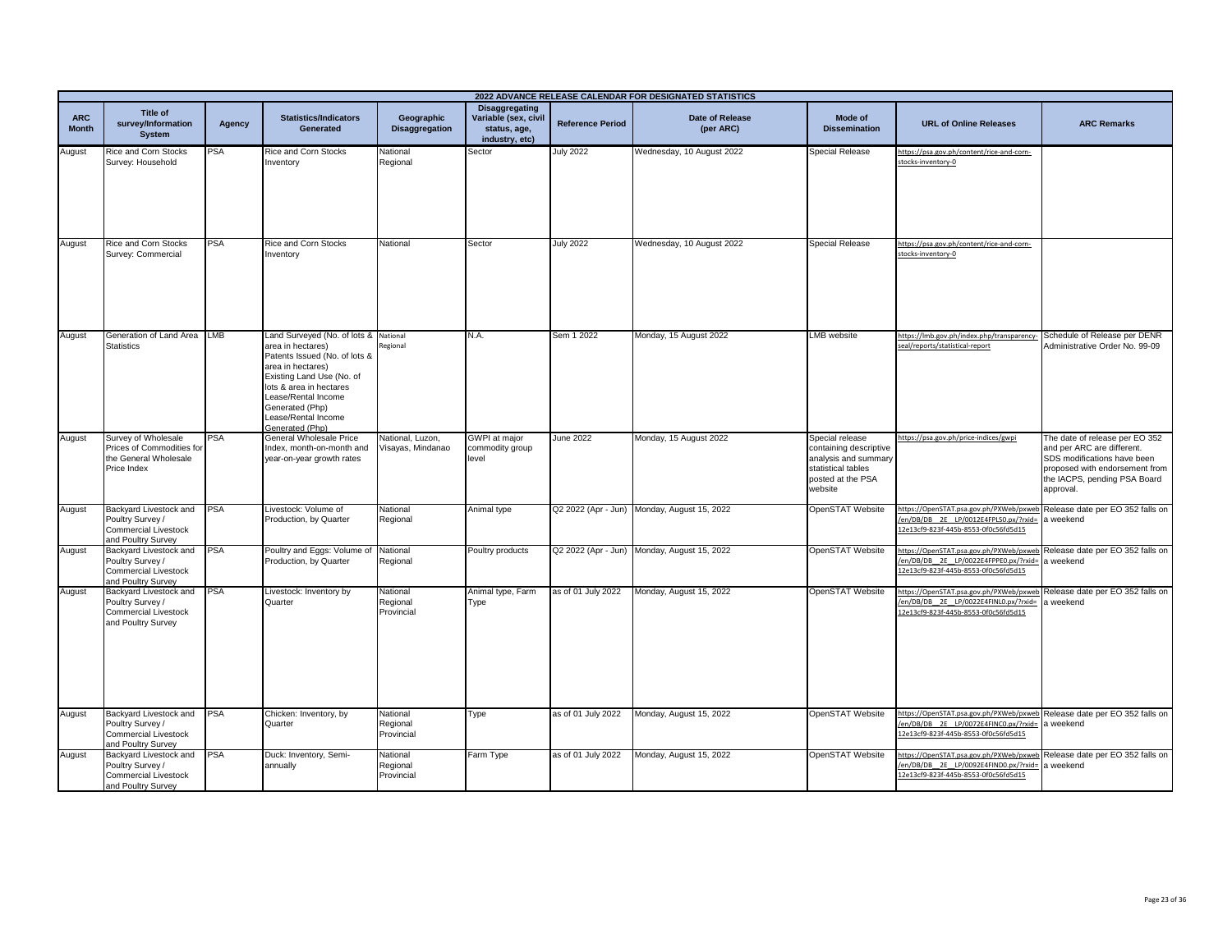| 2022 ADVANCE RELEASE CALENDAR FOR DESIGNATED STATISTICS | | | | | | | | | | |
|---|---|---|---|---|---|---|---|---|---|---|
| ARC Month | Title of survey/Information System | Agency | Statistics/Indicators Generated | Geographic Disaggregation | Disaggregating Variable (sex, civil status, age, industry, etc) | Reference Period | Date of Release (per ARC) | Mode of Dissemination | URL of Online Releases | ARC Remarks |
| August | Rice and Corn Stocks Survey: Household | PSA | Rice and Corn Stocks Inventory | National<br>Regional | Sector | July 2022 | Wednesday, 10 August 2022 | Special Release | https://psa.gov.ph/content/rice-and-corn-stocks-inventory-0 | |
| August | Rice and Corn Stocks Survey: Commercial | PSA | Rice and Corn Stocks Inventory | National | Sector | July 2022 | Wednesday, 10 August 2022 | Special Release | https://psa.gov.ph/content/rice-and-corn-stocks-inventory-0 | |
| August | Generation of Land Area Statistics | LMB | Land Surveyed (No. of lots & area in hectares)<br>Patents Issued (No. of lots & area in hectares)<br>Existing Land Use (No. of lots & area in hectares<br>Lease/Rental Income Generated (Php)<br>Lease/Rental Income Generated (Php) | National<br>Regional | N.A. | Sem 1 2022 | Monday, 15 August 2022 | LMB website | https://lmb.gov.ph/index.php/transparency-seal/reports/statistical-report | Schedule of Release per DENR Administrative Order No. 99-09 |
| August | Survey of Wholesale Prices of Commodities for the General Wholesale Price Index | PSA | General Wholesale Price Index, month-on-month and year-on-year growth rates | National, Luzon, Visayas, Mindanao | GWPI at major commodity group level | June 2022 | Monday, 15 August 2022 | Special release containing descriptive analysis and summary statistical tables posted at the PSA website | https://psa.gov.ph/price-indices/gwpi | The date of release per EO 352 and per ARC are different. SDS modifications have been proposed with endorsement from the IACPS, pending PSA Board approval. |
| August | Backyard Livestock and Poultry Survey / Commercial Livestock and Poultry Survey | PSA | Livestock: Volume of Production, by Quarter | National<br>Regional | Animal type | Q2 2022 (Apr - Jun) | Monday, August 15, 2022 | OpenSTAT Website | https://OpenSTAT.psa.gov.ph/PXWeb/pxweb/en/DB/DB__2E__LP/0012E4FPLS0.px/?rxid=12e13cf9-823f-445b-8553-0f0c56fd5d15 | Release date per EO 352 falls on a weekend |
| August | Backyard Livestock and Poultry Survey / Commercial Livestock and Poultry Survey | PSA | Poultry and Eggs: Volume of Production, by Quarter | National<br>Regional | Poultry products | Q2 2022 (Apr - Jun) | Monday, August 15, 2022 | OpenSTAT Website | https://OpenSTAT.psa.gov.ph/PXWeb/pxweb/en/DB/DB__2E__LP/0022E4FPPE0.px/?rxid=12e13cf9-823f-445b-8553-0f0c56fd5d15 | Release date per EO 352 falls on a weekend |
| August | Backyard Livestock and Poultry Survey / Commercial Livestock and Poultry Survey | PSA | Livestock: Inventory by Quarter | National<br>Regional<br>Provincial | Animal type, Farm Type | as of 01 July 2022 | Monday, August 15, 2022 | OpenSTAT Website | https://OpenSTAT.psa.gov.ph/PXWeb/pxweb/en/DB/DB__2E__LP/0022E4FINL0.px/?rxid=12e13cf9-823f-445b-8553-0f0c56fd5d15 | Release date per EO 352 falls on a weekend |
| August | Backyard Livestock and Poultry Survey / Commercial Livestock and Poultry Survey | PSA | Chicken: Inventory, by Quarter | National<br>Regional<br>Provincial | Type | as of 01 July 2022 | Monday, August 15, 2022 | OpenSTAT Website | https://OpenSTAT.psa.gov.ph/PXWeb/pxweb/en/DB/DB__2E__LP/0072E4FINC0.px/?rxid=12e13cf9-823f-445b-8553-0f0c56fd5d15 | Release date per EO 352 falls on a weekend |
| August | Backyard Livestock and Poultry Survey / Commercial Livestock and Poultry Survey | PSA | Duck: Inventory, Semi-annually | National<br>Regional<br>Provincial | Farm Type | as of 01 July 2022 | Monday, August 15, 2022 | OpenSTAT Website | https://OpenSTAT.psa.gov.ph/PXWeb/pxweb/en/DB/DB__2E__LP/0092E4FIND0.px/?rxid=12e13cf9-823f-445b-8553-0f0c56fd5d15 | Release date per EO 352 falls on a weekend |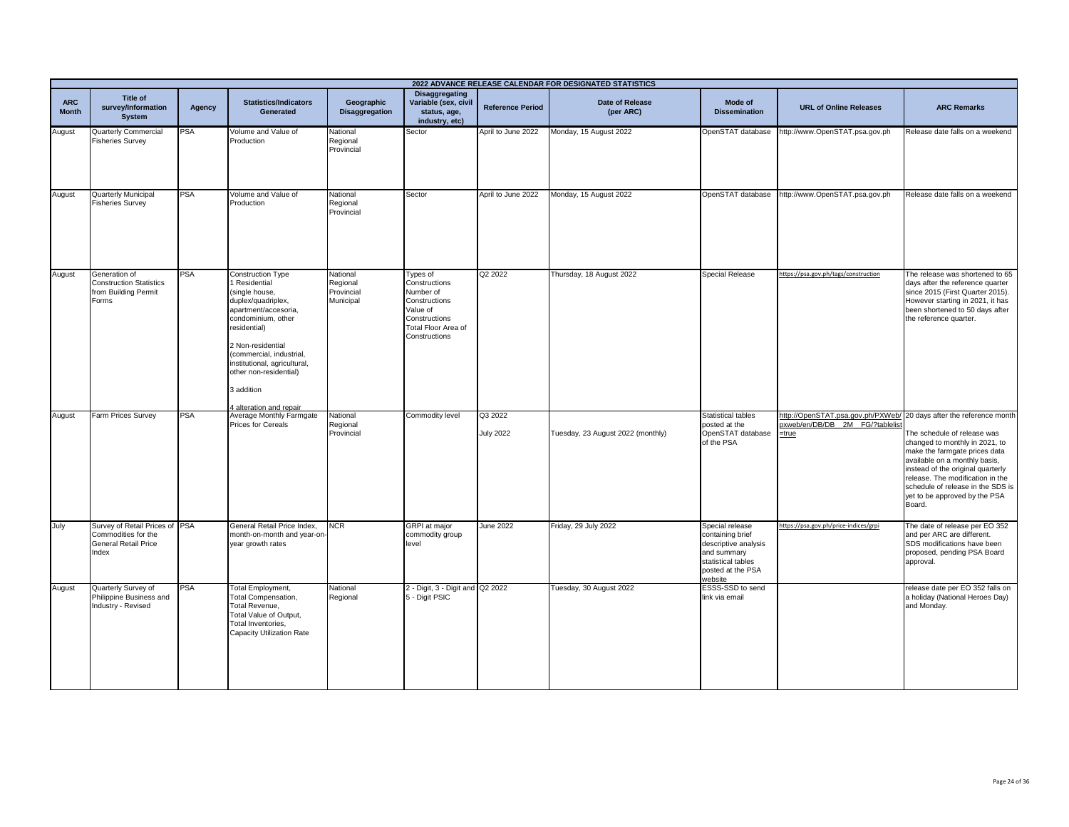| 2022 ADVANCE RELEASE CALENDAR FOR DESIGNATED STATISTICS | | | | | | | | | | |
|---|---|---|---|---|---|---|---|---|---|---|
| ARC Month | Title of survey/Information System | Agency | Statistics/Indicators Generated | Geographic Disaggregation | Disaggregating Variable (sex, civil status, age, industry, etc) | Reference Period | Date of Release (per ARC) | Mode of Dissemination | URL of Online Releases | ARC Remarks |
| August | Quarterly Commercial Fisheries Survey | PSA | Volume and Value of Production | National Regional Provincial | Sector | April to June 2022 | Monday, 15 August 2022 | OpenSTAT database | http://www.OpenSTAT.psa.gov.ph | Release date falls on a weekend |
| August | Quarterly Municipal Fisheries Survey | PSA | Volume and Value of Production | National Regional Provincial | Sector | April to June 2022 | Monday, 15 August 2022 | OpenSTAT database | http://www.OpenSTAT.psa.gov.ph | Release date falls on a weekend |
| August | Generation of Construction Statistics from Building Permit Forms | PSA | Construction Type 1 Residential (single house, duplex/quadriplex, apartment/accesoria, condominium, other residential) 2 Non-residential (commercial, industrial, institutional, agricultural, other non-residential) 3 addition 4 alteration and repair | National Regional Provincial Municipal | Types of Constructions Number of Constructions Value of Constructions Total Floor Area of Constructions | Q2 2022 | Thursday, 18 August 2022 | Special Release | https://psa.gov.ph/tags/construction | The release was shortened to 65 days after the reference quarter since 2015 (First Quarter 2015). However starting in 2021, it has been shortened to 50 days after the reference quarter. |
| August | Farm Prices Survey | PSA | Average Monthly Farmgate Prices for Cereals | National Regional Provincial | Commodity level | Q3 2022 July 2022 | Tuesday, 23 August 2022 (monthly) | Statistical tables posted at the OpenSTAT database of the PSA | http://OpenSTAT.psa.gov.ph/PXWeb/pxweb/en/DB/DB__2M__FG/?tablelist=true | 20 days after the reference month The schedule of release was changed to monthly in 2021, to make the farmgate prices data available on a monthly basis, instead of the original quarterly release. The modification in the schedule of release in the SDS is yet to be approved by the PSA Board. |
| July | Survey of Retail Prices of Commodities for the General Retail Price Index | PSA | General Retail Price Index, month-on-month and year-on-year growth rates | NCR | GRPI at major commodity group level | June 2022 | Friday, 29 July 2022 | Special release containing brief descriptive analysis and summary statistical tables posted at the PSA website | https://psa.gov.ph/price-indices/grpi | The date of release per EO 352 and per ARC are different. SDS modifications have been proposed, pending PSA Board approval. |
| August | Quarterly Survey of Philippine Business and Industry - Revised | PSA | Total Employment, Total Compensation, Total Revenue, Total Value of Output, Total Inventories, Capacity Utilization Rate | National Regional | 2 - Digit, 3 - Digit and 5 - Digit PSIC | Q2 2022 | Tuesday, 30 August 2022 | ESSS-SSD to send link via email | | release date per EO 352 falls on a holiday (National Heroes Day) and Monday. |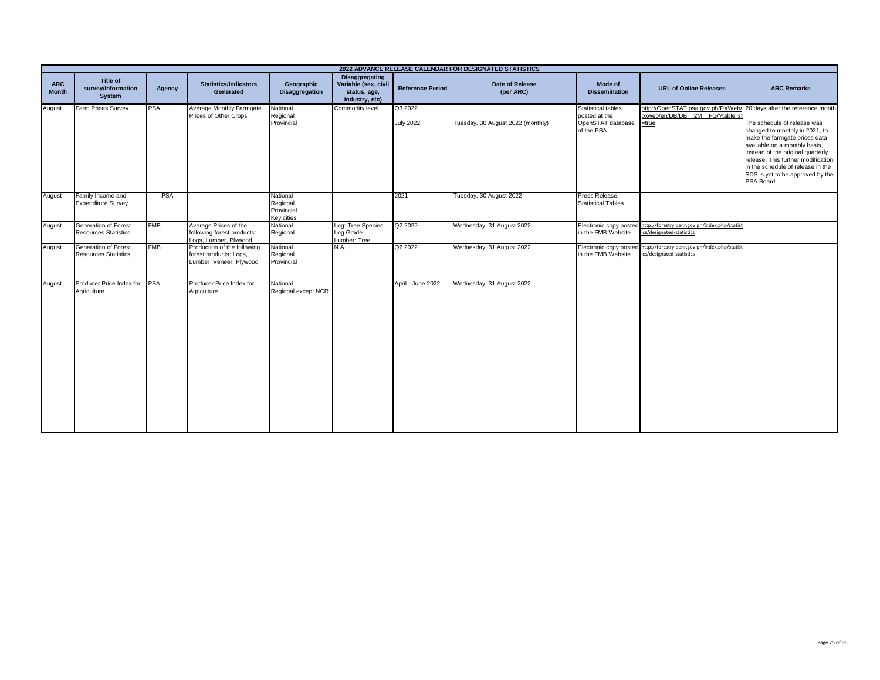| 2022 ADVANCE RELEASE CALENDAR FOR DESIGNATED STATISTICS | | | | | | | | | | |
|---|---|---|---|---|---|---|---|---|---|---|
| **ARC Month** | **Title of survey/Information System** | **Agency** | **Statistics/Indicators Generated** | **Geographic Disaggregation** | **Disaggregating Variable (sex, civil status, age, industry, etc)** | **Reference Period** | **Date of Release (per ARC)** | **Mode of Dissemination** | **URL of Online Releases** | **ARC Remarks** |
| August | Farm Prices Survey | PSA | Average Monthly Farmgate Prices of Other Crops | National<br>Regional<br>Provincial | Commodity level | Q3 2022<br>July 2022 | Tuesday, 30 August 2022 (monthly) | Statistical tables posted at the OpenSTAT database of the PSA | http://OpenSTAT.psa.gov.ph/PXWeb/pxweb/en/DB/DB__2M__FG/?tablelist=true | 20 days after the reference month<br>The schedule of release was changed to monthly in 2021, to make the farmgate prices data available on a monthly basis, instead of the original quarterly release. This further modification in the schedule of release in the SDS is yet to be approved by the PSA Board. |
| August | Family Income and Expenditure Survey | PSA | | National<br>Regional<br>Provincial<br>Key cities | | 2021 | Tuesday, 30 August 2022 | Press Release, Statistical Tables | | |
| August | Generation of Forest Resources Statistics | FMB | Average Prices of the following forest products: Logs, Lumber, Plywood | National<br>Regional | Log: Tree Species, Log Grade<br>Lumber: Tree | Q2 2022 | Wednesday, 31 August 2022 | Electronic copy posted in the FMB Website | http://forestry.denr.gov.ph/index.php/statistics/designated-statistics | |
| August | Generation of Forest Resources Statistics | FMB | Production of the following forest products: Logs, Lumber ,Veneer, Plywood | National<br>Regional<br>Provincial | N.A. | Q2 2022 | Wednesday, 31 August 2022 | Electronic copy posted in the FMB Website | http://forestry.denr.gov.ph/index.php/statistics/designated-statistics | |
| August | Producer Price Index for Agriculture | PSA | Producer Price Index for Agriculture | National<br>Regional except NCR | | April - June 2022 | Wednesday, 31 August 2022 | | | |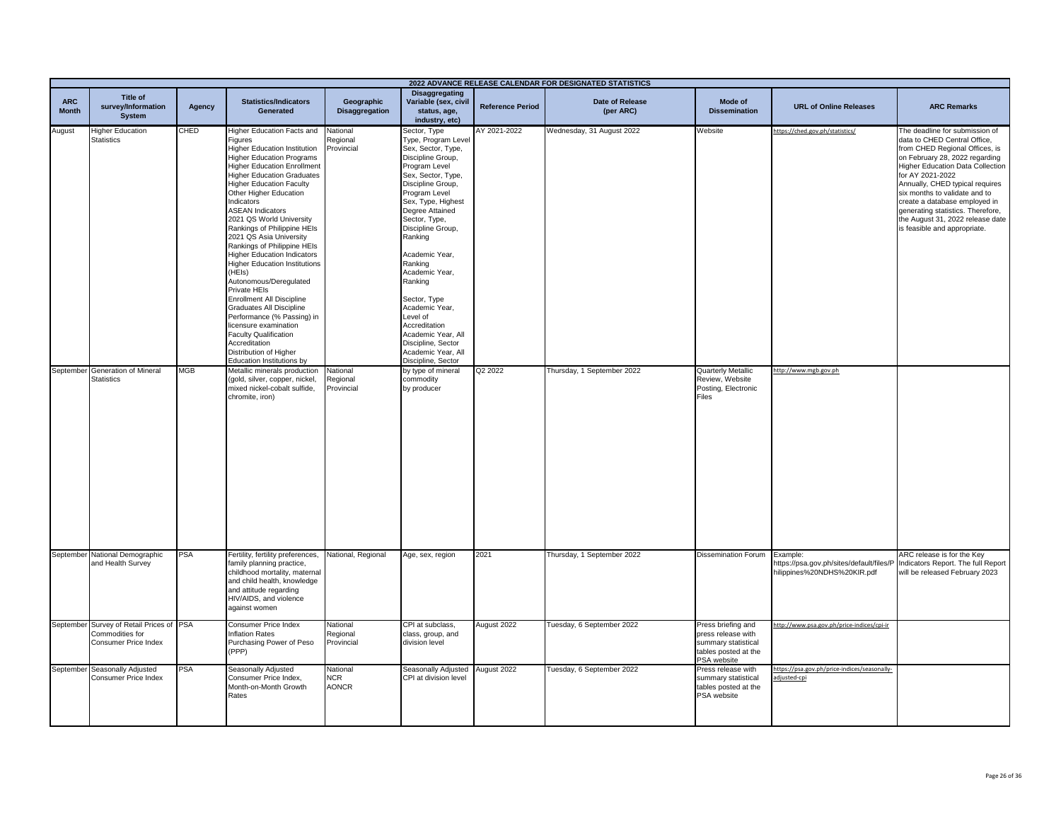| 2022 ADVANCE RELEASE CALENDAR FOR DESIGNATED STATISTICS | | | | | | | | | | |
|---|---|---|---|---|---|---|---|---|---|---|
| ARC Month | Title of survey/Information System | Agency | Statistics/Indicators Generated | Geographic Disaggregation | Disaggregating Variable (sex, civil status, age, industry, etc) | Reference Period | Date of Release (per ARC) | Mode of Dissemination | URL of Online Releases | ARC Remarks |
| August | Higher Education Statistics | CHED | Higher Education Facts and Figures<br>Higher Education Institution<br>Higher Education Programs<br>Higher Education Enrollment<br>Higher Education Graduates<br>Higher Education Faculty<br>Other Higher Education Indicators<br>ASEAN Indicators<br>2021 QS World University Rankings of Philippine HEIs<br>2021 QS Asia University Rankings of Philippine HEIs<br>Higher Education Indicators<br>Higher Education Institutions (HEIs)<br>Autonomous/Deregulated Private HEIs<br>Enrollment All Discipline<br>Graduates All Discipline<br>Performance (% Passing) in licensure examination<br>Faculty Qualification<br>Accreditation<br>Distribution of Higher Education Institutions by | National<br>Regional<br>Provincial | Sector, Type<br>Type, Program Level<br>Sex, Sector, Type, Discipline Group, Program Level<br>Sex, Sector, Type, Discipline Group, Program Level<br>Sex, Type, Highest Degree Attained<br>Sector, Type, Discipline Group, Ranking<br><br>Academic Year, Ranking<br>Academic Year, Ranking<br><br>Sector, Type<br>Academic Year, Level of Accreditation<br>Academic Year, All Discipline, Sector<br>Academic Year, All Discipline, Sector | AY 2021-2022 | Wednesday, 31 August 2022 | Website | https://ched.gov.ph/statistics/ | The deadline for submission of data to CHED Central Office, from CHED Regional Offices, is on February 28, 2022 regarding Higher Education Data Collection for AY 2021-2022<br>Annually, CHED typical requires six months to validate and to create a database employed in generating statistics. Therefore, the August 31, 2022 release date is feasible and appropriate. |
| September | Generation of Mineral Statistics | MGB | Metallic minerals production (gold, silver, copper, nickel, mixed nickel-cobalt sulfide, chromite, iron) | National<br>Regional<br>Provincial | by type of mineral commodity<br>by producer | Q2 2022 | Thursday, 1 September 2022 | Quarterly Metallic Review, Website Posting, Electronic Files | http://www.mgb.gov.ph | |
| September | National Demographic and Health Survey | PSA | Fertility, fertility preferences, family planning practice, childhood mortality, maternal and child health, knowledge and attitude regarding HIV/AIDS, and violence against women | National, Regional | Age, sex, region | 2021 | Thursday, 1 September 2022 | Dissemination Forum | Example:<br>https://psa.gov.ph/sites/default/files/Philippines%20NDHS%20KIR.pdf | ARC release is for the Key Indicators Report. The full Report will be released February 2023 |
| September | Survey of Retail Prices of Commodities for Consumer Price Index | PSA | Consumer Price Index<br>Inflation Rates<br>Purchasing Power of Peso (PPP) | National<br>Regional<br>Provincial | CPI at subclass, class, group, and division level | August 2022 | Tuesday, 6 September 2022 | Press briefing and press release with summary statistical tables posted at the PSA website | http://www.psa.gov.ph/price-indices/cpi-ir | |
| September | Seasonally Adjusted Consumer Price Index | PSA | Seasonally Adjusted Consumer Price Index, Month-on-Month Growth Rates | National<br>NCR<br>AONCR | Seasonally Adjusted CPI at division level | August 2022 | Tuesday, 6 September 2022 | Press release with summary statistical tables posted at the PSA website | https://psa.gov.ph/price-indices/seasonally-adjusted-cpi | |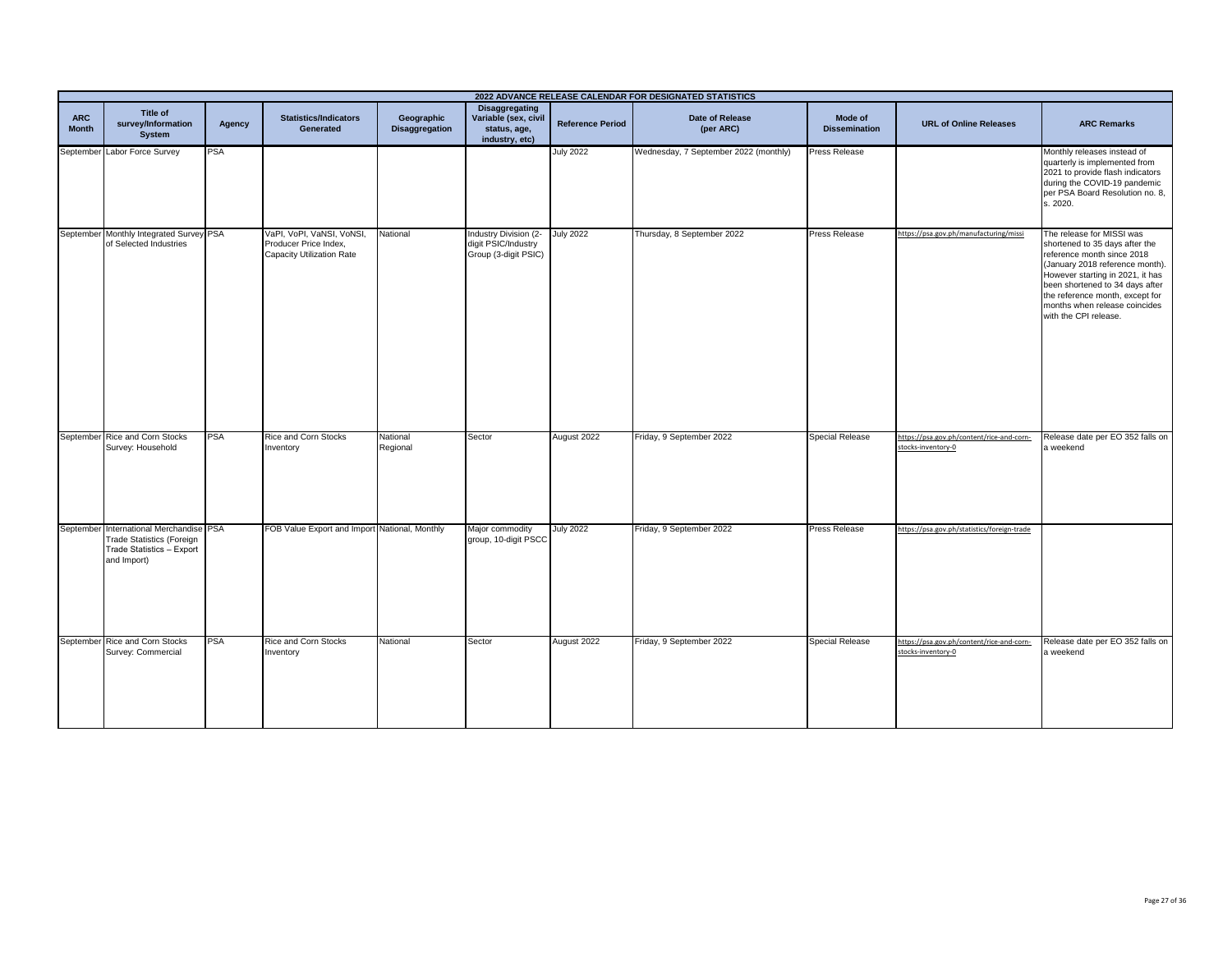| 2022 ADVANCE RELEASE CALENDAR FOR DESIGNATED STATISTICS | | | | | | | | | | |
|---|---|---|---|---|---|---|---|---|---|---|
| ARC Month | Title of survey/Information System | Agency | Statistics/Indicators Generated | Geographic Disaggregation | Disaggregating Variable (sex, civil status, age, industry, etc) | Reference Period | Date of Release (per ARC) | Mode of Dissemination | URL of Online Releases | ARC Remarks |
| September | Labor Force Survey | PSA | | | | July 2022 | Wednesday, 7 September 2022 (monthly) | Press Release | | Monthly releases instead of quarterly is implemented from 2021 to provide flash indicators during the COVID-19 pandemic per PSA Board Resolution no. 8, s. 2020. |
| September | Monthly Integrated Survey of Selected Industries | PSA | VaPI, VoPI, VaNSI, VoNSI, Producer Price Index, Capacity Utilization Rate | National | Industry Division (2-digit PSIC/Industry Group (3-digit PSIC) | July 2022 | Thursday, 8 September 2022 | Press Release | https://psa.gov.ph/manufacturing/missi | The release for MISSI was shortened to 35 days after the reference month since 2018 (January 2018 reference month). However starting in 2021, it has been shortened to 34 days after the reference month, except for months when release coincides with the CPI release. |
| September | Rice and Corn Stocks Survey: Household | PSA | Rice and Corn Stocks Inventory | National Regional | Sector | August 2022 | Friday, 9 September 2022 | Special Release | https://psa.gov.ph/content/rice-and-corn-stocks-inventory-0 | Release date per EO 352 falls on a weekend |
| September | International Merchandise Trade Statistics (Foreign Trade Statistics – Export and Import) | PSA | FOB Value Export and Import | National, Monthly | Major commodity group, 10-digit PSCC | July 2022 | Friday, 9 September 2022 | Press Release | https://psa.gov.ph/statistics/foreign-trade | |
| September | Rice and Corn Stocks Survey: Commercial | PSA | Rice and Corn Stocks Inventory | National | Sector | August 2022 | Friday, 9 September 2022 | Special Release | https://psa.gov.ph/content/rice-and-corn-stocks-inventory-0 | Release date per EO 352 falls on a weekend |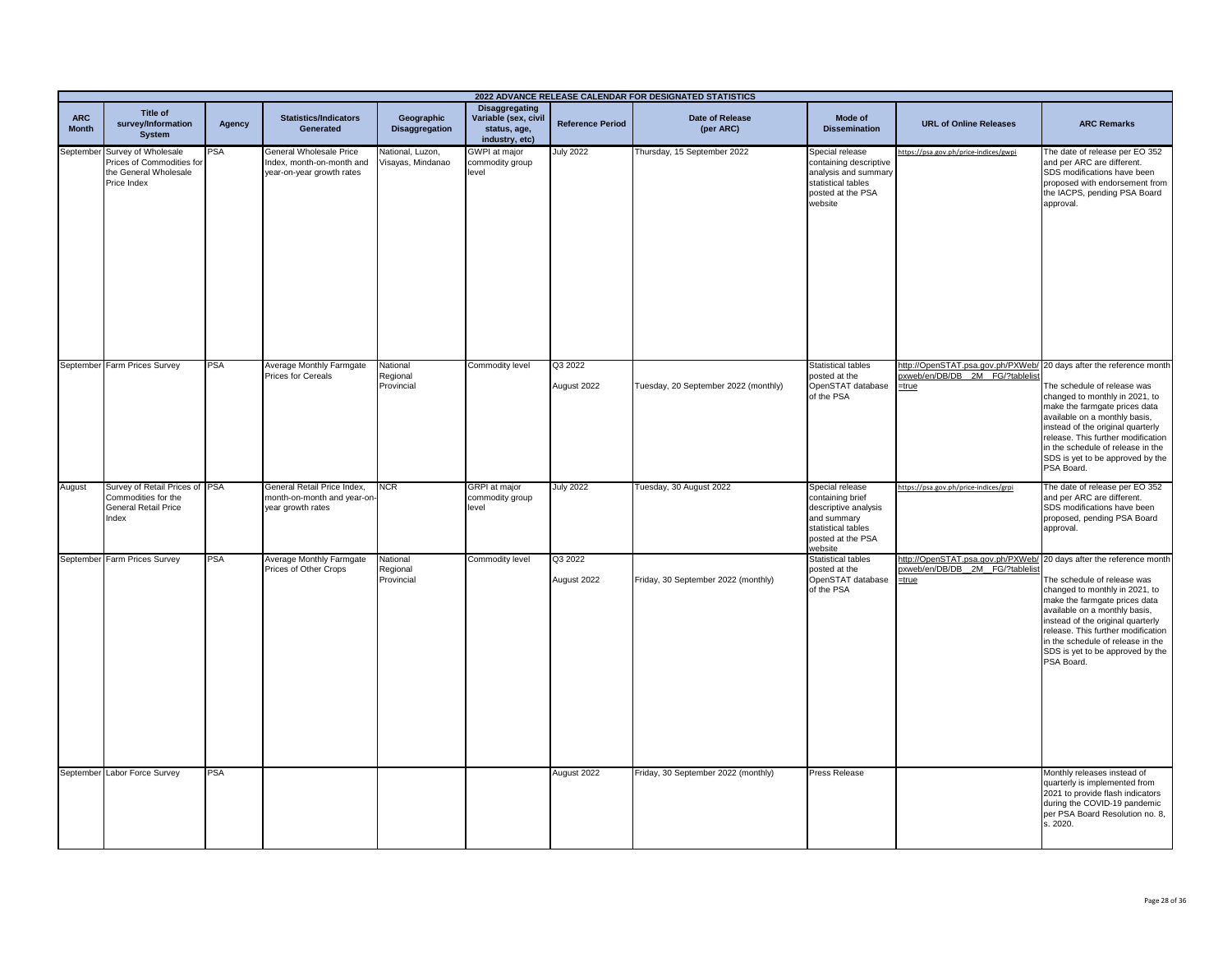| 2022 ADVANCE RELEASE CALENDAR FOR DESIGNATED STATISTICS | | | | | | | | | | |
|---|---|---|---|---|---|---|---|---|---|---|
| ARC Month | Title of survey/Information System | Agency | Statistics/Indicators Generated | Geographic Disaggregation | Disaggregating Variable (sex, civil status, age, industry, etc) | Reference Period | Date of Release (per ARC) | Mode of Dissemination | URL of Online Releases | ARC Remarks |
| September | Survey of Wholesale Prices of Commodities for the General Wholesale Price Index | PSA | General Wholesale Price Index, month-on-month and year-on-year growth rates | National, Luzon, Visayas, Mindanao | GWPI at major commodity group level | July 2022 | Thursday, 15 September 2022 | Special release containing descriptive analysis and summary statistical tables posted at the PSA website | https://psa.gov.ph/price-indices/gwpi | The date of release per EO 352 and per ARC are different. SDS modifications have been proposed with endorsement from the IACPS, pending PSA Board approval. |
| September | Farm Prices Survey | PSA | Average Monthly Farmgate Prices for Cereals | National<br>Regional<br>Provincial | Commodity level | Q3 2022<br><br>August 2022 | Tuesday, 20 September 2022 (monthly) | Statistical tables posted at the OpenSTAT database of the PSA | http://OpenSTAT.psa.gov.ph/PXWeb/pxweb/en/DB/DB__2M__FG/?tablelist=true | 20 days after the reference month<br><br>The schedule of release was changed to monthly in 2021, to make the farmgate prices data available on a monthly basis, instead of the original quarterly release. This further modification in the schedule of release in the SDS is yet to be approved by the PSA Board. |
| August | Survey of Retail Prices of Commodities for the General Retail Price Index | PSA | General Retail Price Index, month-on-month and year-on-year growth rates | NCR | GRPI at major commodity group level | July 2022 | Tuesday, 30 August 2022 | Special release containing brief descriptive analysis and summary statistical tables posted at the PSA website | https://psa.gov.ph/price-indices/grpi | The date of release per EO 352 and per ARC are different. SDS modifications have been proposed, pending PSA Board approval. |
| September | Farm Prices Survey | PSA | Average Monthly Farmgate Prices of Other Crops | National<br>Regional<br>Provincial | Commodity level | Q3 2022<br><br>August 2022 | Friday, 30 September 2022 (monthly) | Statistical tables posted at the OpenSTAT database of the PSA | http://OpenSTAT.psa.gov.ph/PXWeb/pxweb/en/DB/DB__2M__FG/?tablelist=true | 20 days after the reference month<br><br>The schedule of release was changed to monthly in 2021, to make the farmgate prices data available on a monthly basis, instead of the original quarterly release. This further modification in the schedule of release in the SDS is yet to be approved by the PSA Board. |
| September | Labor Force Survey | PSA | | | | August 2022 | Friday, 30 September 2022 (monthly) | Press Release | | Monthly releases instead of quarterly is implemented from 2021 to provide flash indicators during the COVID-19 pandemic per PSA Board Resolution no. 8, s. 2020. |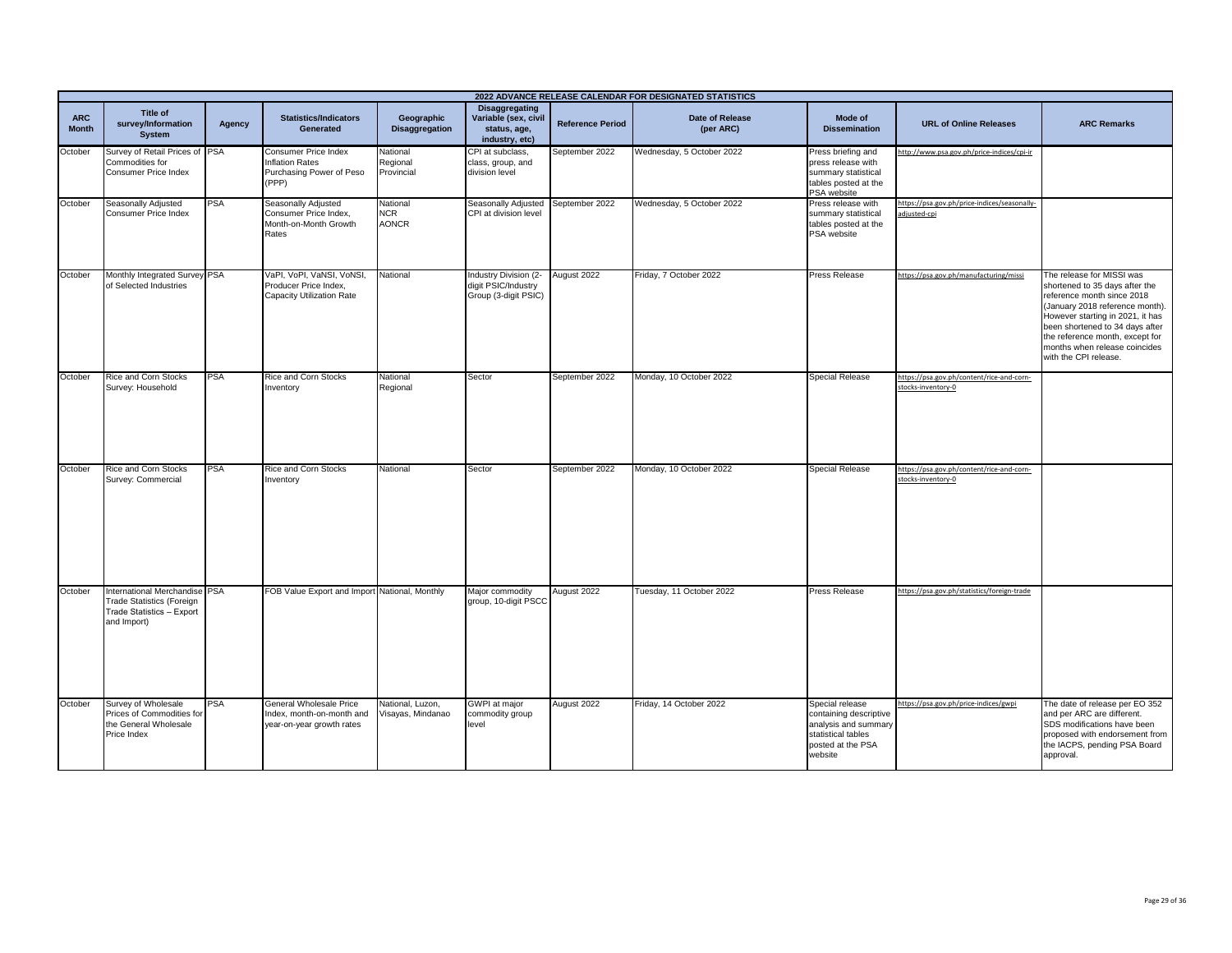| 2022 ADVANCE RELEASE CALENDAR FOR DESIGNATED STATISTICS | | | | | | | | | | |
|---|---|---|---|---|---|---|---|---|---|---|
| ARC Month | Title of survey/Information System | Agency | Statistics/Indicators Generated | Geographic Disaggregation | Disaggregating Variable (sex, civil status, age, industry, etc) | Reference Period | Date of Release (per ARC) | Mode of Dissemination | URL of Online Releases | ARC Remarks |
| October | Survey of Retail Prices of Commodities for Consumer Price Index | PSA | Consumer Price Index<br>Inflation Rates<br>Purchasing Power of Peso (PPP) | National<br>Regional<br>Provincial | CPI at subclass, class, group, and division level | September 2022 | Wednesday, 5 October 2022 | Press briefing and press release with summary statistical tables posted at the PSA website | http://www.psa.gov.ph/price-indices/cpi-ir | |
| October | Seasonally Adjusted Consumer Price Index | PSA | Seasonally Adjusted Consumer Price Index, Month-on-Month Growth Rates | National<br>NCR<br>AONCR | Seasonally Adjusted CPI at division level | September 2022 | Wednesday, 5 October 2022 | Press release with summary statistical tables posted at the PSA website | https://psa.gov.ph/price-indices/seasonally-adjusted-cpi | |
| October | Monthly Integrated Survey of Selected Industries | PSA | VaPI, VoPI, VaNSI, VoNSI, Producer Price Index, Capacity Utilization Rate | National | Industry Division (2-digit PSIC/Industry Group (3-digit PSIC) | August 2022 | Friday, 7 October 2022 | Press Release | https://psa.gov.ph/manufacturing/missi | The release for MISSI was shortened to 35 days after the reference month since 2018 (January 2018 reference month). However starting in 2021, it has been shortened to 34 days after the reference month, except for months when release coincides with the CPI release. |
| October | Rice and Corn Stocks Survey: Household | PSA | Rice and Corn Stocks Inventory | National<br>Regional | Sector | September 2022 | Monday, 10 October 2022 | Special Release | https://psa.gov.ph/content/rice-and-corn-stocks-inventory-0 | |
| October | Rice and Corn Stocks Survey: Commercial | PSA | Rice and Corn Stocks Inventory | National | Sector | September 2022 | Monday, 10 October 2022 | Special Release | https://psa.gov.ph/content/rice-and-corn-stocks-inventory-0 | |
| October | International Merchandise Trade Statistics (Foreign Trade Statistics – Export and Import) | PSA | FOB Value Export and Import | National, Monthly | Major commodity group, 10-digit PSCC | August 2022 | Tuesday, 11 October 2022 | Press Release | https://psa.gov.ph/statistics/foreign-trade | |
| October | Survey of Wholesale Prices of Commodities for the General Wholesale Price Index | PSA | General Wholesale Price Index, month-on-month and year-on-year growth rates | National, Luzon, Visayas, Mindanao | GWPI at major commodity group level | August 2022 | Friday, 14 October 2022 | Special release containing descriptive analysis and summary statistical tables posted at the PSA website | https://psa.gov.ph/price-indices/gwpi | The date of release per EO 352 and per ARC are different. SDS modifications have been proposed with endorsement from the IACPS, pending PSA Board approval. |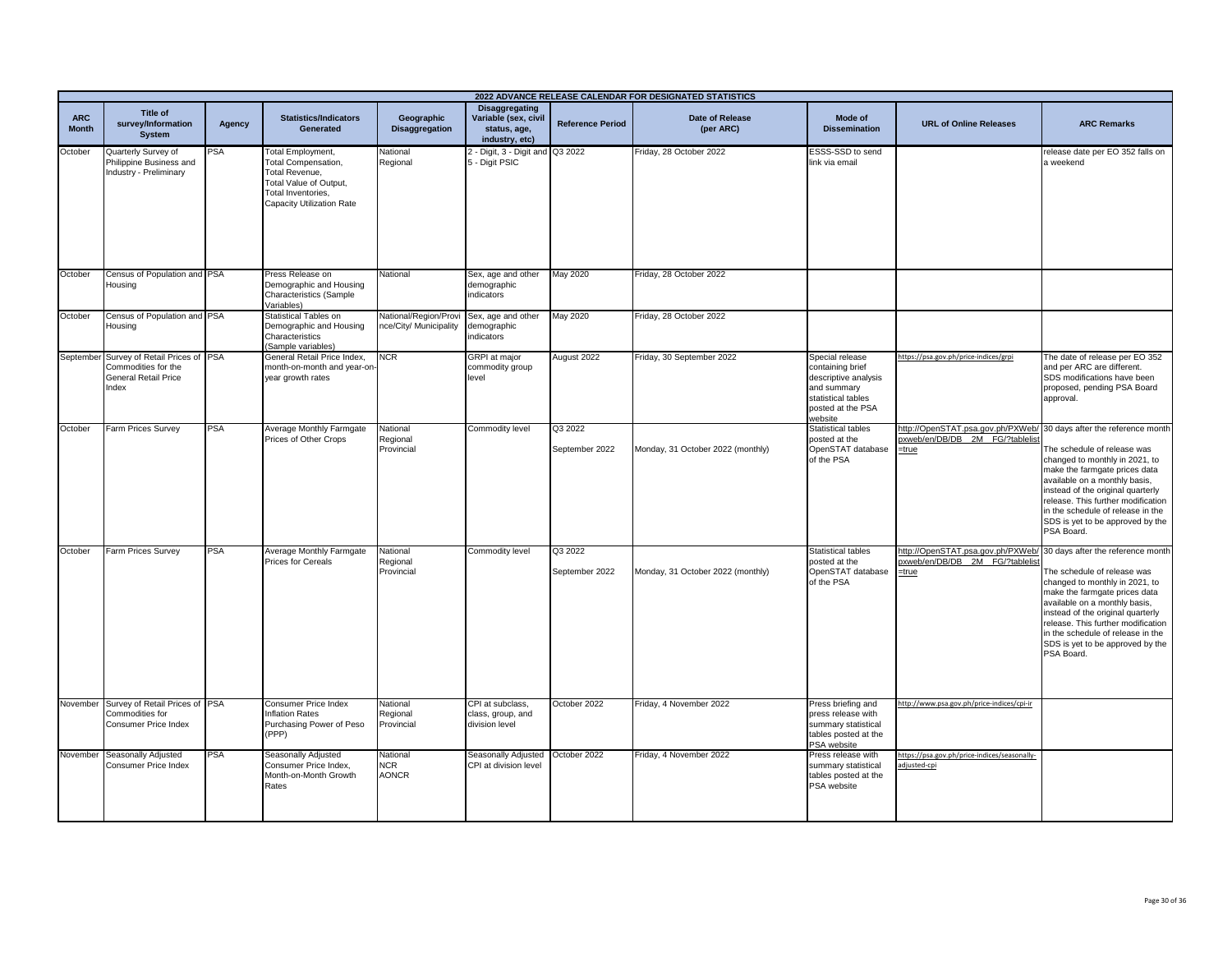| 2022 ADVANCE RELEASE CALENDAR FOR DESIGNATED STATISTICS | | | | | | | | | | |
|---|---|---|---|---|---|---|---|---|---|---|
| **ARC Month** | **Title of survey/Information System** | **Agency** | **Statistics/Indicators Generated** | **Geographic Disaggregation** | **Disaggregating Variable (sex, civil status, age, industry, etc)** | **Reference Period** | **Date of Release (per ARC)** | **Mode of Dissemination** | **URL of Online Releases** | **ARC Remarks** |
| October | Quarterly Survey of Philippine Business and Industry - Preliminary | PSA | Total Employment, Total Compensation, Total Revenue, Total Value of Output, Total Inventories, Capacity Utilization Rate | National Regional | 2 - Digit, 3 - Digit and 5 - Digit PSIC | Q3 2022 | Friday, 28 October 2022 | ESSS-SSD to send link via email | | release date per EO 352 falls on a weekend |
| October | Census of Population and Housing | PSA | Press Release on Demographic and Housing Characteristics (Sample Variables) | National | Sex, age and other demographic indicators | May 2020 | Friday, 28 October 2022 | | | |
| October | Census of Population and Housing | PSA | Statistical Tables on Demographic and Housing Characteristics (Sample variables) | National/Region/Province/City/ Municipality | Sex, age and other demographic indicators | May 2020 | Friday, 28 October 2022 | | | |
| September | Survey of Retail Prices of Commodities for the General Retail Price Index | PSA | General Retail Price Index, month-on-month and year-on-year growth rates | NCR | GRPI at major commodity group level | August 2022 | Friday, 30 September 2022 | Special release containing brief descriptive analysis and summary statistical tables posted at the PSA website | https://psa.gov.ph/price-indices/grpi | The date of release per EO 352 and per ARC are different. SDS modifications have been proposed, pending PSA Board approval. |
| October | Farm Prices Survey | PSA | Average Monthly Farmgate Prices of Other Crops | National Regional Provincial | Commodity level | Q3 2022<br>September 2022 | Monday, 31 October 2022 (monthly) | Statistical tables posted at the OpenSTAT database of the PSA | http://OpenSTAT.psa.gov.ph/PXWeb/pxweb/en/DB/DB__2M__FG/?tablelist=true | 30 days after the reference month<br>The schedule of release was changed to monthly in 2021, to make the farmgate prices data available on a monthly basis, instead of the original quarterly release. This further modification in the schedule of release in the SDS is yet to be approved by the PSA Board. |
| October | Farm Prices Survey | PSA | Average Monthly Farmgate Prices for Cereals | National Regional Provincial | Commodity level | Q3 2022<br>September 2022 | Monday, 31 October 2022 (monthly) | Statistical tables posted at the OpenSTAT database of the PSA | http://OpenSTAT.psa.gov.ph/PXWeb/pxweb/en/DB/DB__2M__FG/?tablelist=true | 30 days after the reference month<br>The schedule of release was changed to monthly in 2021, to make the farmgate prices data available on a monthly basis, instead of the original quarterly release. This further modification in the schedule of release in the SDS is yet to be approved by the PSA Board. |
| November | Survey of Retail Prices of Commodities for Consumer Price Index | PSA | Consumer Price Index Inflation Rates Purchasing Power of Peso (PPP) | National Regional Provincial | CPI at subclass, class, group, and division level | October 2022 | Friday, 4 November 2022 | Press briefing and press release with summary statistical tables posted at the PSA website | http://www.psa.gov.ph/price-indices/cpi-ir | |
| November | Seasonally Adjusted Consumer Price Index | PSA | Seasonally Adjusted Consumer Price Index, Month-on-Month Growth Rates | National NCR AONCR | Seasonally Adjusted CPI at division level | October 2022 | Friday, 4 November 2022 | Press release with summary statistical tables posted at the PSA website | https://psa.gov.ph/price-indices/seasonally-adjusted-cpi | |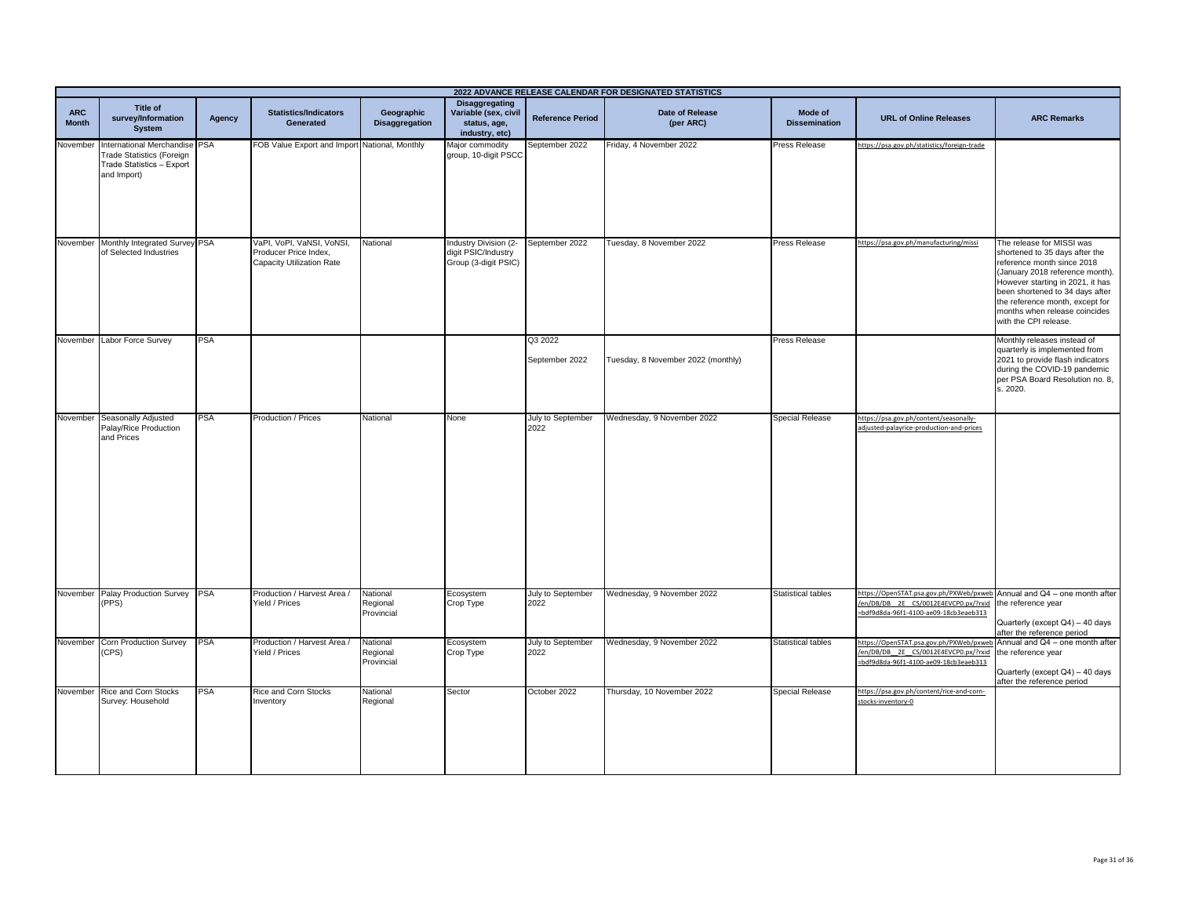| 2022 ADVANCE RELEASE CALENDAR FOR DESIGNATED STATISTICS | | | | | | | | | | |
|---|---|---|---|---|---|---|---|---|---|---|
| **ARC Month** | **Title of survey/Information System** | **Agency** | **Statistics/Indicators Generated** | **Geographic Disaggregation** | **Disaggregating Variable (sex, civil status, age, industry, etc)** | **Reference Period** | **Date of Release (per ARC)** | **Mode of Dissemination** | **URL of Online Releases** | **ARC Remarks** |
| November | International Merchandise Trade Statistics (Foreign Trade Statistics – Export and Import) | PSA | FOB Value Export and Import | National, Monthly | Major commodity group, 10-digit PSCC | September 2022 | Friday, 4 November 2022 | Press Release | https://psa.gov.ph/statistics/foreign-trade | |
| November | Monthly Integrated Survey of Selected Industries | PSA | VaPI, VoPI, VaNSI, VoNSI, Producer Price Index, Capacity Utilization Rate | National | Industry Division (2-digit PSIC/Industry Group (3-digit PSIC) | September 2022 | Tuesday, 8 November 2022 | Press Release | https://psa.gov.ph/manufacturing/missi | The release for MISSI was shortened to 35 days after the reference month since 2018 (January 2018 reference month). However starting in 2021, it has been shortened to 34 days after the reference month, except for months when release coincides with the CPI release. |
| November | Labor Force Survey | PSA | | | | Q3 2022<br>September 2022 | Tuesday, 8 November 2022 (monthly) | Press Release | | Monthly releases instead of quarterly is implemented from 2021 to provide flash indicators during the COVID-19 pandemic per PSA Board Resolution no. 8, s. 2020. |
| November | Seasonally Adjusted Palay/Rice Production and Prices | PSA | Production / Prices | National | None | July to September 2022 | Wednesday, 9 November 2022 | Special Release | https://psa.gov.ph/content/seasonally-adjusted-palayrice-production-and-prices | |
| November | Palay Production Survey (PPS) | PSA | Production / Harvest Area / Yield / Prices | National<br>Regional<br>Provincial | Ecosystem<br>Crop Type | July to September 2022 | Wednesday, 9 November 2022 | Statistical tables | https://OpenSTAT.psa.gov.ph/PXWeb/pxweb/en/DB/DB__2E__CS/0012E4EVCP0.px/?rxid=bdf9d8da-96f1-4100-ae09-18cb3eaeb313 | Annual and Q4 – one month after the reference year<br>Quarterly (except Q4) – 40 days after the reference period |
| November | Corn Production Survey (CPS) | PSA | Production / Harvest Area / Yield / Prices | National<br>Regional<br>Provincial | Ecosystem<br>Crop Type | July to September 2022 | Wednesday, 9 November 2022 | Statistical tables | https://OpenSTAT.psa.gov.ph/PXWeb/pxweb/en/DB/DB__2E__CS/0012E4EVCP0.px/?rxid=bdf9d8da-96f1-4100-ae09-18cb3eaeb313 | Annual and Q4 – one month after the reference year<br>Quarterly (except Q4) – 40 days after the reference period |
| November | Rice and Corn Stocks Survey: Household | PSA | Rice and Corn Stocks Inventory | National<br>Regional | Sector | October 2022 | Thursday, 10 November 2022 | Special Release | https://psa.gov.ph/content/rice-and-corn-stocks-inventory-0 | |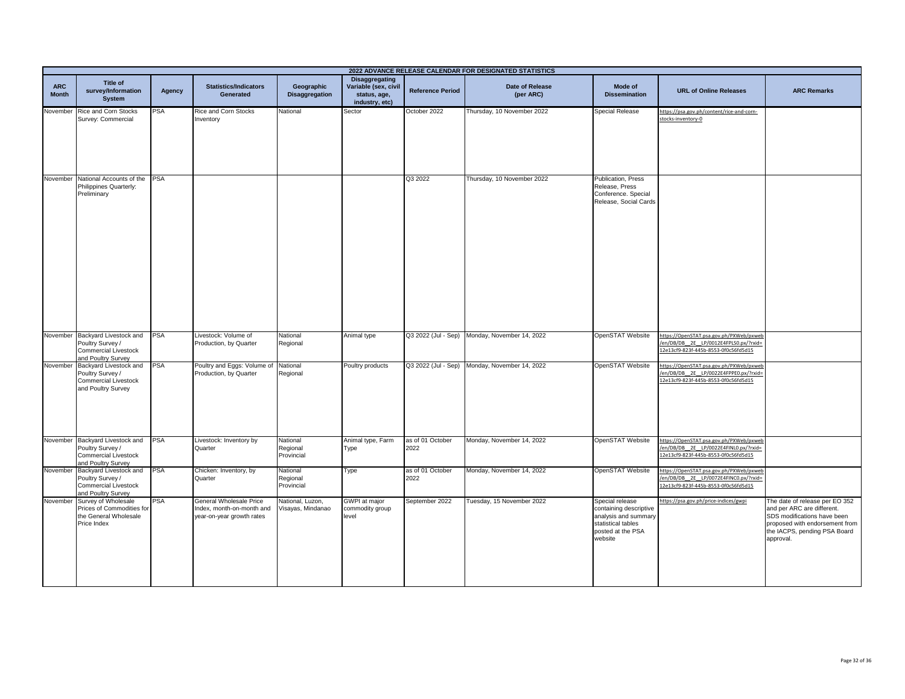| 2022 ADVANCE RELEASE CALENDAR FOR DESIGNATED STATISTICS | | | | | | | | | | |
|---|---|---|---|---|---|---|---|---|---|---|
| ARC Month | Title of survey/Information System | Agency | Statistics/Indicators Generated | Geographic Disaggregation | Disaggregating Variable (sex, civil status, age, industry, etc) | Reference Period | Date of Release (per ARC) | Mode of Dissemination | URL of Online Releases | ARC Remarks |
| November | Rice and Corn Stocks Survey: Commercial | PSA | Rice and Corn Stocks Inventory | National | Sector | October 2022 | Thursday, 10 November 2022 | Special Release | https://psa.gov.ph/content/rice-and-corn-stocks-inventory-0 | |
| November | National Accounts of the Philippines Quarterly: Preliminary | PSA | | | | Q3 2022 | Thursday, 10 November 2022 | Publication, Press Release, Press Conference. Special Release, Social Cards | | |
| November | Backyard Livestock and Poultry Survey / Commercial Livestock and Poultry Survey | PSA | Livestock: Volume of Production, by Quarter | National Regional | Animal type | Q3 2022 (Jul - Sep) | Monday, November 14, 2022 | OpenSTAT Website | https://OpenSTAT.psa.gov.ph/PXWeb/pxweb/en/DB/DB__2E__LP/0012E4FPLS0.px/?rxid=12e13cf9-823f-445b-8553-0f0c56fd5d15 | |
| November | Backyard Livestock and Poultry Survey / Commercial Livestock and Poultry Survey | PSA | Poultry and Eggs: Volume of Production, by Quarter | National Regional | Poultry products | Q3 2022 (Jul - Sep) | Monday, November 14, 2022 | OpenSTAT Website | https://OpenSTAT.psa.gov.ph/PXWeb/pxweb/en/DB/DB__2E__LP/0022E4FPPE0.px/?rxid=12e13cf9-823f-445b-8553-0f0c56fd5d15 | |
| November | Backyard Livestock and Poultry Survey / Commercial Livestock and Poultry Survey | PSA | Livestock: Inventory by Quarter | National Regional Provincial | Animal type, Farm Type | as of 01 October 2022 | Monday, November 14, 2022 | OpenSTAT Website | https://OpenSTAT.psa.gov.ph/PXWeb/pxweb/en/DB/DB__2E__LP/0022E4FINLD.px/?rxid=12e13cf9-823f-445b-8553-0f0c56fd5d15 | |
| November | Backyard Livestock and Poultry Survey / Commercial Livestock and Poultry Survey | PSA | Chicken: Inventory, by Quarter | National Regional Provincial | Type | as of 01 October 2022 | Monday, November 14, 2022 | OpenSTAT Website | https://OpenSTAT.psa.gov.ph/PXWeb/pxweb/en/DB/DB__2E__LP/0072E4FINC0.px/?rxid=12e13cf9-823f-445b-8553-0f0c56fd5d15 | |
| November | Survey of Wholesale Prices of Commodities for the General Wholesale Price Index | PSA | General Wholesale Price Index, month-on-month and year-on-year growth rates | National, Luzon, Visayas, Mindanao | GWPI at major commodity group level | September 2022 | Tuesday, 15 November 2022 | Special release containing descriptive analysis and summary statistical tables posted at the PSA website | https://psa.gov.ph/price-indices/gwpi | The date of release per EO 352 and per ARC are different. SDS modifications have been proposed with endorsement from the IACPS, pending PSA Board approval. |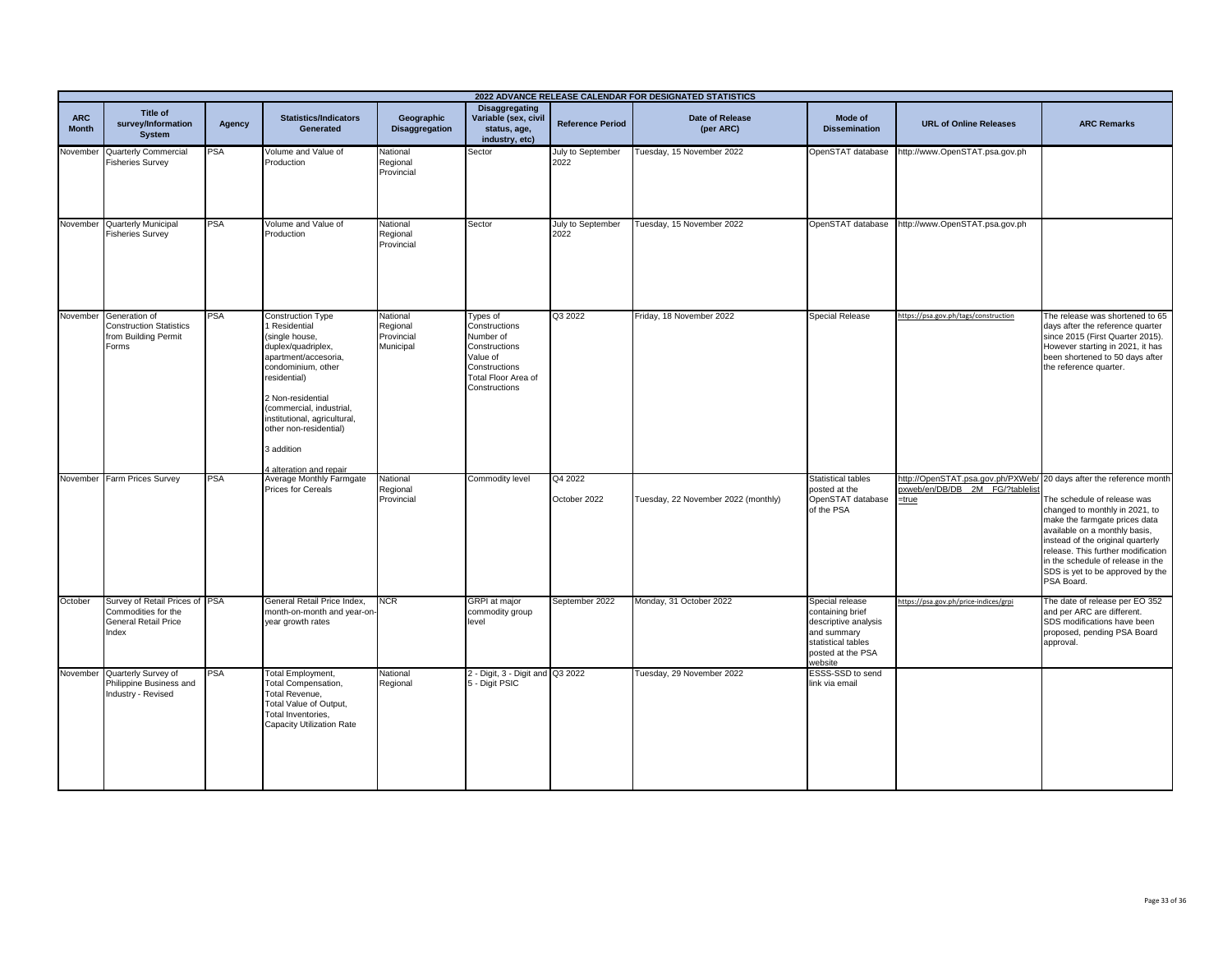| 2022 ADVANCE RELEASE CALENDAR FOR DESIGNATED STATISTICS | | | | | | | | | | |
|---|---|---|---|---|---|---|---|---|---|---|
| ARC Month | Title of survey/Information System | Agency | Statistics/Indicators Generated | Geographic Disaggregation | Disaggregating Variable (sex, civil status, age, industry, etc) | Reference Period | Date of Release (per ARC) | Mode of Dissemination | URL of Online Releases | ARC Remarks |
| November | Quarterly Commercial Fisheries Survey | PSA | Volume and Value of Production | National<br>Regional<br>Provincial | Sector | July to September 2022 | Tuesday, 15 November 2022 | OpenSTAT database | http://www.OpenSTAT.psa.gov.ph | |
| November | Quarterly Municipal Fisheries Survey | PSA | Volume and Value of Production | National<br>Regional<br>Provincial | Sector | July to September 2022 | Tuesday, 15 November 2022 | OpenSTAT database | http://www.OpenSTAT.psa.gov.ph | |
| November | Generation of Construction Statistics from Building Permit Forms | PSA | Construction Type<br>1 Residential<br>(single house, duplex/quadriplex, apartment/accesoria, condominium, other residential)<br><br>2 Non-residential<br>(commercial, industrial, institutional, agricultural, other non-residential)<br><br>3 addition<br><br>4 alteration and repair | National<br>Regional<br>Provincial<br>Municipal | Types of Constructions<br>Number of Constructions<br>Value of Constructions<br>Total Floor Area of Constructions | Q3 2022 | Friday, 18 November 2022 | Special Release | https://psa.gov.ph/tags/construction | The release was shortened to 65 days after the reference quarter since 2015 (First Quarter 2015). However starting in 2021, it has been shortened to 50 days after the reference quarter. |
| November | Farm Prices Survey | PSA | Average Monthly Farmgate Prices for Cereals | National<br>Regional<br>Provincial | Commodity level | Q4 2022<br><br>October 2022 | Tuesday, 22 November 2022 (monthly) | Statistical tables posted at the OpenSTAT database of the PSA | http://OpenSTAT.psa.gov.ph/PXWeb/pxweb/en/DB/DB__2M__FG/?tablelist=true | 20 days after the reference month<br><br>The schedule of release was changed to monthly in 2021, to make the farmgate prices data available on a monthly basis, instead of the original quarterly release. This further modification in the schedule of release in the SDS is yet to be approved by the PSA Board. |
| October | Survey of Retail Prices of Commodities for the General Retail Price Index | PSA | General Retail Price Index, month-on-month and year-on-year growth rates | NCR | GRPI at major commodity group level | September 2022 | Monday, 31 October 2022 | Special release containing brief descriptive analysis and summary statistical tables posted at the PSA website | https://psa.gov.ph/price-indices/grpi | The date of release per EO 352 and per ARC are different. SDS modifications have been proposed, pending PSA Board approval. |
| November | Quarterly Survey of Philippine Business and Industry - Revised | PSA | Total Employment,<br>Total Compensation,<br>Total Revenue,<br>Total Value of Output,<br>Total Inventories,<br>Capacity Utilization Rate | National<br>Regional | 2 - Digit, 3 - Digit and 5 - Digit PSIC | Q3 2022 | Tuesday, 29 November 2022 | ESSS-SSD to send link via email | | |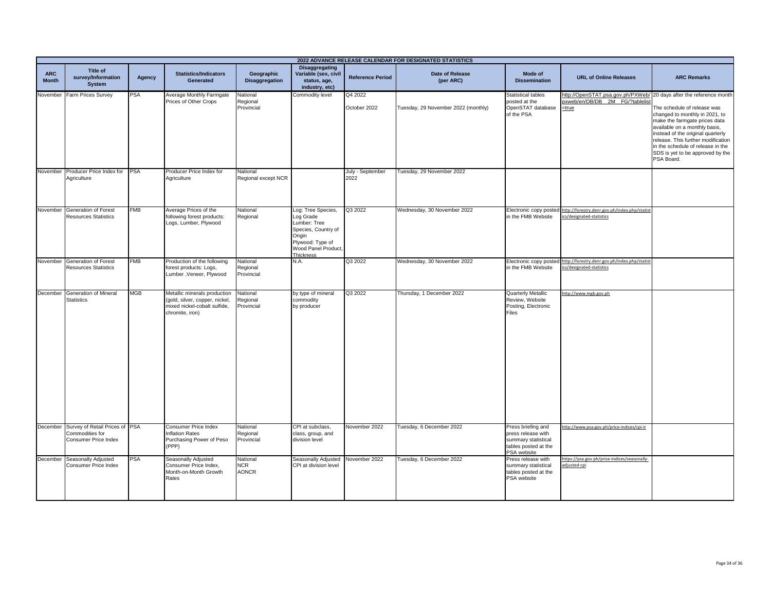| 2022 ADVANCE RELEASE CALENDAR FOR DESIGNATED STATISTICS | | | | | | | | | | |
|---|---|---|---|---|---|---|---|---|---|---|
| **ARC Month** | **Title of survey/Information System** | **Agency** | **Statistics/Indicators Generated** | **Geographic Disaggregation** | **Disaggregating Variable (sex, civil status, age, industry, etc)** | **Reference Period** | **Date of Release (per ARC)** | **Mode of Dissemination** | **URL of Online Releases** | **ARC Remarks** |
| November | Farm Prices Survey | PSA | Average Monthly Farmgate Prices of Other Crops | National<br>Regional<br>Provincial | Commodity level | Q4 2022<br><br>October 2022 | Tuesday, 29 November 2022 (monthly) | Statistical tables posted at the OpenSTAT database of the PSA | http://OpenSTAT.psa.gov.ph/PXWeb/pxweb/en/DB/DB__2M__FG/?tablelist=true | 20 days after the reference month<br><br>The schedule of release was changed to monthly in 2021, to make the farmgate prices data available on a monthly basis, instead of the original quarterly release. This further modification in the schedule of release in the SDS is yet to be approved by the PSA Board. |
| November | Producer Price Index for Agriculture | PSA | Producer Price Index for Agriculture | National<br>Regional except NCR | | July - September 2022 | Tuesday, 29 November 2022 | | | |
| November | Generation of Forest Resources Statistics | FMB | Average Prices of the following forest products: Logs, Lumber, Plywood | National<br>Regional | Log: Tree Species, Log Grade<br>Lumber: Tree Species, Country of Origin<br>Plywood: Type of Wood Panel Product, Thickness | Q3 2022 | Wednesday, 30 November 2022 | Electronic copy posted in the FMB Website | http://forestry.denr.gov.ph/index.php/statistics/designated-statistics | |
| November | Generation of Forest Resources Statistics | FMB | Production of the following forest products: Logs, Lumber ,Veneer, Plywood | National<br>Regional<br>Provincial | N.A. | Q3 2022 | Wednesday, 30 November 2022 | Electronic copy posted in the FMB Website | http://forestry.denr.gov.ph/index.php/statistics/designated-statistics | |
| December | Generation of Mineral Statistics | MGB | Metallic minerals production (gold, silver, copper, nickel, mixed nickel-cobalt sulfide, chromite, iron) | National<br>Regional<br>Provincial | by type of mineral commodity<br>by producer | Q3 2022 | Thursday, 1 December 2022 | Quarterly Metallic Review, Website Posting, Electronic Files | http://www.mgb.gov.ph | |
| December | Survey of Retail Prices of Commodities for Consumer Price Index | PSA | Consumer Price Index<br>Inflation Rates<br>Purchasing Power of Peso (PPP) | National<br>Regional<br>Provincial | CPI at subclass, class, group, and division level | November 2022 | Tuesday, 6 December 2022 | Press briefing and press release with summary statistical tables posted at the PSA website | http://www.psa.gov.ph/price-indices/cpi-ir | |
| December | Seasonally Adjusted Consumer Price Index | PSA | Seasonally Adjusted Consumer Price Index, Month-on-Month Growth Rates | National<br>NCR<br>AONCR | Seasonally Adjusted CPI at division level | November 2022 | Tuesday, 6 December 2022 | Press release with summary statistical tables posted at the PSA website | https://psa.gov.ph/price-indices/seasonally-adjusted-cpi | |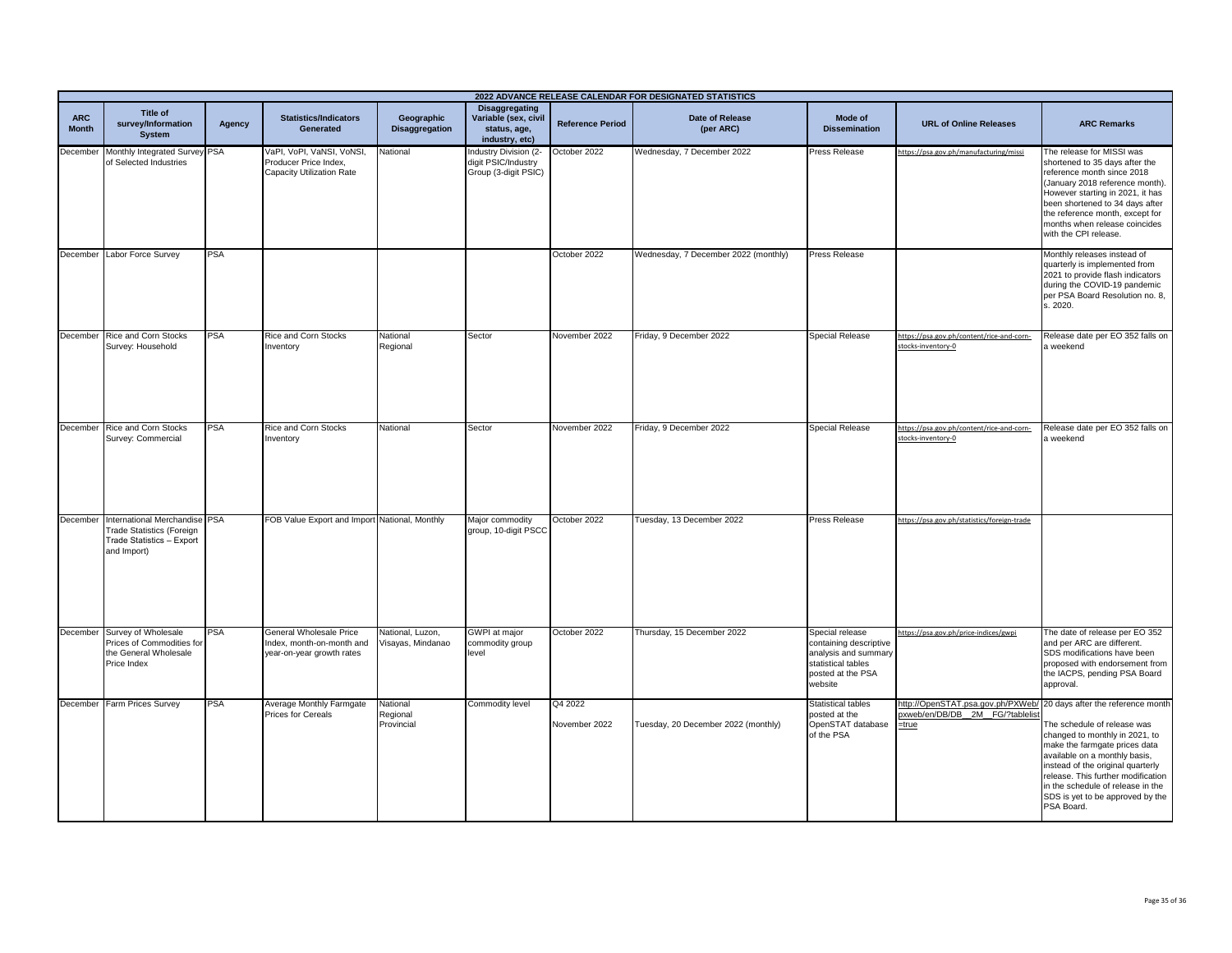| 2022 ADVANCE RELEASE CALENDAR FOR DESIGNATED STATISTICS | | | | | | | | | | |
|---|---|---|---|---|---|---|---|---|---|---|
| **ARC Month** | **Title of survey/Information System** | **Agency** | **Statistics/Indicators Generated** | **Geographic Disaggregation** | **Disaggregating Variable (sex, civil status, age, industry, etc)** | **Reference Period** | **Date of Release (per ARC)** | **Mode of Dissemination** | **URL of Online Releases** | **ARC Remarks** |
| December | Monthly Integrated Survey of Selected Industries | PSA | VaPI, VoPI, VaNSI, VoNSI, Producer Price Index, Capacity Utilization Rate | National | Industry Division (2-digit PSIC/Industry Group (3-digit PSIC) | October 2022 | Wednesday, 7 December 2022 | Press Release | https://psa.gov.ph/manufacturing/missi | The release for MISSI was shortened to 35 days after the reference month since 2018 (January 2018 reference month). However starting in 2021, it has been shortened to 34 days after the reference month, except for months when release coincides with the CPI release. |
| December | Labor Force Survey | PSA | | | | October 2022 | Wednesday, 7 December 2022 (monthly) | Press Release | | Monthly releases instead of quarterly is implemented from 2021 to provide flash indicators during the COVID-19 pandemic per PSA Board Resolution no. 8, s. 2020. |
| December | Rice and Corn Stocks Survey: Household | PSA | Rice and Corn Stocks Inventory | National Regional | Sector | November 2022 | Friday, 9 December 2022 | Special Release | https://psa.gov.ph/content/rice-and-corn-stocks-inventory-0 | Release date per EO 352 falls on a weekend |
| December | Rice and Corn Stocks Survey: Commercial | PSA | Rice and Corn Stocks Inventory | National | Sector | November 2022 | Friday, 9 December 2022 | Special Release | https://psa.gov.ph/content/rice-and-corn-stocks-inventory-0 | Release date per EO 352 falls on a weekend |
| December | International Merchandise Trade Statistics (Foreign Trade Statistics – Export and Import) | PSA | FOB Value Export and Import | National, Monthly | Major commodity group, 10-digit PSCC | October 2022 | Tuesday, 13 December 2022 | Press Release | https://psa.gov.ph/statistics/foreign-trade | |
| December | Survey of Wholesale Prices of Commodities for the General Wholesale Price Index | PSA | General Wholesale Price Index, month-on-month and year-on-year growth rates | National, Luzon, Visayas, Mindanao | GWPI at major commodity group level | October 2022 | Thursday, 15 December 2022 | Special release containing descriptive analysis and summary statistical tables posted at the PSA website | https://psa.gov.ph/price-indices/gwpi | The date of release per EO 352 and per ARC are different. SDS modifications have been proposed with endorsement from the IACPS, pending PSA Board approval. |
| December | Farm Prices Survey | PSA | Average Monthly Farmgate Prices for Cereals | National Regional Provincial | Commodity level | Q4 2022<br>November 2022 | Tuesday, 20 December 2022 (monthly) | Statistical tables posted at the OpenSTAT database of the PSA | http://OpenSTAT.psa.gov.ph/PXWeb/pxweb/en/DB/DB__2M__FG/?tablelist=true | 20 days after the reference month<br>The schedule of release was changed to monthly in 2021, to make the farmgate prices data available on a monthly basis, instead of the original quarterly release. This further modification in the schedule of release in the SDS is yet to be approved by the PSA Board. |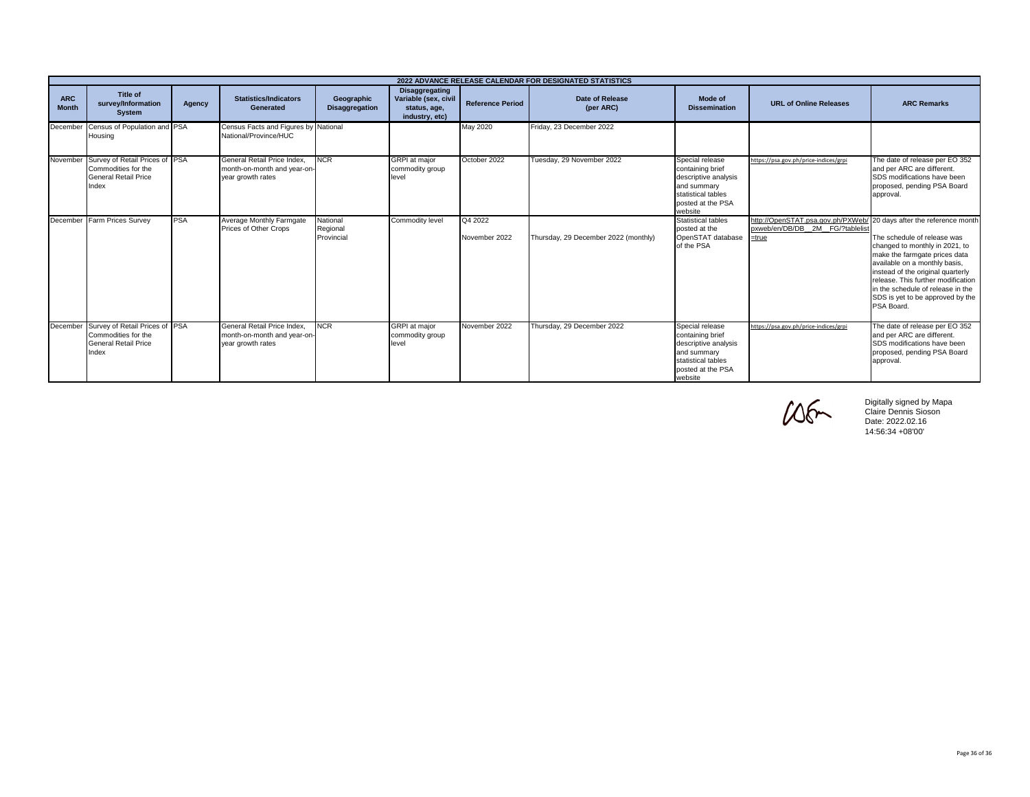| 2022 ADVANCE RELEASE CALENDAR FOR DESIGNATED STATISTICS | | | | | | | | | | |
|---|---|---|---|---|---|---|---|---|---|---|
| **ARC Month** | **Title of survey/Information System** | **Agency** | **Statistics/Indicators Generated** | **Geographic Disaggregation** | **Disaggregating Variable (sex, civil status, age, industry, etc)** | **Reference Period** | **Date of Release (per ARC)** | **Mode of Dissemination** | **URL of Online Releases** | **ARC Remarks** |
| December | Census of Population and Housing | PSA | Census Facts and Figures by National/Province/HUC | National | | May 2020 | Friday, 23 December 2022 | | | |
| November | Survey of Retail Prices of Commodities for the General Retail Price Index | PSA | General Retail Price Index, month-on-month and year-on-year growth rates | NCR | GRPI at major commodity group level | October 2022 | Tuesday, 29 November 2022 | Special release containing brief descriptive analysis and summary statistical tables posted at the PSA website | https://psa.gov.ph/price-indices/grpi | The date of release per EO 352 and per ARC are different. SDS modifications have been proposed, pending PSA Board approval. |
| December | Farm Prices Survey | PSA | Average Monthly Farmgate Prices of Other Crops | National<br>Regional<br>Provincial | Commodity level | Q4 2022<br><br>November 2022 | <br><br>Thursday, 29 December 2022 (monthly) | Statistical tables posted at the OpenSTAT database of the PSA | http://OpenSTAT.psa.gov.ph/PXWeb/pxweb/en/DB/DB__2M__FG/?tablelist=true | 20 days after the reference month<br><br>The schedule of release was changed to monthly in 2021, to make the farmgate prices data available on a monthly basis, instead of the original quarterly release. This further modification in the schedule of release in the SDS is yet to be approved by the PSA Board. |
| December | Survey of Retail Prices of Commodities for the General Retail Price Index | PSA | General Retail Price Index, month-on-month and year-on-year growth rates | NCR | GRPI at major commodity group level | November 2022 | Thursday, 29 December 2022 | Special release containing brief descriptive analysis and summary statistical tables posted at the PSA website | https://psa.gov.ph/price-indices/grpi | The date of release per EO 352 and per ARC are different. SDS modifications have been proposed, pending PSA Board approval. |

Digitally signed by Mapa Claire Dennis Sioson
Date: 2022.02.16
14:56:34 +08'00'